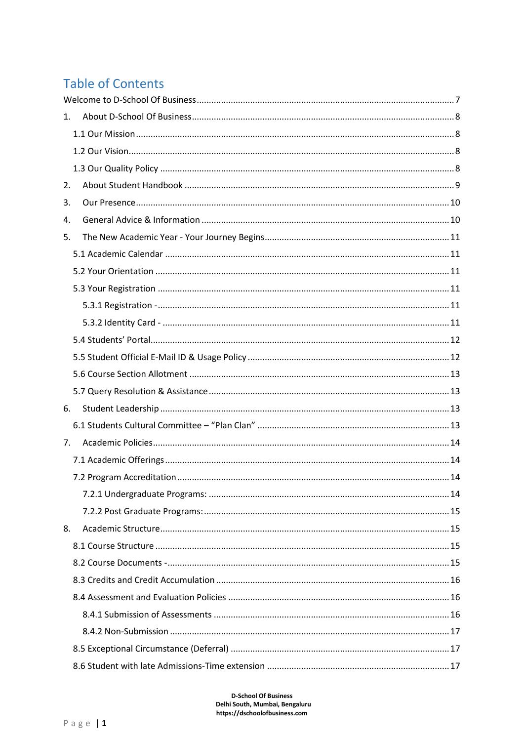# Table of Contents

Welcome to D-School Of Business ........ 7

1. About D-School Of Business ........ 8
   - 1.1 Our Mission ........ 8
   - 1.2 Our Vision ........ 8
   - 1.3 Our Quality Policy ........ 8
2. About Student Handbook ........ 9
3. Our Presence ........ 10
4. General Advice & Information ........ 10
5. The New Academic Year - Your Journey Begins ........ 11
   - 5.1 Academic Calendar ........ 11
   - 5.2 Your Orientation ........ 11
   - 5.3 Your Registration ........ 11
     - 5.3.1 Registration - ........ 11
     - 5.3.2 Identity Card - ........ 11
   - 5.4 Students' Portal ........ 12
   - 5.5 Student Official E-Mail ID & Usage Policy ........ 12
   - 5.6 Course Section Allotment ........ 13
   - 5.7 Query Resolution & Assistance ........ 13
6. Student Leadership ........ 13
   - 6.1 Students Cultural Committee – "Plan Clan" ........ 13
7. Academic Policies ........ 14
   - 7.1 Academic Offerings ........ 14
   - 7.2 Program Accreditation ........ 14
     - 7.2.1 Undergraduate Programs: ........ 14
     - 7.2.2 Post Graduate Programs: ........ 15
8. Academic Structure ........ 15
   - 8.1 Course Structure ........ 15
   - 8.2 Course Documents - ........ 15
   - 8.3 Credits and Credit Accumulation ........ 16
   - 8.4 Assessment and Evaluation Policies ........ 16
     - 8.4.1 Submission of Assessments ........ 16
     - 8.4.2 Non-Submission ........ 17
   - 8.5 Exceptional Circumstance (Deferral) ........ 17
   - 8.6 Student with late Admissions-Time extension ........ 17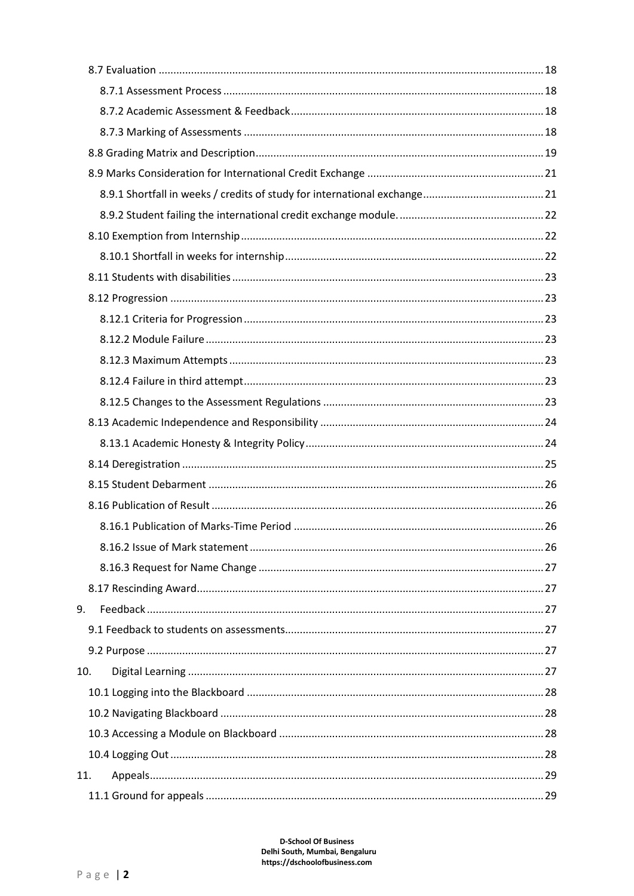8.7 Evaluation .......... 18

8.7.1 Assessment Process .......... 18

8.7.2 Academic Assessment & Feedback .......... 18

8.7.3 Marking of Assessments .......... 18

8.8 Grading Matrix and Description .......... 19

8.9 Marks Consideration for International Credit Exchange .......... 21

8.9.1 Shortfall in weeks / credits of study for international exchange .......... 21

8.9.2 Student failing the international credit exchange module. .......... 22

8.10 Exemption from Internship .......... 22

8.10.1 Shortfall in weeks for internship .......... 22

8.11 Students with disabilities .......... 23

8.12 Progression .......... 23

8.12.1 Criteria for Progression .......... 23

8.12.2 Module Failure .......... 23

8.12.3 Maximum Attempts .......... 23

8.12.4 Failure in third attempt .......... 23

8.12.5 Changes to the Assessment Regulations .......... 23

8.13 Academic Independence and Responsibility .......... 24

8.13.1 Academic Honesty & Integrity Policy .......... 24

8.14 Deregistration .......... 25

8.15 Student Debarment .......... 26

8.16 Publication of Result .......... 26

8.16.1 Publication of Marks-Time Period .......... 26

8.16.2 Issue of Mark statement .......... 26

8.16.3 Request for Name Change .......... 27

8.17 Rescinding Award .......... 27

9. Feedback .......... 27

9.1 Feedback to students on assessments .......... 27

9.2 Purpose .......... 27

10. Digital Learning .......... 27

10.1 Logging into the Blackboard .......... 28

10.2 Navigating Blackboard .......... 28

10.3 Accessing a Module on Blackboard .......... 28

10.4 Logging Out .......... 28

11. Appeals .......... 29

11.1 Ground for appeals .......... 29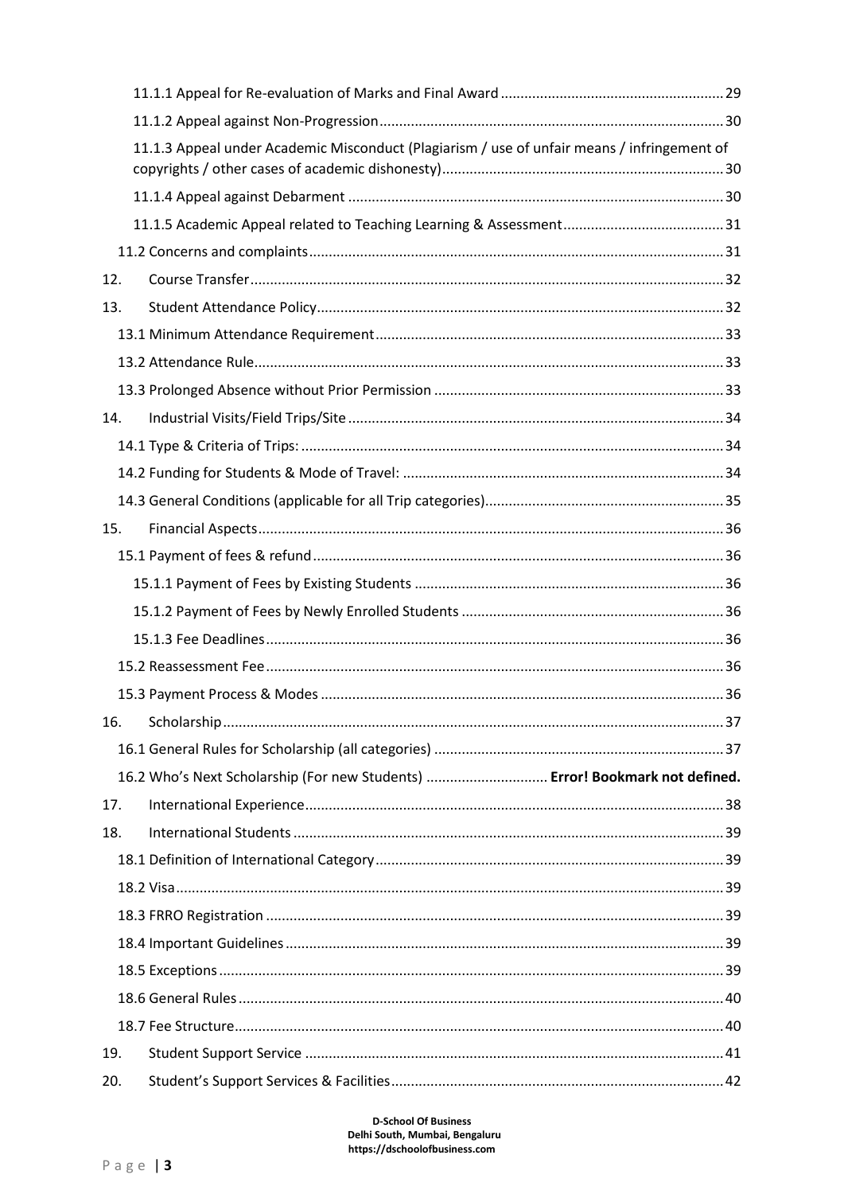11.1.1 Appeal for Re-evaluation of Marks and Final Award ........................................................ 29

11.1.2 Appeal against Non-Progression ...................................................................................... 30

11.1.3 Appeal under Academic Misconduct (Plagiarism / use of unfair means / infringement of copyrights / other cases of academic dishonesty) ........................................................................ 30

11.1.4 Appeal against Debarment ............................................................................................... 30

11.1.5 Academic Appeal related to Teaching Learning & Assessment ......................................... 31

11.2 Concerns and complaints ......................................................................................................... 31

12. Course Transfer ......................................................................................................................... 32

13. Student Attendance Policy ........................................................................................................ 32

13.1 Minimum Attendance Requirement ........................................................................................ 33

13.2 Attendance Rule ....................................................................................................................... 33

13.3 Prolonged Absence without Prior Permission .......................................................................... 33

14. Industrial Visits/Field Trips/Site ................................................................................................ 34

14.1 Type & Criteria of Trips: ........................................................................................................... 34

14.2 Funding for Students & Mode of Travel: .................................................................................. 34

14.3 General Conditions (applicable for all Trip categories) ............................................................ 35

15. Financial Aspects ....................................................................................................................... 36

15.1 Payment of fees & refund ......................................................................................................... 36

15.1.1 Payment of Fees by Existing Students ............................................................................... 36

15.1.2 Payment of Fees by Newly Enrolled Students ................................................................... 36

15.1.3 Fee Deadlines .................................................................................................................... 36

15.2 Reassessment Fee .................................................................................................................... 36

15.3 Payment Process & Modes ....................................................................................................... 36

16. Scholarship ................................................................................................................................ 37

16.1 General Rules for Scholarship (all categories) .......................................................................... 37

16.2 Who's Next Scholarship (For new Students) ............................... **Error! Bookmark not defined.**

17. International Experience ........................................................................................................... 38

18. International Students .............................................................................................................. 39

18.1 Definition of International Category ........................................................................................ 39

18.2 Visa ........................................................................................................................................... 39

18.3 FRRO Registration .................................................................................................................... 39

18.4 Important Guidelines ............................................................................................................... 39

18.5 Exceptions ................................................................................................................................ 39

18.6 General Rules ........................................................................................................................... 40

18.7 Fee Structure ............................................................................................................................ 40

19. Student Support Service ........................................................................................................... 41

20. Student's Support Services & Facilities ..................................................................................... 42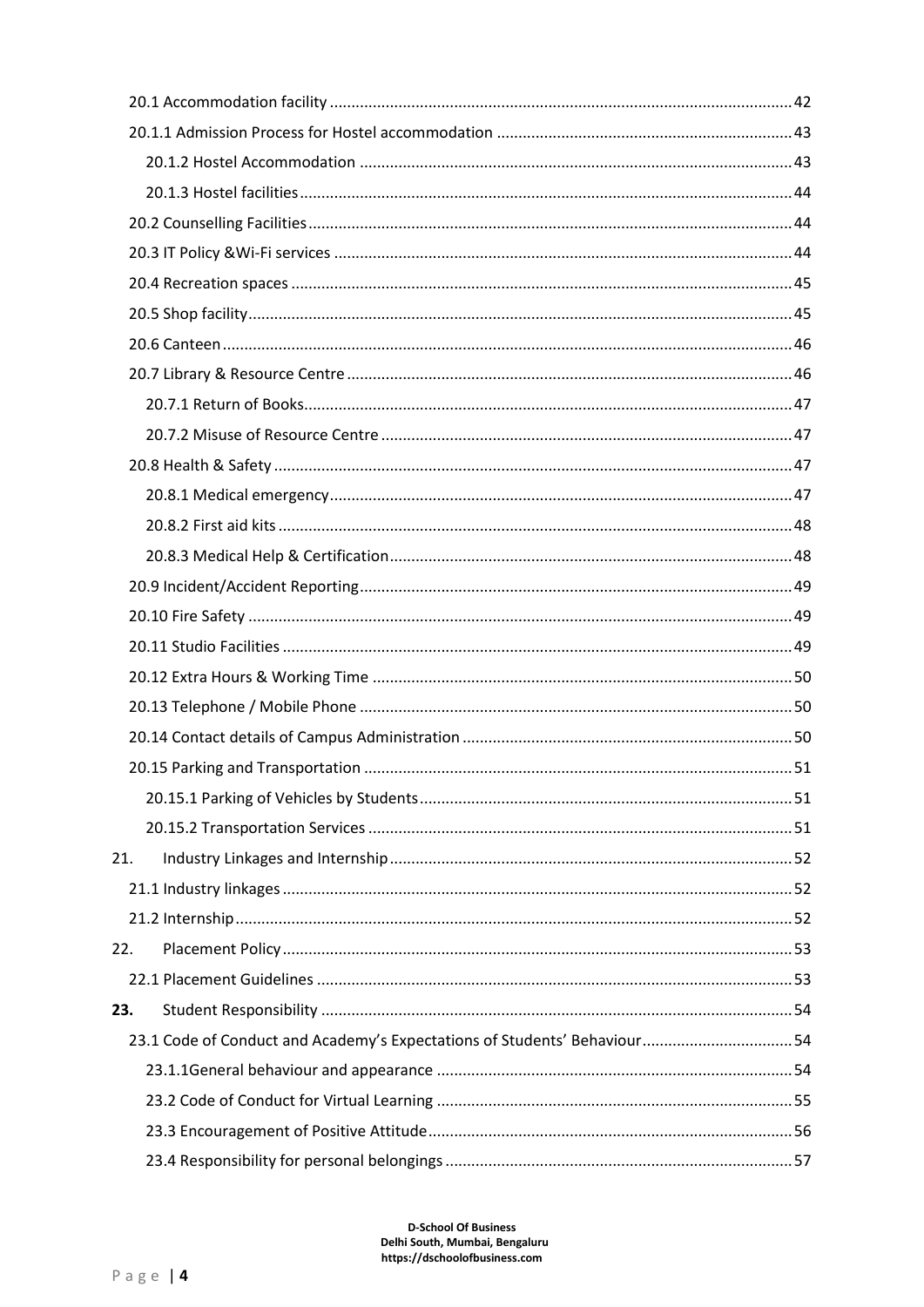20.1 Accommodation facility ........................................................................................................42

20.1.1 Admission Process for Hostel accommodation ..................................................................43

20.1.2 Hostel Accommodation ...................................................................................................43

20.1.3 Hostel facilities ................................................................................................................44

20.2 Counselling Facilities ..............................................................................................................44

20.3 IT Policy &Wi-Fi services ........................................................................................................44

20.4 Recreation spaces ..................................................................................................................45

20.5 Shop facility ............................................................................................................................45

20.6 Canteen ..................................................................................................................................46

20.7 Library & Resource Centre .....................................................................................................46

20.7.1 Return of Books ...............................................................................................................47

20.7.2 Misuse of Resource Centre ..............................................................................................47

20.8 Health & Safety ......................................................................................................................47

20.8.1 Medical emergency ..........................................................................................................47

20.8.2 First aid kits .....................................................................................................................48

20.8.3 Medical Help & Certification ............................................................................................48

20.9 Incident/Accident Reporting ...................................................................................................49

20.10 Fire Safety ............................................................................................................................49

20.11 Studio Facilities ....................................................................................................................49

20.12 Extra Hours & Working Time ................................................................................................50

20.13 Telephone / Mobile Phone ...................................................................................................50

20.14 Contact details of Campus Administration ...........................................................................50

20.15 Parking and Transportation ..................................................................................................51

20.15.1 Parking of Vehicles by Students .....................................................................................51

20.15.2 Transportation Services .................................................................................................51

21. Industry Linkages and Internship ............................................................................................52

21.1 Industry linkages ....................................................................................................................52

21.2 Internship ...............................................................................................................................52

22. Placement Policy .....................................................................................................................53

22.1 Placement Guidelines ............................................................................................................53

**23.** Student Responsibility ...........................................................................................................54

23.1 Code of Conduct and Academy's Expectations of Students' Behaviour ..................................54

23.1.1General behaviour and appearance .................................................................................54

23.2 Code of Conduct for Virtual Learning .................................................................................55

23.3 Encouragement of Positive Attitude ...................................................................................56

23.4 Responsibility for personal belongings ...............................................................................57

D-School Of Business
Delhi South, Mumbai, Bengaluru
https://dschoolofbusiness.com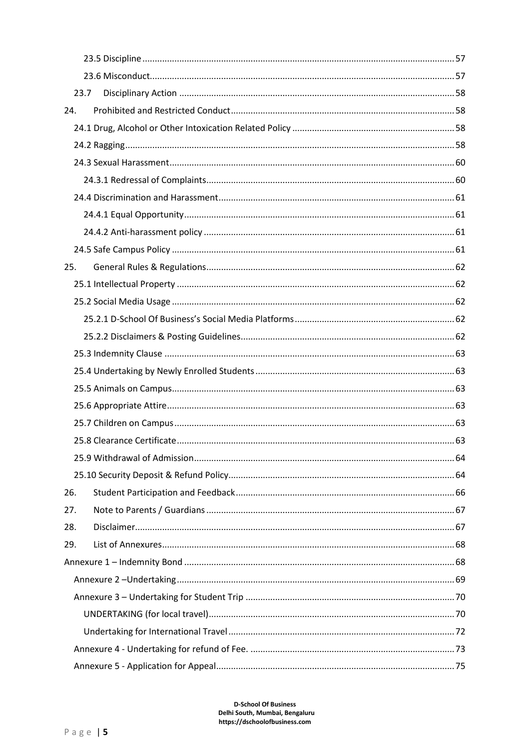23.5 Discipline ..... 57

23.6 Misconduct ..... 57

23.7 Disciplinary Action ..... 58

24. Prohibited and Restricted Conduct ..... 58

24.1 Drug, Alcohol or Other Intoxication Related Policy ..... 58

24.2 Ragging ..... 58

24.3 Sexual Harassment ..... 60

24.3.1 Redressal of Complaints ..... 60

24.4 Discrimination and Harassment ..... 61

24.4.1 Equal Opportunity ..... 61

24.4.2 Anti-harassment policy ..... 61

24.5 Safe Campus Policy ..... 61

25. General Rules & Regulations ..... 62

25.1 Intellectual Property ..... 62

25.2 Social Media Usage ..... 62

25.2.1 D-School Of Business's Social Media Platforms ..... 62

25.2.2 Disclaimers & Posting Guidelines ..... 62

25.3 Indemnity Clause ..... 63

25.4 Undertaking by Newly Enrolled Students ..... 63

25.5 Animals on Campus ..... 63

25.6 Appropriate Attire ..... 63

25.7 Children on Campus ..... 63

25.8 Clearance Certificate ..... 63

25.9 Withdrawal of Admission ..... 64

25.10 Security Deposit & Refund Policy ..... 64

26. Student Participation and Feedback ..... 66

27. Note to Parents / Guardians ..... 67

28. Disclaimer ..... 67

29. List of Annexures ..... 68

Annexure 1 – Indemnity Bond ..... 68

Annexure 2 –Undertaking ..... 69

Annexure 3 – Undertaking for Student Trip ..... 70

UNDERTAKING (for local travel) ..... 70

Undertaking for International Travel ..... 72

Annexure 4 - Undertaking for refund of Fee. ..... 73

Annexure 5 - Application for Appeal ..... 75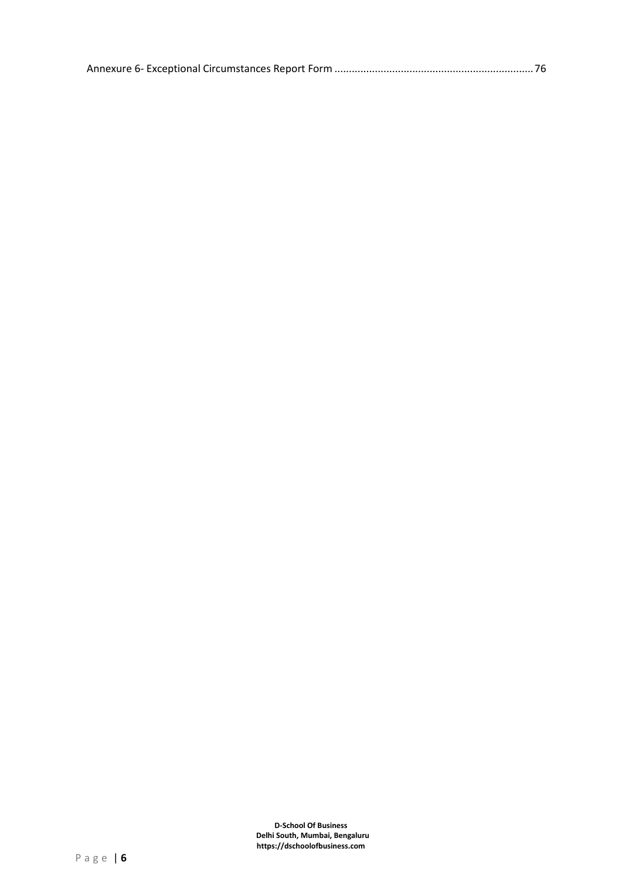Annexure 6- Exceptional Circumstances Report Form .................................................................... 76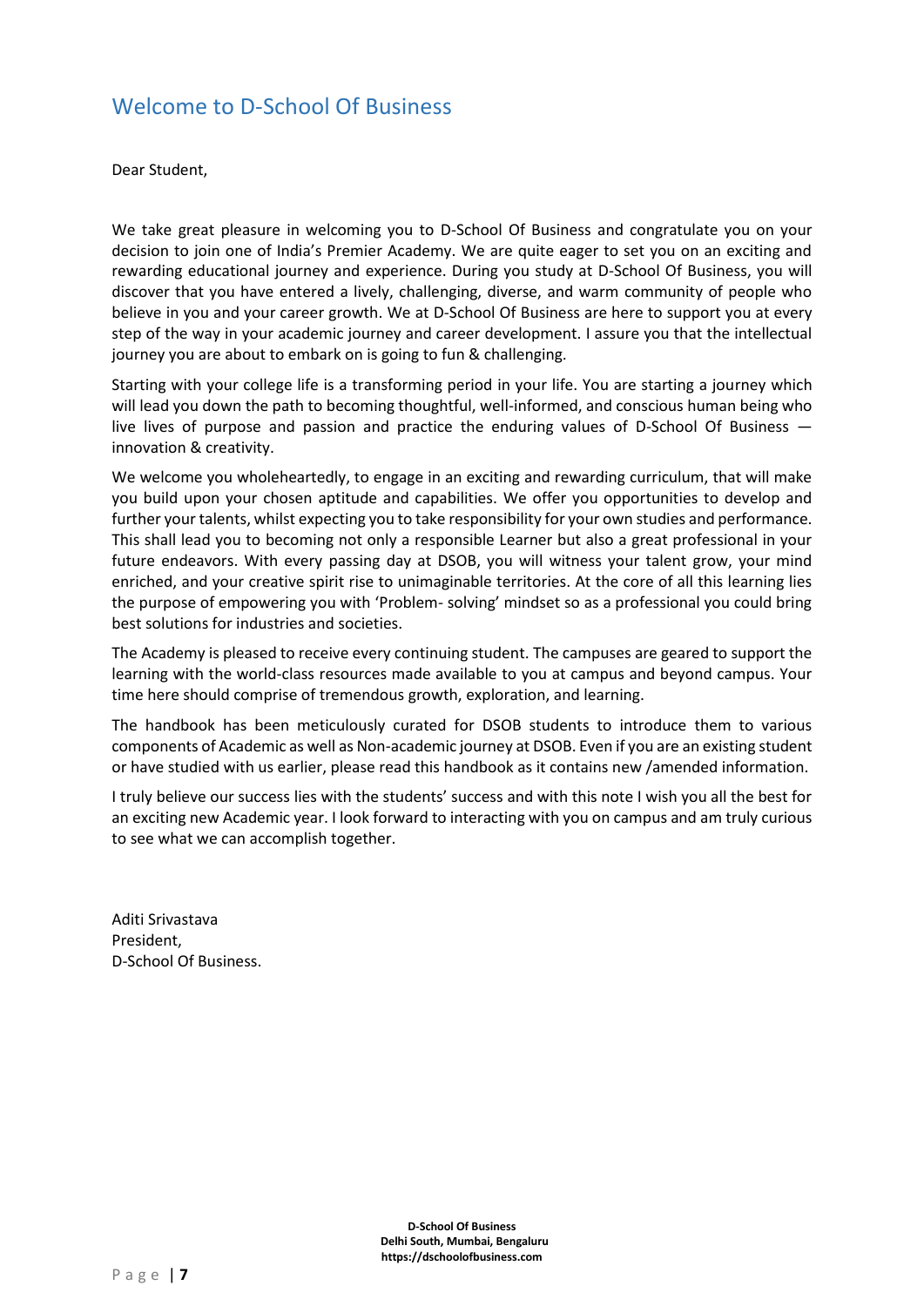## Welcome to D-School Of Business

Dear Student,

We take great pleasure in welcoming you to D-School Of Business and congratulate you on your decision to join one of India's Premier Academy. We are quite eager to set you on an exciting and rewarding educational journey and experience. During you study at D-School Of Business, you will discover that you have entered a lively, challenging, diverse, and warm community of people who believe in you and your career growth. We at D-School Of Business are here to support you at every step of the way in your academic journey and career development. I assure you that the intellectual journey you are about to embark on is going to fun & challenging.

Starting with your college life is a transforming period in your life. You are starting a journey which will lead you down the path to becoming thoughtful, well-informed, and conscious human being who live lives of purpose and passion and practice the enduring values of D-School Of Business — innovation & creativity.

We welcome you wholeheartedly, to engage in an exciting and rewarding curriculum, that will make you build upon your chosen aptitude and capabilities. We offer you opportunities to develop and further your talents, whilst expecting you to take responsibility for your own studies and performance. This shall lead you to becoming not only a responsible Learner but also a great professional in your future endeavors. With every passing day at DSOB, you will witness your talent grow, your mind enriched, and your creative spirit rise to unimaginable territories. At the core of all this learning lies the purpose of empowering you with 'Problem- solving' mindset so as a professional you could bring best solutions for industries and societies.

The Academy is pleased to receive every continuing student. The campuses are geared to support the learning with the world-class resources made available to you at campus and beyond campus. Your time here should comprise of tremendous growth, exploration, and learning.

The handbook has been meticulously curated for DSOB students to introduce them to various components of Academic as well as Non-academic journey at DSOB. Even if you are an existing student or have studied with us earlier, please read this handbook as it contains new /amended information.

I truly believe our success lies with the students' success and with this note I wish you all the best for an exciting new Academic year. I look forward to interacting with you on campus and am truly curious to see what we can accomplish together.

Aditi Srivastava  
President,  
D-School Of Business.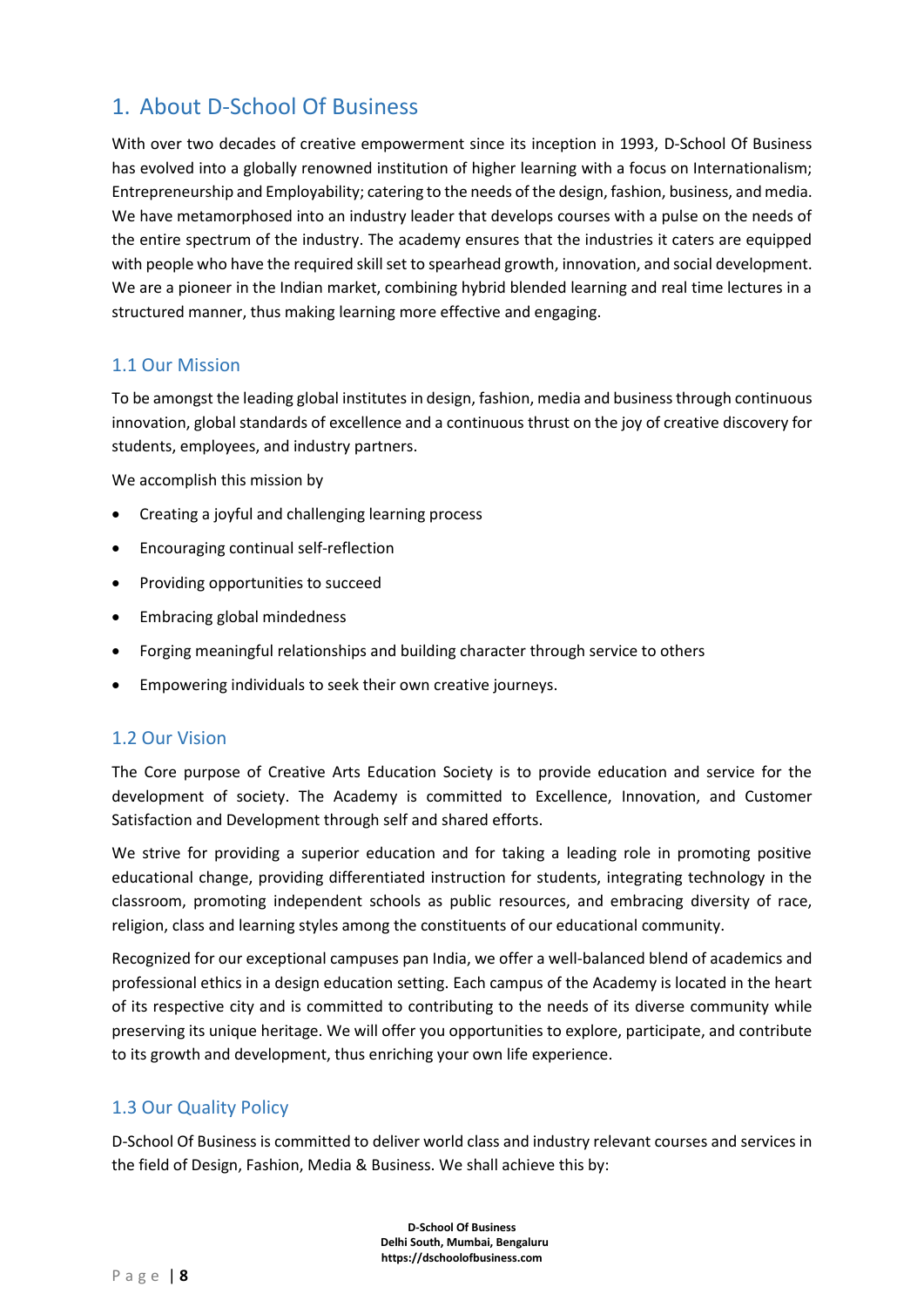# 1. About D-School Of Business

With over two decades of creative empowerment since its inception in 1993, D-School Of Business has evolved into a globally renowned institution of higher learning with a focus on Internationalism; Entrepreneurship and Employability; catering to the needs of the design, fashion, business, and media. We have metamorphosed into an industry leader that develops courses with a pulse on the needs of the entire spectrum of the industry. The academy ensures that the industries it caters are equipped with people who have the required skill set to spearhead growth, innovation, and social development. We are a pioneer in the Indian market, combining hybrid blended learning and real time lectures in a structured manner, thus making learning more effective and engaging.

## 1.1 Our Mission

To be amongst the leading global institutes in design, fashion, media and business through continuous innovation, global standards of excellence and a continuous thrust on the joy of creative discovery for students, employees, and industry partners.

We accomplish this mission by

- Creating a joyful and challenging learning process
- Encouraging continual self-reflection
- Providing opportunities to succeed
- Embracing global mindedness
- Forging meaningful relationships and building character through service to others
- Empowering individuals to seek their own creative journeys.

## 1.2 Our Vision

The Core purpose of Creative Arts Education Society is to provide education and service for the development of society. The Academy is committed to Excellence, Innovation, and Customer Satisfaction and Development through self and shared efforts.

We strive for providing a superior education and for taking a leading role in promoting positive educational change, providing differentiated instruction for students, integrating technology in the classroom, promoting independent schools as public resources, and embracing diversity of race, religion, class and learning styles among the constituents of our educational community.

Recognized for our exceptional campuses pan India, we offer a well-balanced blend of academics and professional ethics in a design education setting. Each campus of the Academy is located in the heart of its respective city and is committed to contributing to the needs of its diverse community while preserving its unique heritage. We will offer you opportunities to explore, participate, and contribute to its growth and development, thus enriching your own life experience.

## 1.3 Our Quality Policy

D-School Of Business is committed to deliver world class and industry relevant courses and services in the field of Design, Fashion, Media & Business. We shall achieve this by: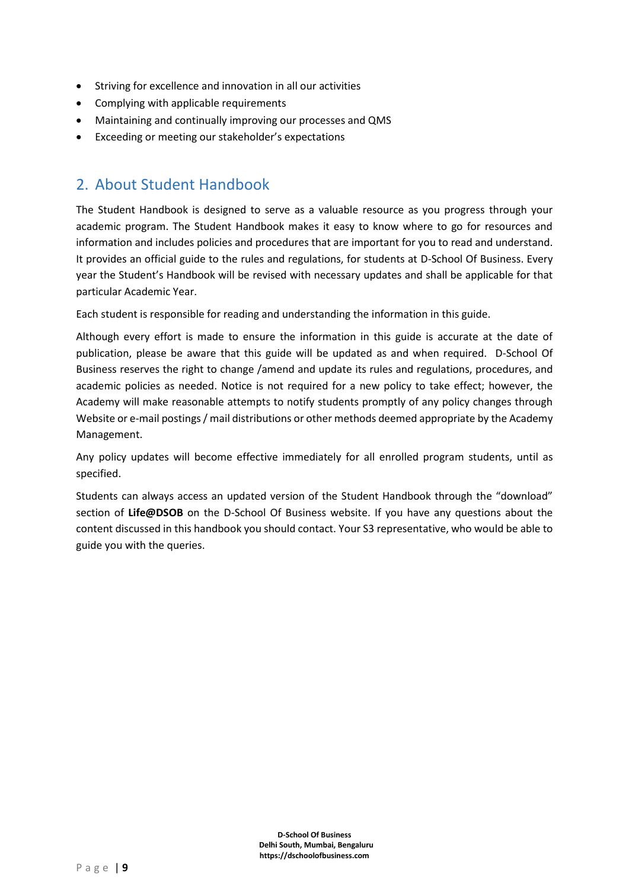- Striving for excellence and innovation in all our activities
- Complying with applicable requirements
- Maintaining and continually improving our processes and QMS
- Exceeding or meeting our stakeholder's expectations

## 2. About Student Handbook

The Student Handbook is designed to serve as a valuable resource as you progress through your academic program. The Student Handbook makes it easy to know where to go for resources and information and includes policies and procedures that are important for you to read and understand. It provides an official guide to the rules and regulations, for students at D-School Of Business. Every year the Student's Handbook will be revised with necessary updates and shall be applicable for that particular Academic Year.

Each student is responsible for reading and understanding the information in this guide.

Although every effort is made to ensure the information in this guide is accurate at the date of publication, please be aware that this guide will be updated as and when required. D-School Of Business reserves the right to change /amend and update its rules and regulations, procedures, and academic policies as needed. Notice is not required for a new policy to take effect; however, the Academy will make reasonable attempts to notify students promptly of any policy changes through Website or e-mail postings / mail distributions or other methods deemed appropriate by the Academy Management.

Any policy updates will become effective immediately for all enrolled program students, until as specified.

Students can always access an updated version of the Student Handbook through the "download" section of **Life@DSOB** on the D-School Of Business website. If you have any questions about the content discussed in this handbook you should contact. Your S3 representative, who would be able to guide you with the queries.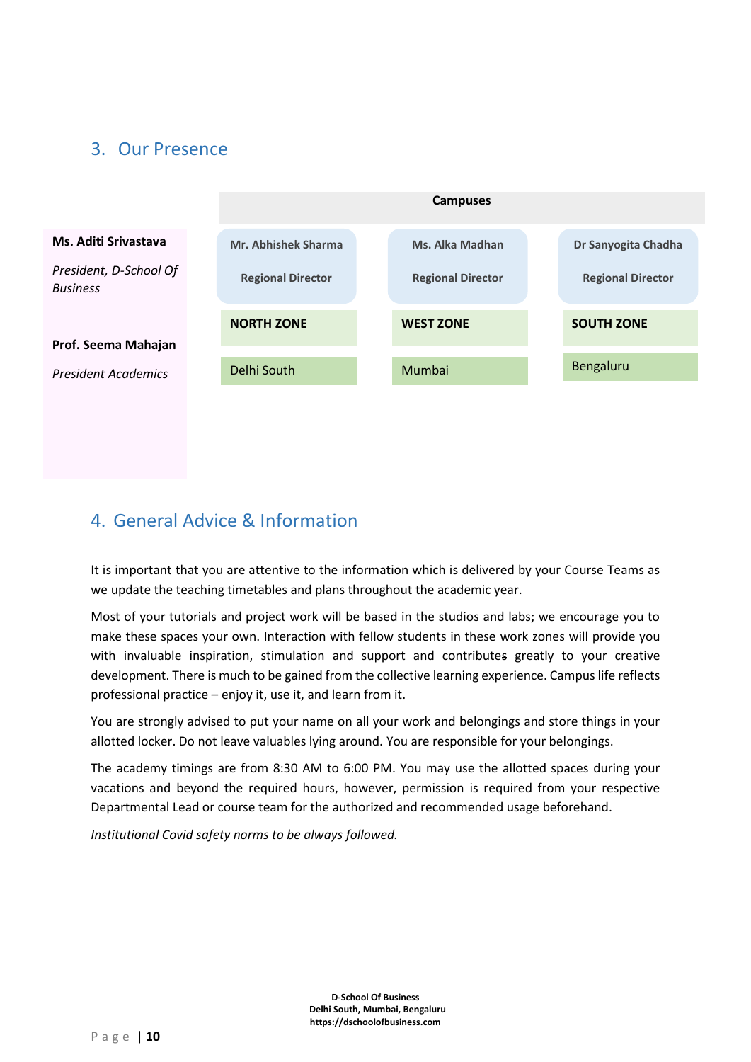## 3. Our Presence

**Ms. Aditi Srivastava**

*President, D-School Of Business*

**Prof. Seema Mahajan**

*President Academics*

| Campuses | | |
|---|---|---|
| **Mr. Abhishek Sharma**<br>**Regional Director** | **Ms. Alka Madhan**<br>**Regional Director** | **Dr Sanyogita Chadha**<br>**Regional Director** |
| **NORTH ZONE** | **WEST ZONE** | **SOUTH ZONE** |
| Delhi South | Mumbai | Bengaluru |

## 4. General Advice & Information

It is important that you are attentive to the information which is delivered by your Course Teams as we update the teaching timetables and plans throughout the academic year.

Most of your tutorials and project work will be based in the studios and labs; we encourage you to make these spaces your own. Interaction with fellow students in these work zones will provide you with invaluable inspiration, stimulation and support and contributes greatly to your creative development. There is much to be gained from the collective learning experience. Campus life reflects professional practice – enjoy it, use it, and learn from it.

You are strongly advised to put your name on all your work and belongings and store things in your allotted locker. Do not leave valuables lying around. You are responsible for your belongings.

The academy timings are from 8:30 AM to 6:00 PM. You may use the allotted spaces during your vacations and beyond the required hours, however, permission is required from your respective Departmental Lead or course team for the authorized and recommended usage beforehand.

*Institutional Covid safety norms to be always followed.*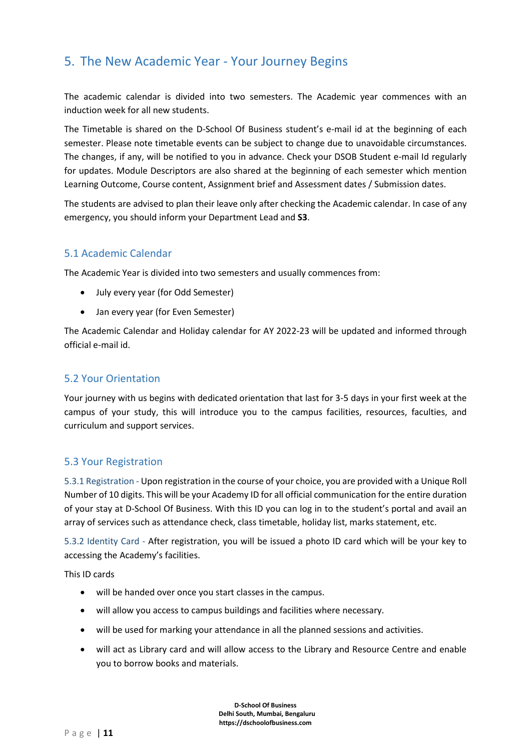## 5. The New Academic Year - Your Journey Begins

The academic calendar is divided into two semesters. The Academic year commences with an induction week for all new students.

The Timetable is shared on the D-School Of Business student's e-mail id at the beginning of each semester. Please note timetable events can be subject to change due to unavoidable circumstances. The changes, if any, will be notified to you in advance. Check your DSOB Student e-mail Id regularly for updates. Module Descriptors are also shared at the beginning of each semester which mention Learning Outcome, Course content, Assignment brief and Assessment dates / Submission dates.

The students are advised to plan their leave only after checking the Academic calendar. In case of any emergency, you should inform your Department Lead and **S3**.

### 5.1 Academic Calendar

The Academic Year is divided into two semesters and usually commences from:

- July every year (for Odd Semester)
- Jan every year (for Even Semester)

The Academic Calendar and Holiday calendar for AY 2022-23 will be updated and informed through official e-mail id.

### 5.2 Your Orientation

Your journey with us begins with dedicated orientation that last for 3-5 days in your first week at the campus of your study, this will introduce you to the campus facilities, resources, faculties, and curriculum and support services.

### 5.3 Your Registration

5.3.1 Registration - Upon registration in the course of your choice, you are provided with a Unique Roll Number of 10 digits. This will be your Academy ID for all official communication for the entire duration of your stay at D-School Of Business. With this ID you can log in to the student's portal and avail an array of services such as attendance check, class timetable, holiday list, marks statement, etc.

5.3.2 Identity Card - After registration, you will be issued a photo ID card which will be your key to accessing the Academy's facilities.

This ID cards

- will be handed over once you start classes in the campus.
- will allow you access to campus buildings and facilities where necessary.
- will be used for marking your attendance in all the planned sessions and activities.
- will act as Library card and will allow access to the Library and Resource Centre and enable you to borrow books and materials.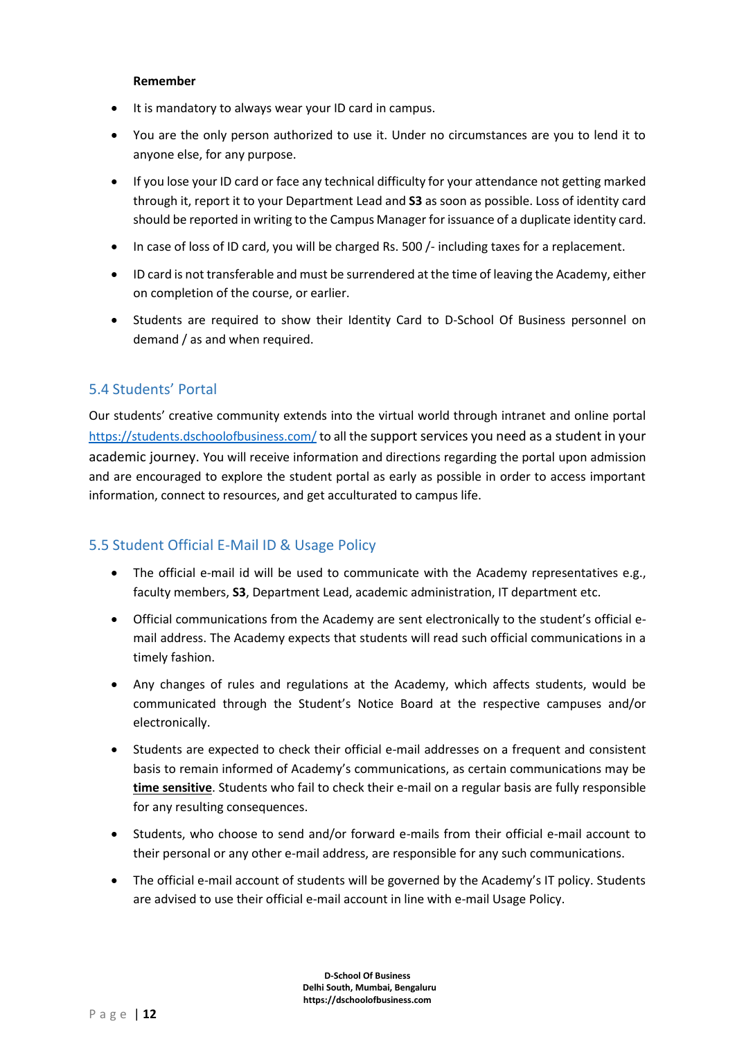**Remember**

- It is mandatory to always wear your ID card in campus.
- You are the only person authorized to use it. Under no circumstances are you to lend it to anyone else, for any purpose.
- If you lose your ID card or face any technical difficulty for your attendance not getting marked through it, report it to your Department Lead and **S3** as soon as possible. Loss of identity card should be reported in writing to the Campus Manager for issuance of a duplicate identity card.
- In case of loss of ID card, you will be charged Rs. 500 /- including taxes for a replacement.
- ID card is not transferable and must be surrendered at the time of leaving the Academy, either on completion of the course, or earlier.
- Students are required to show their Identity Card to D-School Of Business personnel on demand / as and when required.

## 5.4 Students' Portal

Our students' creative community extends into the virtual world through intranet and online portal https://students.dschoolofbusiness.com/ to all the support services you need as a student in your academic journey. You will receive information and directions regarding the portal upon admission and are encouraged to explore the student portal as early as possible in order to access important information, connect to resources, and get acculturated to campus life.

## 5.5 Student Official E-Mail ID & Usage Policy

- The official e-mail id will be used to communicate with the Academy representatives e.g., faculty members, **S3**, Department Lead, academic administration, IT department etc.
- Official communications from the Academy are sent electronically to the student's official e-mail address. The Academy expects that students will read such official communications in a timely fashion.
- Any changes of rules and regulations at the Academy, which affects students, would be communicated through the Student's Notice Board at the respective campuses and/or electronically.
- Students are expected to check their official e-mail addresses on a frequent and consistent basis to remain informed of Academy's communications, as certain communications may be **time sensitive**. Students who fail to check their e-mail on a regular basis are fully responsible for any resulting consequences.
- Students, who choose to send and/or forward e-mails from their official e-mail account to their personal or any other e-mail address, are responsible for any such communications.
- The official e-mail account of students will be governed by the Academy's IT policy. Students are advised to use their official e-mail account in line with e-mail Usage Policy.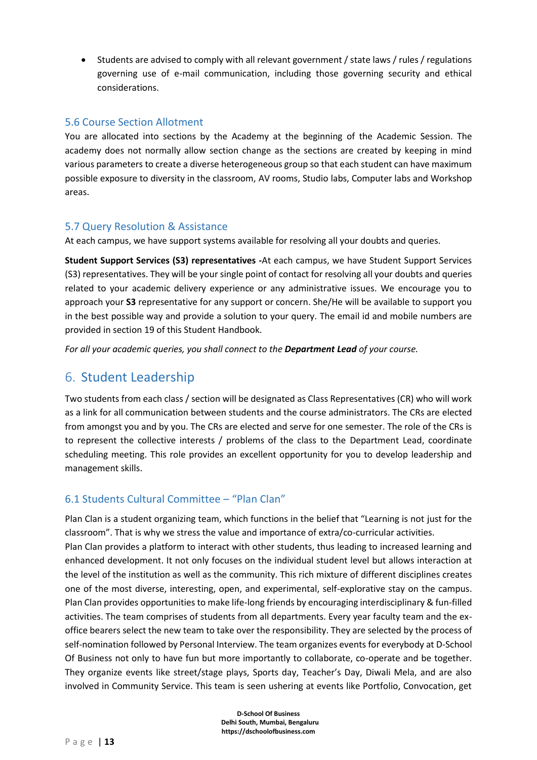- Students are advised to comply with all relevant government / state laws / rules / regulations governing use of e-mail communication, including those governing security and ethical considerations.

### 5.6 Course Section Allotment

You are allocated into sections by the Academy at the beginning of the Academic Session. The academy does not normally allow section change as the sections are created by keeping in mind various parameters to create a diverse heterogeneous group so that each student can have maximum possible exposure to diversity in the classroom, AV rooms, Studio labs, Computer labs and Workshop areas.

### 5.7 Query Resolution & Assistance

At each campus, we have support systems available for resolving all your doubts and queries.

**Student Support Services (S3) representatives -**At each campus, we have Student Support Services (S3) representatives. They will be your single point of contact for resolving all your doubts and queries related to your academic delivery experience or any administrative issues. We encourage you to approach your **S3** representative for any support or concern. She/He will be available to support you in the best possible way and provide a solution to your query. The email id and mobile numbers are provided in section 19 of this Student Handbook.

*For all your academic queries, you shall connect to the **Department Lead** of your course.*

## 6. Student Leadership

Two students from each class / section will be designated as Class Representatives (CR) who will work as a link for all communication between students and the course administrators. The CRs are elected from amongst you and by you. The CRs are elected and serve for one semester. The role of the CRs is to represent the collective interests / problems of the class to the Department Lead, coordinate scheduling meeting. This role provides an excellent opportunity for you to develop leadership and management skills.

### 6.1 Students Cultural Committee – "Plan Clan"

Plan Clan is a student organizing team, which functions in the belief that "Learning is not just for the classroom". That is why we stress the value and importance of extra/co-curricular activities.
Plan Clan provides a platform to interact with other students, thus leading to increased learning and enhanced development. It not only focuses on the individual student level but allows interaction at the level of the institution as well as the community. This rich mixture of different disciplines creates one of the most diverse, interesting, open, and experimental, self-explorative stay on the campus. Plan Clan provides opportunities to make life-long friends by encouraging interdisciplinary & fun-filled activities. The team comprises of students from all departments. Every year faculty team and the ex-office bearers select the new team to take over the responsibility. They are selected by the process of self-nomination followed by Personal Interview. The team organizes events for everybody at D-School Of Business not only to have fun but more importantly to collaborate, co-operate and be together. They organize events like street/stage plays, Sports day, Teacher's Day, Diwali Mela, and are also involved in Community Service. This team is seen ushering at events like Portfolio, Convocation, get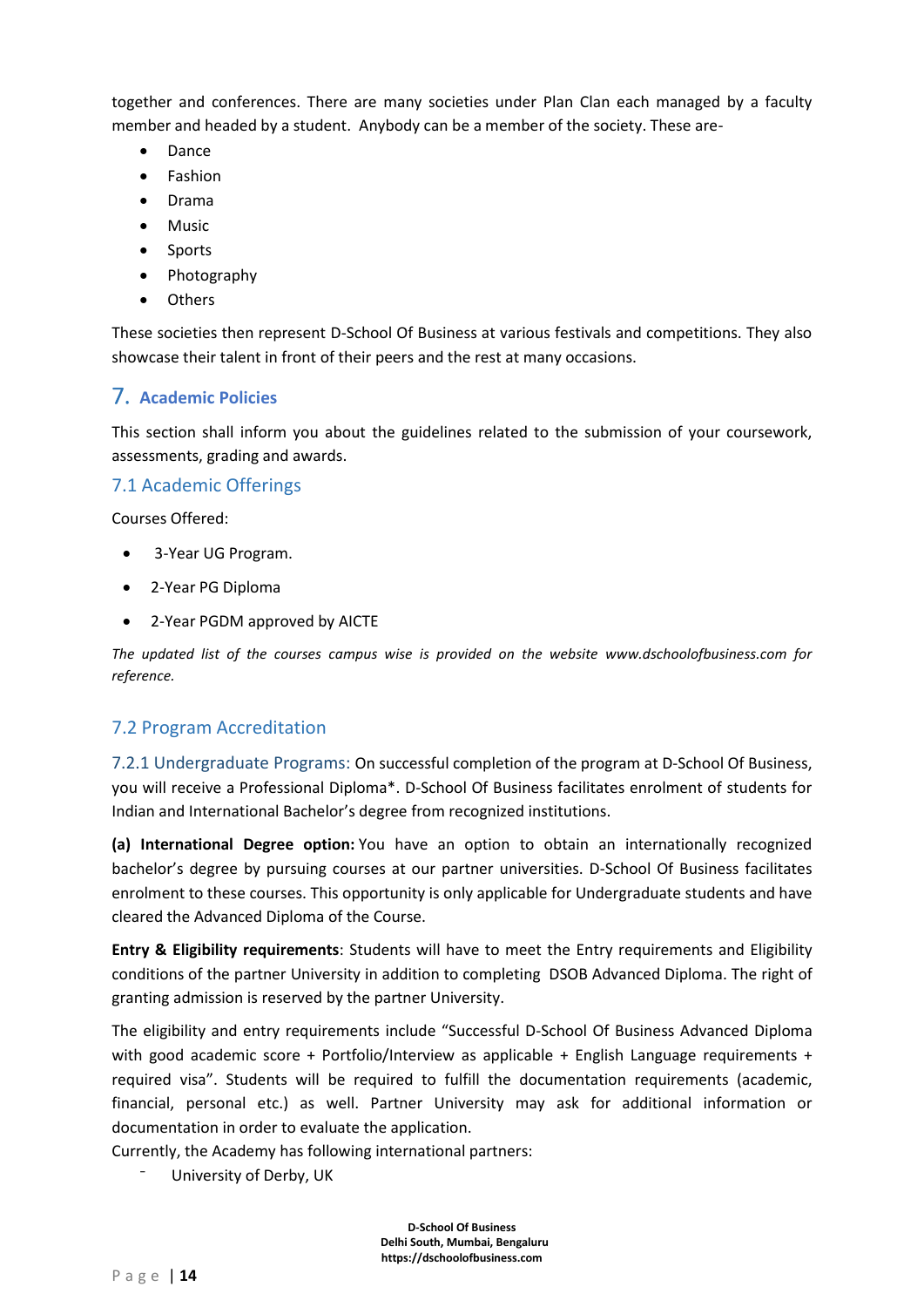together and conferences. There are many societies under Plan Clan each managed by a faculty member and headed by a student. Anybody can be a member of the society. These are-

- Dance
- Fashion
- Drama
- Music
- Sports
- Photography
- Others

These societies then represent D-School Of Business at various festivals and competitions. They also showcase their talent in front of their peers and the rest at many occasions.

## 7. Academic Policies

This section shall inform you about the guidelines related to the submission of your coursework, assessments, grading and awards.

### 7.1 Academic Offerings

Courses Offered:

- 3-Year UG Program.
- 2-Year PG Diploma
- 2-Year PGDM approved by AICTE

*The updated list of the courses campus wise is provided on the website www.dschoolofbusiness.com for reference.*

### 7.2 Program Accreditation

7.2.1 Undergraduate Programs: On successful completion of the program at D-School Of Business, you will receive a Professional Diploma*. D-School Of Business facilitates enrolment of students for Indian and International Bachelor's degree from recognized institutions.

**(a) International Degree option:** You have an option to obtain an internationally recognized bachelor's degree by pursuing courses at our partner universities. D-School Of Business facilitates enrolment to these courses. This opportunity is only applicable for Undergraduate students and have cleared the Advanced Diploma of the Course.

**Entry & Eligibility requirements**: Students will have to meet the Entry requirements and Eligibility conditions of the partner University in addition to completing DSOB Advanced Diploma. The right of granting admission is reserved by the partner University.

The eligibility and entry requirements include "Successful D-School Of Business Advanced Diploma with good academic score + Portfolio/Interview as applicable + English Language requirements + required visa". Students will be required to fulfill the documentation requirements (academic, financial, personal etc.) as well. Partner University may ask for additional information or documentation in order to evaluate the application.
Currently, the Academy has following international partners:

- University of Derby, UK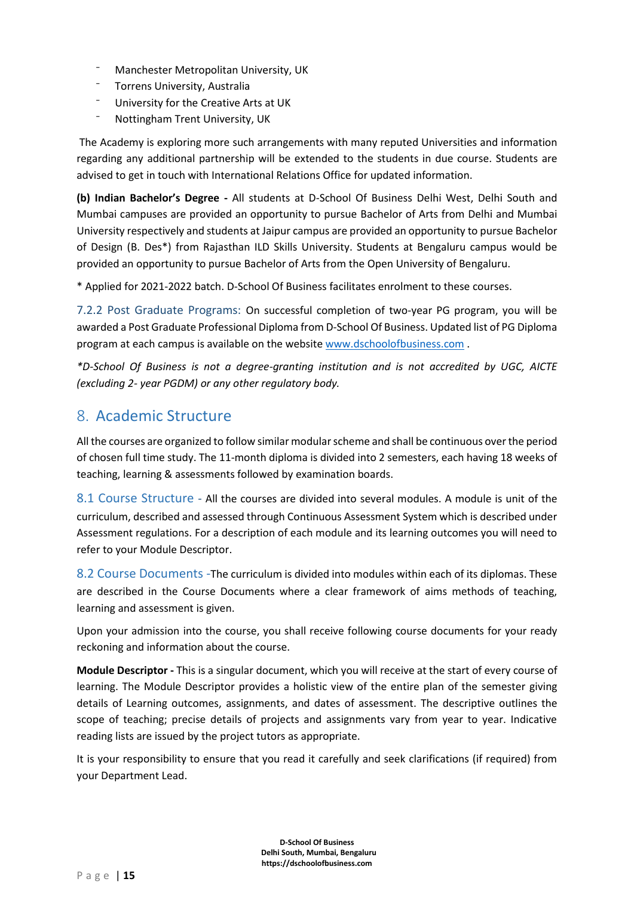- Manchester Metropolitan University, UK
- Torrens University, Australia
- University for the Creative Arts at UK
- Nottingham Trent University, UK

The Academy is exploring more such arrangements with many reputed Universities and information regarding any additional partnership will be extended to the students in due course. Students are advised to get in touch with International Relations Office for updated information.

**(b) Indian Bachelor's Degree -** All students at D-School Of Business Delhi West, Delhi South and Mumbai campuses are provided an opportunity to pursue Bachelor of Arts from Delhi and Mumbai University respectively and students at Jaipur campus are provided an opportunity to pursue Bachelor of Design (B. Des*) from Rajasthan ILD Skills University. Students at Bengaluru campus would be provided an opportunity to pursue Bachelor of Arts from the Open University of Bengaluru.

* Applied for 2021-2022 batch. D-School Of Business facilitates enrolment to these courses.

### 7.2.2 Post Graduate Programs:

On successful completion of two-year PG program, you will be awarded a Post Graduate Professional Diploma from D-School Of Business. Updated list of PG Diploma program at each campus is available on the website www.dschoolofbusiness.com .

*\*D-School Of Business is not a degree-granting institution and is not accredited by UGC, AICTE (excluding 2- year PGDM) or any other regulatory body.*

## 8. Academic Structure

All the courses are organized to follow similar modular scheme and shall be continuous over the period of chosen full time study. The 11-month diploma is divided into 2 semesters, each having 18 weeks of teaching, learning & assessments followed by examination boards.

### 8.1 Course Structure -

All the courses are divided into several modules. A module is unit of the curriculum, described and assessed through Continuous Assessment System which is described under Assessment regulations. For a description of each module and its learning outcomes you will need to refer to your Module Descriptor.

### 8.2 Course Documents -

The curriculum is divided into modules within each of its diplomas. These are described in the Course Documents where a clear framework of aims methods of teaching, learning and assessment is given.

Upon your admission into the course, you shall receive following course documents for your ready reckoning and information about the course.

**Module Descriptor -** This is a singular document, which you will receive at the start of every course of learning. The Module Descriptor provides a holistic view of the entire plan of the semester giving details of Learning outcomes, assignments, and dates of assessment. The descriptive outlines the scope of teaching; precise details of projects and assignments vary from year to year. Indicative reading lists are issued by the project tutors as appropriate.

It is your responsibility to ensure that you read it carefully and seek clarifications (if required) from your Department Lead.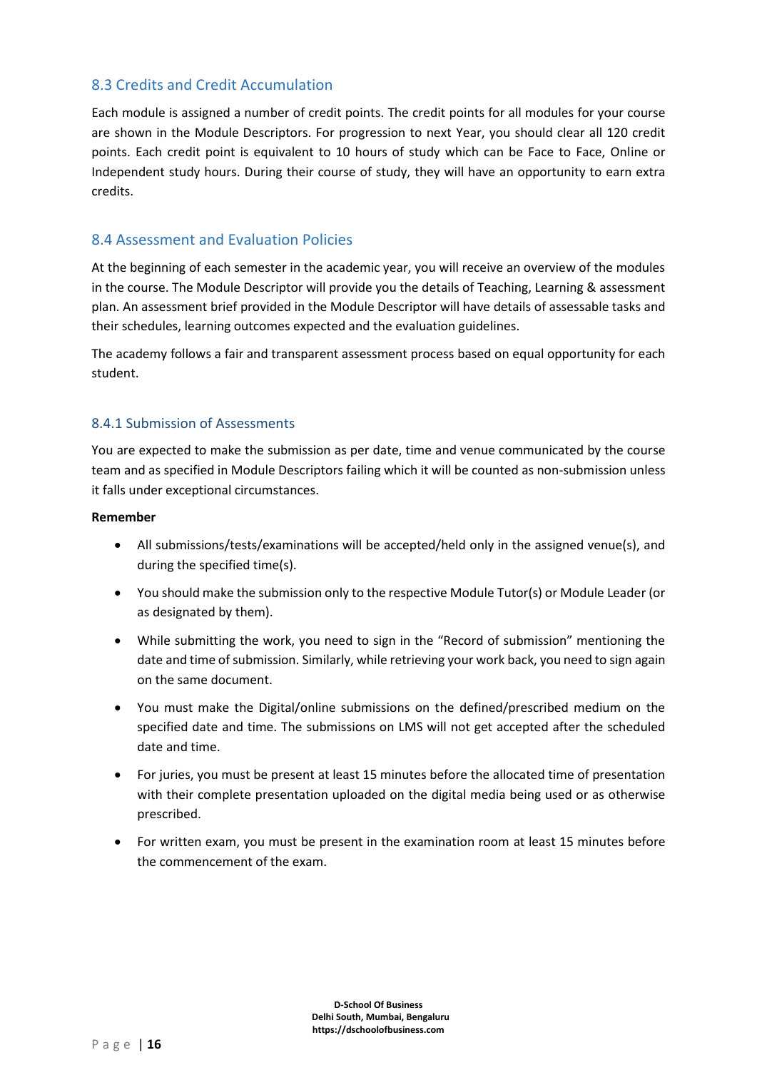## 8.3 Credits and Credit Accumulation

Each module is assigned a number of credit points. The credit points for all modules for your course are shown in the Module Descriptors. For progression to next Year, you should clear all 120 credit points. Each credit point is equivalent to 10 hours of study which can be Face to Face, Online or Independent study hours. During their course of study, they will have an opportunity to earn extra credits.

## 8.4 Assessment and Evaluation Policies

At the beginning of each semester in the academic year, you will receive an overview of the modules in the course. The Module Descriptor will provide you the details of Teaching, Learning & assessment plan. An assessment brief provided in the Module Descriptor will have details of assessable tasks and their schedules, learning outcomes expected and the evaluation guidelines.

The academy follows a fair and transparent assessment process based on equal opportunity for each student.

### 8.4.1 Submission of Assessments

You are expected to make the submission as per date, time and venue communicated by the course team and as specified in Module Descriptors failing which it will be counted as non-submission unless it falls under exceptional circumstances.

**Remember**

- All submissions/tests/examinations will be accepted/held only in the assigned venue(s), and during the specified time(s).
- You should make the submission only to the respective Module Tutor(s) or Module Leader (or as designated by them).
- While submitting the work, you need to sign in the "Record of submission" mentioning the date and time of submission. Similarly, while retrieving your work back, you need to sign again on the same document.
- You must make the Digital/online submissions on the defined/prescribed medium on the specified date and time. The submissions on LMS will not get accepted after the scheduled date and time.
- For juries, you must be present at least 15 minutes before the allocated time of presentation with their complete presentation uploaded on the digital media being used or as otherwise prescribed.
- For written exam, you must be present in the examination room at least 15 minutes before the commencement of the exam.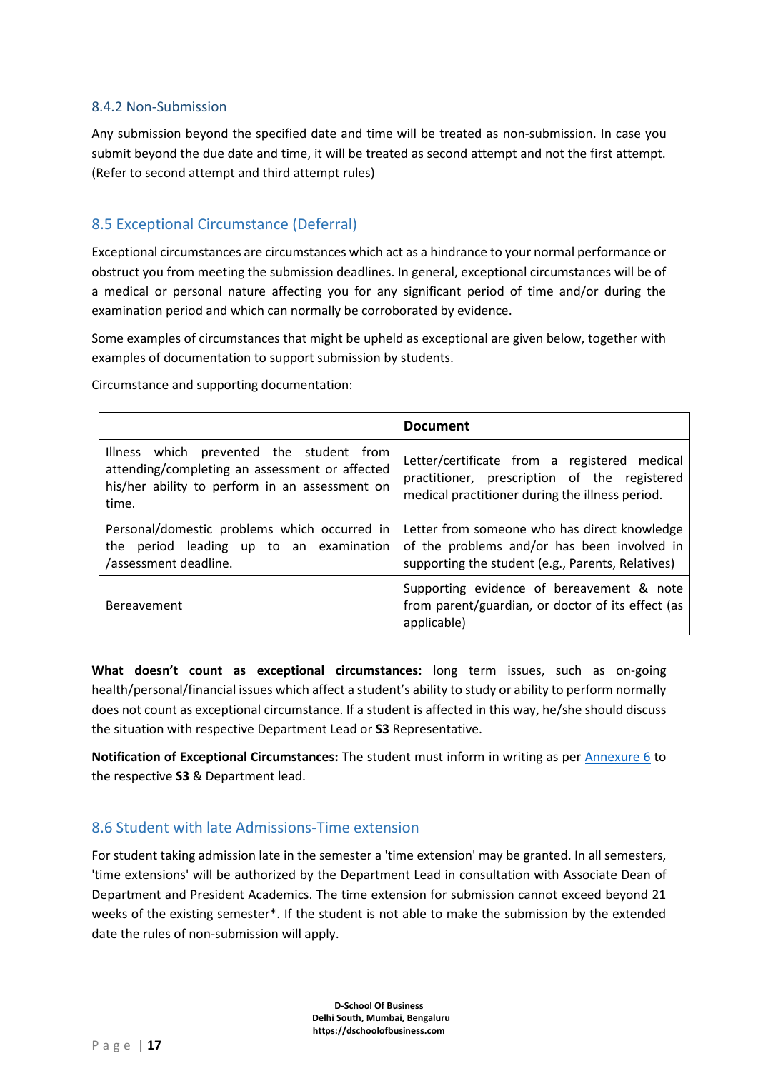#### 8.4.2 Non-Submission

Any submission beyond the specified date and time will be treated as non-submission. In case you submit beyond the due date and time, it will be treated as second attempt and not the first attempt. (Refer to second attempt and third attempt rules)

### 8.5 Exceptional Circumstance (Deferral)

Exceptional circumstances are circumstances which act as a hindrance to your normal performance or obstruct you from meeting the submission deadlines. In general, exceptional circumstances will be of a medical or personal nature affecting you for any significant period of time and/or during the examination period and which can normally be corroborated by evidence.

Some examples of circumstances that might be upheld as exceptional are given below, together with examples of documentation to support submission by students.

Circumstance and supporting documentation:

| | **Document** |
|---|---|
| Illness which prevented the student from attending/completing an assessment or affected his/her ability to perform in an assessment on time. | Letter/certificate from a registered medical practitioner, prescription of the registered medical practitioner during the illness period. |
| Personal/domestic problems which occurred in the period leading up to an examination /assessment deadline. | Letter from someone who has direct knowledge of the problems and/or has been involved in supporting the student (e.g., Parents, Relatives) |
| Bereavement | Supporting evidence of bereavement & note from parent/guardian, or doctor of its effect (as applicable) |

**What doesn't count as exceptional circumstances:** long term issues, such as on-going health/personal/financial issues which affect a student's ability to study or ability to perform normally does not count as exceptional circumstance. If a student is affected in this way, he/she should discuss the situation with respective Department Lead or **S3** Representative.

**Notification of Exceptional Circumstances:** The student must inform in writing as per Annexure 6 to the respective **S3** & Department lead.

### 8.6 Student with late Admissions-Time extension

For student taking admission late in the semester a 'time extension' may be granted. In all semesters, 'time extensions' will be authorized by the Department Lead in consultation with Associate Dean of Department and President Academics. The time extension for submission cannot exceed beyond 21 weeks of the existing semester*. If the student is not able to make the submission by the extended date the rules of non-submission will apply.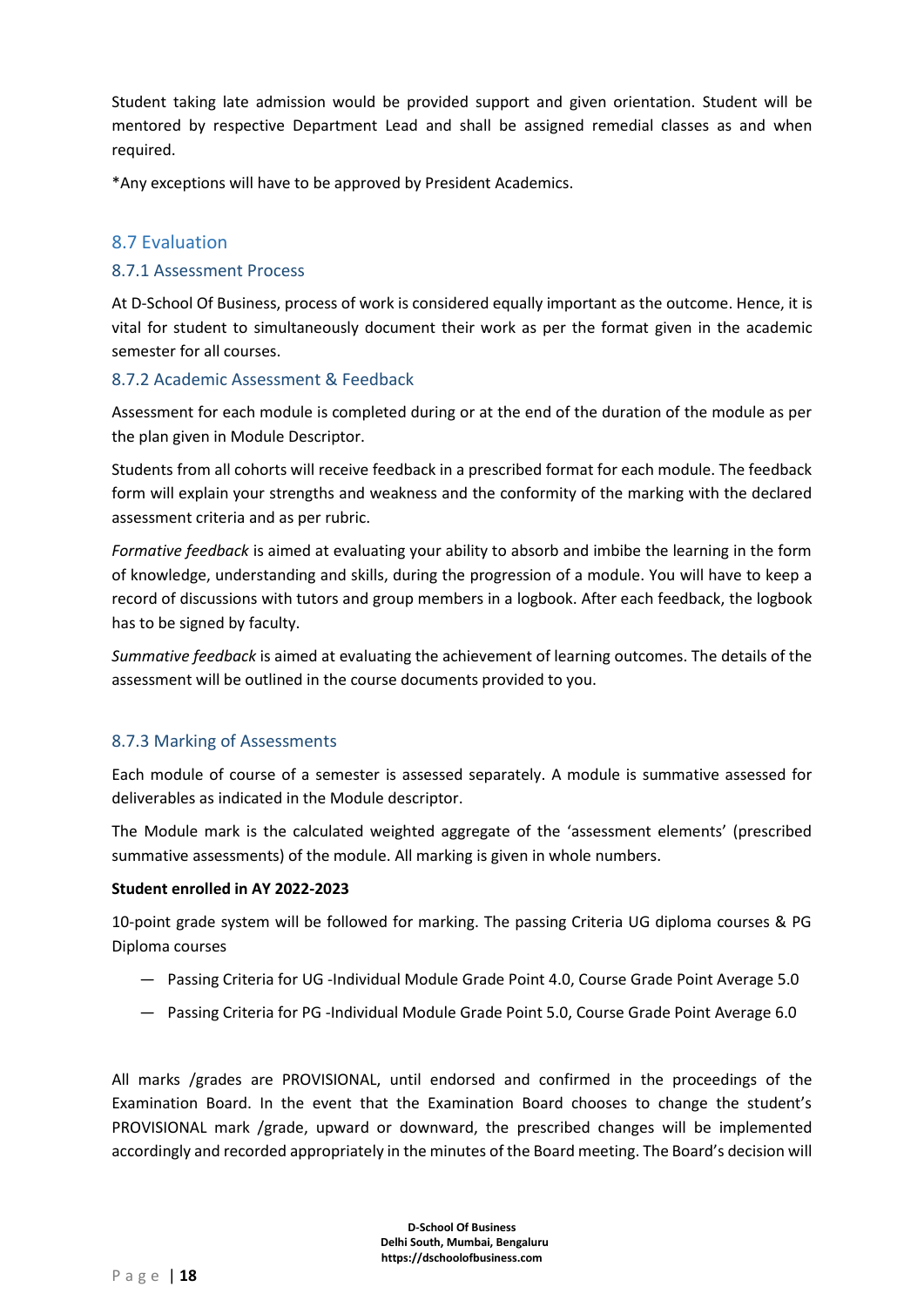Student taking late admission would be provided support and given orientation. Student will be mentored by respective Department Lead and shall be assigned remedial classes as and when required.

*Any exceptions will have to be approved by President Academics.

## 8.7 Evaluation

### 8.7.1 Assessment Process

At D-School Of Business, process of work is considered equally important as the outcome. Hence, it is vital for student to simultaneously document their work as per the format given in the academic semester for all courses.

### 8.7.2 Academic Assessment & Feedback

Assessment for each module is completed during or at the end of the duration of the module as per the plan given in Module Descriptor.

Students from all cohorts will receive feedback in a prescribed format for each module. The feedback form will explain your strengths and weakness and the conformity of the marking with the declared assessment criteria and as per rubric.

*Formative feedback* is aimed at evaluating your ability to absorb and imbibe the learning in the form of knowledge, understanding and skills, during the progression of a module. You will have to keep a record of discussions with tutors and group members in a logbook. After each feedback, the logbook has to be signed by faculty.

*Summative feedback* is aimed at evaluating the achievement of learning outcomes. The details of the assessment will be outlined in the course documents provided to you.

### 8.7.3 Marking of Assessments

Each module of course of a semester is assessed separately. A module is summative assessed for deliverables as indicated in the Module descriptor.

The Module mark is the calculated weighted aggregate of the 'assessment elements' (prescribed summative assessments) of the module. All marking is given in whole numbers.

**Student enrolled in AY 2022-2023**

10-point grade system will be followed for marking. The passing Criteria UG diploma courses & PG Diploma courses

- Passing Criteria for UG -Individual Module Grade Point 4.0, Course Grade Point Average 5.0
- Passing Criteria for PG -Individual Module Grade Point 5.0, Course Grade Point Average 6.0

All marks /grades are PROVISIONAL, until endorsed and confirmed in the proceedings of the Examination Board. In the event that the Examination Board chooses to change the student's PROVISIONAL mark /grade, upward or downward, the prescribed changes will be implemented accordingly and recorded appropriately in the minutes of the Board meeting. The Board's decision will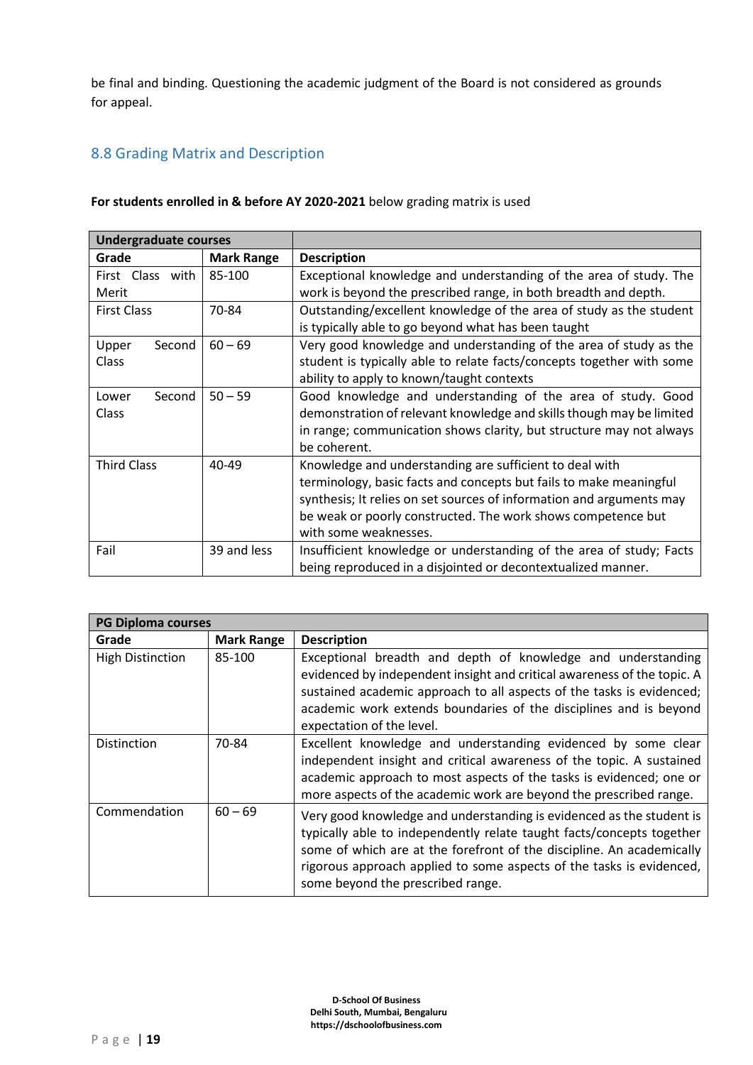be final and binding. Questioning the academic judgment of the Board is not considered as grounds for appeal.

## 8.8 Grading Matrix and Description

**For students enrolled in & before AY 2020-2021** below grading matrix is used

| Undergraduate courses | | |
|---|---|---|
| **Grade** | **Mark Range** | **Description** |
| First Class with Merit | 85-100 | Exceptional knowledge and understanding of the area of study. The work is beyond the prescribed range, in both breadth and depth. |
| First Class | 70-84 | Outstanding/excellent knowledge of the area of study as the student is typically able to go beyond what has been taught |
| Upper Second Class | 60 – 69 | Very good knowledge and understanding of the area of study as the student is typically able to relate facts/concepts together with some ability to apply to known/taught contexts |
| Lower Second Class | 50 – 59 | Good knowledge and understanding of the area of study. Good demonstration of relevant knowledge and skills though may be limited in range; communication shows clarity, but structure may not always be coherent. |
| Third Class | 40-49 | Knowledge and understanding are sufficient to deal with terminology, basic facts and concepts but fails to make meaningful synthesis; It relies on set sources of information and arguments may be weak or poorly constructed. The work shows competence but with some weaknesses. |
| Fail | 39 and less | Insufficient knowledge or understanding of the area of study; Facts being reproduced in a disjointed or decontextualized manner. |

| PG Diploma courses | | |
|---|---|---|
| **Grade** | **Mark Range** | **Description** |
| High Distinction | 85-100 | Exceptional breadth and depth of knowledge and understanding evidenced by independent insight and critical awareness of the topic. A sustained academic approach to all aspects of the tasks is evidenced; academic work extends boundaries of the disciplines and is beyond expectation of the level. |
| Distinction | 70-84 | Excellent knowledge and understanding evidenced by some clear independent insight and critical awareness of the topic. A sustained academic approach to most aspects of the tasks is evidenced; one or more aspects of the academic work are beyond the prescribed range. |
| Commendation | 60 – 69 | Very good knowledge and understanding is evidenced as the student is typically able to independently relate taught facts/concepts together some of which are at the forefront of the discipline. An academically rigorous approach applied to some aspects of the tasks is evidenced, some beyond the prescribed range. |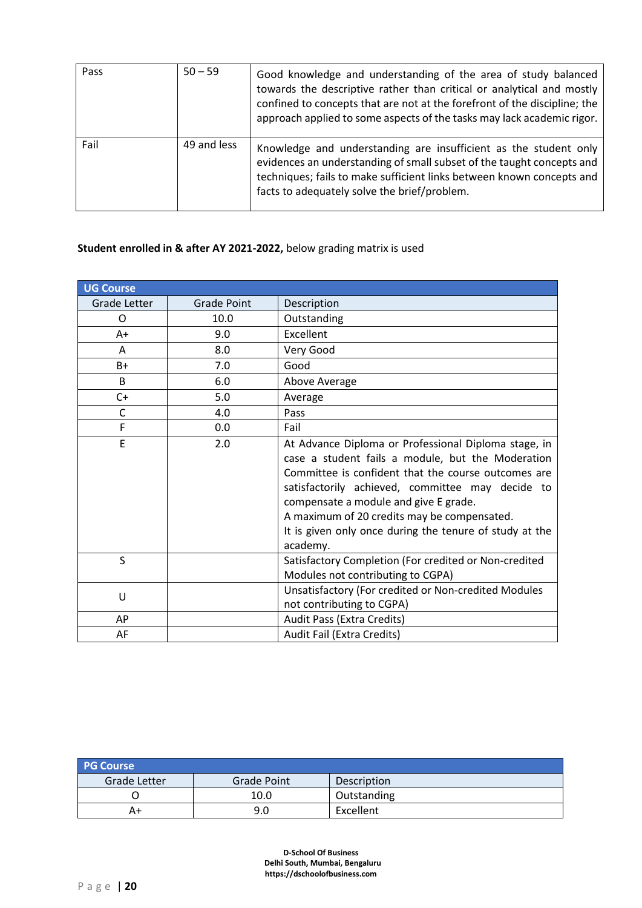| Pass | 50 – 59 | Good knowledge and understanding of the area of study balanced towards the descriptive rather than critical or analytical and mostly confined to concepts that are not at the forefront of the discipline; the approach applied to some aspects of the tasks may lack academic rigor. |
|---|---|---|
| Fail | 49 and less | Knowledge and understanding are insufficient as the student only evidences an understanding of small subset of the taught concepts and techniques; fails to make sufficient links between known concepts and facts to adequately solve the brief/problem. |

**Student enrolled in & after AY 2021-2022,** below grading matrix is used

| **UG Course** | | |
|---|---|---|
| Grade Letter | Grade Point | Description |
| O | 10.0 | Outstanding |
| A+ | 9.0 | Excellent |
| A | 8.0 | Very Good |
| B+ | 7.0 | Good |
| B | 6.0 | Above Average |
| C+ | 5.0 | Average |
| C | 4.0 | Pass |
| F | 0.0 | Fail |
| E | 2.0 | At Advance Diploma or Professional Diploma stage, in case a student fails a module, but the Moderation Committee is confident that the course outcomes are satisfactorily achieved, committee may decide to compensate a module and give E grade.<br>A maximum of 20 credits may be compensated.<br>It is given only once during the tenure of study at the academy. |
| S | | Satisfactory Completion (For credited or Non-credited Modules not contributing to CGPA) |
| U | | Unsatisfactory (For credited or Non-credited Modules not contributing to CGPA) |
| AP | | Audit Pass (Extra Credits) |
| AF | | Audit Fail (Extra Credits) |

| **PG Course** | | |
|---|---|---|
| Grade Letter | Grade Point | Description |
| O | 10.0 | Outstanding |
| A+ | 9.0 | Excellent |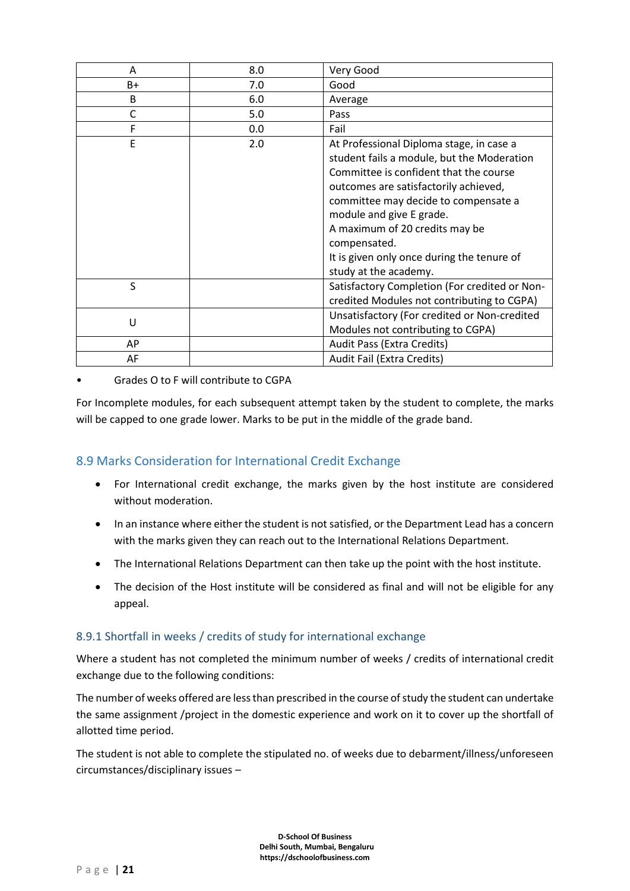| A | 8.0 | Very Good |
|---|---|---|
| B+ | 7.0 | Good |
| B | 6.0 | Average |
| C | 5.0 | Pass |
| F | 0.0 | Fail |
| E | 2.0 | At Professional Diploma stage, in case a student fails a module, but the Moderation Committee is confident that the course outcomes are satisfactorily achieved, committee may decide to compensate a module and give E grade.<br>A maximum of 20 credits may be compensated.<br>It is given only once during the tenure of study at the academy. |
| S | | Satisfactory Completion (For credited or Non-credited Modules not contributing to CGPA) |
| U | | Unsatisfactory (For credited or Non-credited Modules not contributing to CGPA) |
| AP | | Audit Pass (Extra Credits) |
| AF | | Audit Fail (Extra Credits) |

- Grades O to F will contribute to CGPA

For Incomplete modules, for each subsequent attempt taken by the student to complete, the marks will be capped to one grade lower. Marks to be put in the middle of the grade band.

## 8.9 Marks Consideration for International Credit Exchange

- For International credit exchange, the marks given by the host institute are considered without moderation.
- In an instance where either the student is not satisfied, or the Department Lead has a concern with the marks given they can reach out to the International Relations Department.
- The International Relations Department can then take up the point with the host institute.
- The decision of the Host institute will be considered as final and will not be eligible for any appeal.

### 8.9.1 Shortfall in weeks / credits of study for international exchange

Where a student has not completed the minimum number of weeks / credits of international credit exchange due to the following conditions:

The number of weeks offered are less than prescribed in the course of study the student can undertake the same assignment /project in the domestic experience and work on it to cover up the shortfall of allotted time period.

The student is not able to complete the stipulated no. of weeks due to debarment/illness/unforeseen circumstances/disciplinary issues –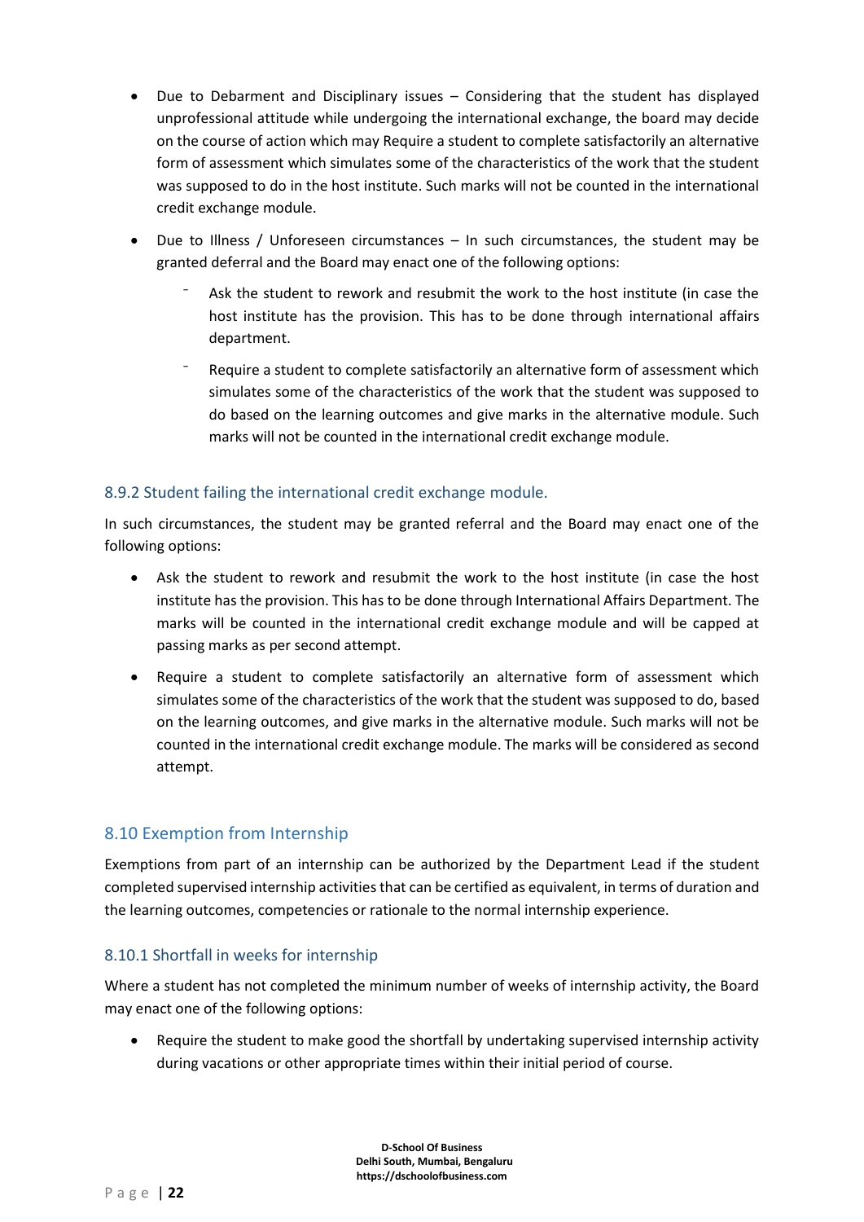- Due to Debarment and Disciplinary issues – Considering that the student has displayed unprofessional attitude while undergoing the international exchange, the board may decide on the course of action which may Require a student to complete satisfactorily an alternative form of assessment which simulates some of the characteristics of the work that the student was supposed to do in the host institute. Such marks will not be counted in the international credit exchange module.
- Due to Illness / Unforeseen circumstances – In such circumstances, the student may be granted deferral and the Board may enact one of the following options:
    - Ask the student to rework and resubmit the work to the host institute (in case the host institute has the provision. This has to be done through international affairs department.
    - Require a student to complete satisfactorily an alternative form of assessment which simulates some of the characteristics of the work that the student was supposed to do based on the learning outcomes and give marks in the alternative module. Such marks will not be counted in the international credit exchange module.

### 8.9.2 Student failing the international credit exchange module.

In such circumstances, the student may be granted referral and the Board may enact one of the following options:

- Ask the student to rework and resubmit the work to the host institute (in case the host institute has the provision. This has to be done through International Affairs Department. The marks will be counted in the international credit exchange module and will be capped at passing marks as per second attempt.
- Require a student to complete satisfactorily an alternative form of assessment which simulates some of the characteristics of the work that the student was supposed to do, based on the learning outcomes, and give marks in the alternative module. Such marks will not be counted in the international credit exchange module. The marks will be considered as second attempt.

## 8.10 Exemption from Internship

Exemptions from part of an internship can be authorized by the Department Lead if the student completed supervised internship activities that can be certified as equivalent, in terms of duration and the learning outcomes, competencies or rationale to the normal internship experience.

### 8.10.1 Shortfall in weeks for internship

Where a student has not completed the minimum number of weeks of internship activity, the Board may enact one of the following options:

- Require the student to make good the shortfall by undertaking supervised internship activity during vacations or other appropriate times within their initial period of course.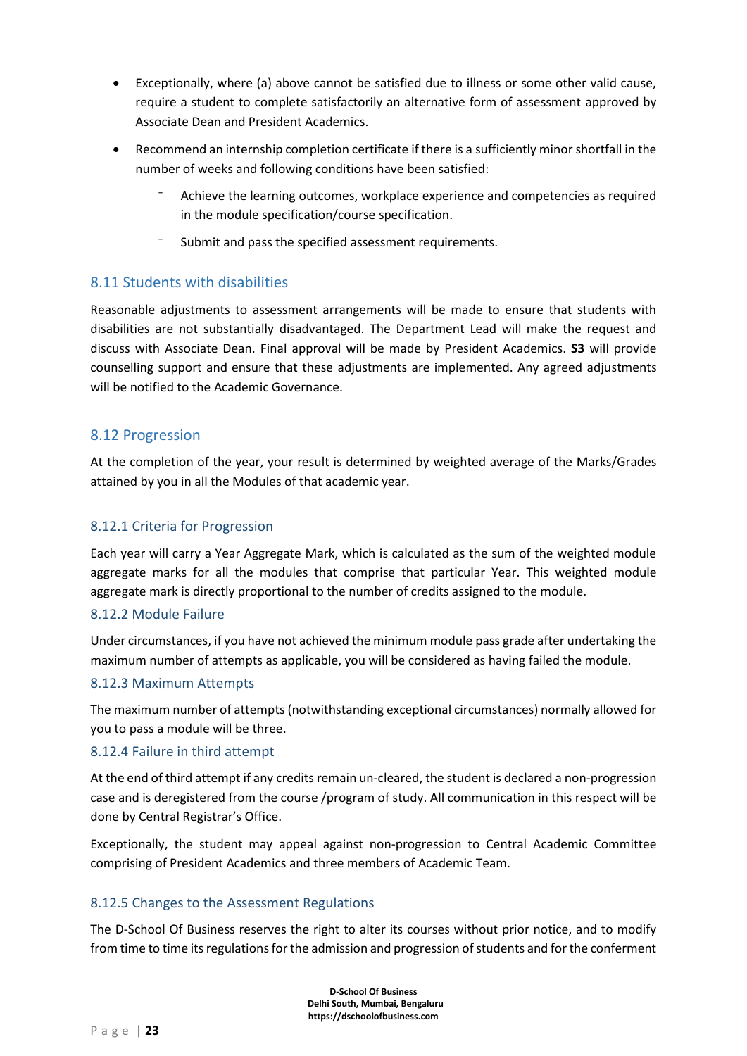- Exceptionally, where (a) above cannot be satisfied due to illness or some other valid cause, require a student to complete satisfactorily an alternative form of assessment approved by Associate Dean and President Academics.
- Recommend an internship completion certificate if there is a sufficiently minor shortfall in the number of weeks and following conditions have been satisfied:
    - Achieve the learning outcomes, workplace experience and competencies as required in the module specification/course specification.
    - Submit and pass the specified assessment requirements.

### 8.11 Students with disabilities

Reasonable adjustments to assessment arrangements will be made to ensure that students with disabilities are not substantially disadvantaged. The Department Lead will make the request and discuss with Associate Dean. Final approval will be made by President Academics. **S3** will provide counselling support and ensure that these adjustments are implemented. Any agreed adjustments will be notified to the Academic Governance.

### 8.12 Progression

At the completion of the year, your result is determined by weighted average of the Marks/Grades attained by you in all the Modules of that academic year.

#### 8.12.1 Criteria for Progression

Each year will carry a Year Aggregate Mark, which is calculated as the sum of the weighted module aggregate marks for all the modules that comprise that particular Year. This weighted module aggregate mark is directly proportional to the number of credits assigned to the module.

#### 8.12.2 Module Failure

Under circumstances, if you have not achieved the minimum module pass grade after undertaking the maximum number of attempts as applicable, you will be considered as having failed the module.

#### 8.12.3 Maximum Attempts

The maximum number of attempts (notwithstanding exceptional circumstances) normally allowed for you to pass a module will be three.

#### 8.12.4 Failure in third attempt

At the end of third attempt if any credits remain un-cleared, the student is declared a non-progression case and is deregistered from the course /program of study. All communication in this respect will be done by Central Registrar's Office.

Exceptionally, the student may appeal against non-progression to Central Academic Committee comprising of President Academics and three members of Academic Team.

#### 8.12.5 Changes to the Assessment Regulations

The D-School Of Business reserves the right to alter its courses without prior notice, and to modify from time to time its regulations for the admission and progression of students and for the conferment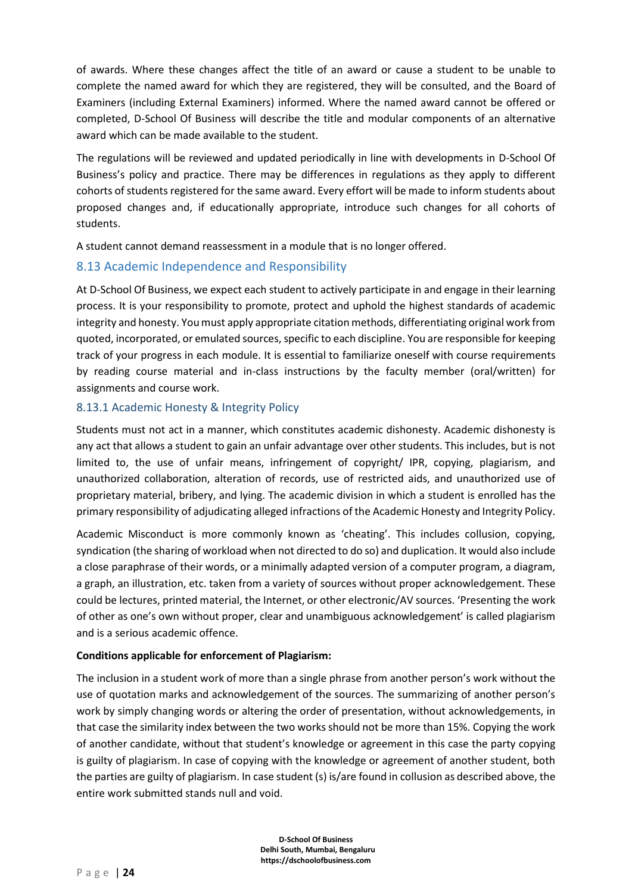of awards. Where these changes affect the title of an award or cause a student to be unable to complete the named award for which they are registered, they will be consulted, and the Board of Examiners (including External Examiners) informed. Where the named award cannot be offered or completed, D-School Of Business will describe the title and modular components of an alternative award which can be made available to the student.

The regulations will be reviewed and updated periodically in line with developments in D-School Of Business's policy and practice. There may be differences in regulations as they apply to different cohorts of students registered for the same award. Every effort will be made to inform students about proposed changes and, if educationally appropriate, introduce such changes for all cohorts of students.

A student cannot demand reassessment in a module that is no longer offered.

## 8.13 Academic Independence and Responsibility

At D-School Of Business, we expect each student to actively participate in and engage in their learning process. It is your responsibility to promote, protect and uphold the highest standards of academic integrity and honesty. You must apply appropriate citation methods, differentiating original work from quoted, incorporated, or emulated sources, specific to each discipline. You are responsible for keeping track of your progress in each module. It is essential to familiarize oneself with course requirements by reading course material and in-class instructions by the faculty member (oral/written) for assignments and course work.

### 8.13.1 Academic Honesty & Integrity Policy

Students must not act in a manner, which constitutes academic dishonesty. Academic dishonesty is any act that allows a student to gain an unfair advantage over other students. This includes, but is not limited to, the use of unfair means, infringement of copyright/ IPR, copying, plagiarism, and unauthorized collaboration, alteration of records, use of restricted aids, and unauthorized use of proprietary material, bribery, and lying. The academic division in which a student is enrolled has the primary responsibility of adjudicating alleged infractions of the Academic Honesty and Integrity Policy.

Academic Misconduct is more commonly known as 'cheating'. This includes collusion, copying, syndication (the sharing of workload when not directed to do so) and duplication. It would also include a close paraphrase of their words, or a minimally adapted version of a computer program, a diagram, a graph, an illustration, etc. taken from a variety of sources without proper acknowledgement. These could be lectures, printed material, the Internet, or other electronic/AV sources. 'Presenting the work of other as one's own without proper, clear and unambiguous acknowledgement' is called plagiarism and is a serious academic offence.

**Conditions applicable for enforcement of Plagiarism:**

The inclusion in a student work of more than a single phrase from another person's work without the use of quotation marks and acknowledgement of the sources. The summarizing of another person's work by simply changing words or altering the order of presentation, without acknowledgements, in that case the similarity index between the two works should not be more than 15%. Copying the work of another candidate, without that student's knowledge or agreement in this case the party copying is guilty of plagiarism. In case of copying with the knowledge or agreement of another student, both the parties are guilty of plagiarism. In case student (s) is/are found in collusion as described above, the entire work submitted stands null and void.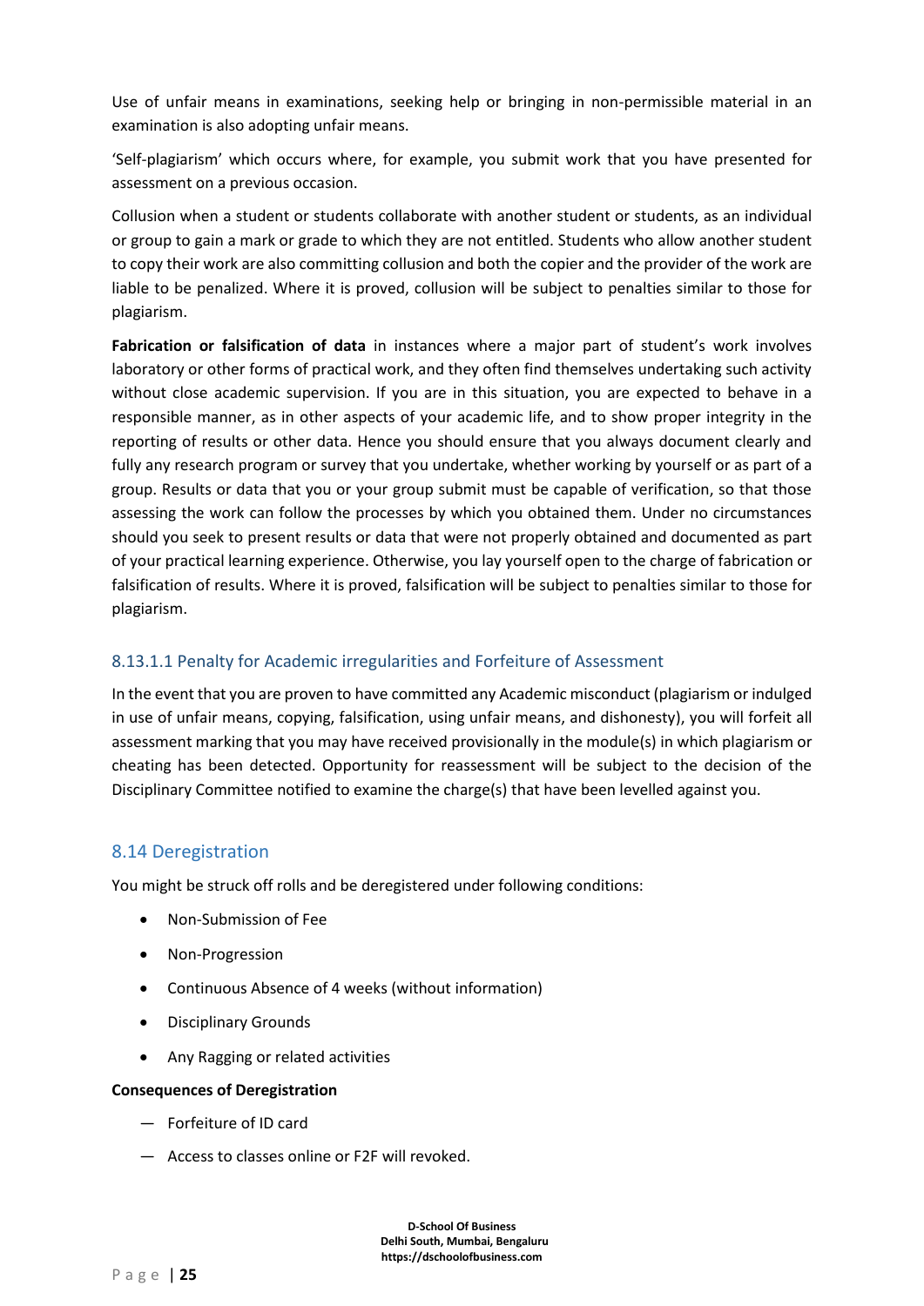Use of unfair means in examinations, seeking help or bringing in non-permissible material in an examination is also adopting unfair means.

'Self-plagiarism' which occurs where, for example, you submit work that you have presented for assessment on a previous occasion.

Collusion when a student or students collaborate with another student or students, as an individual or group to gain a mark or grade to which they are not entitled. Students who allow another student to copy their work are also committing collusion and both the copier and the provider of the work are liable to be penalized. Where it is proved, collusion will be subject to penalties similar to those for plagiarism.

**Fabrication or falsification of data** in instances where a major part of student's work involves laboratory or other forms of practical work, and they often find themselves undertaking such activity without close academic supervision. If you are in this situation, you are expected to behave in a responsible manner, as in other aspects of your academic life, and to show proper integrity in the reporting of results or other data. Hence you should ensure that you always document clearly and fully any research program or survey that you undertake, whether working by yourself or as part of a group. Results or data that you or your group submit must be capable of verification, so that those assessing the work can follow the processes by which you obtained them. Under no circumstances should you seek to present results or data that were not properly obtained and documented as part of your practical learning experience. Otherwise, you lay yourself open to the charge of fabrication or falsification of results. Where it is proved, falsification will be subject to penalties similar to those for plagiarism.

#### 8.13.1.1 Penalty for Academic irregularities and Forfeiture of Assessment

In the event that you are proven to have committed any Academic misconduct (plagiarism or indulged in use of unfair means, copying, falsification, using unfair means, and dishonesty), you will forfeit all assessment marking that you may have received provisionally in the module(s) in which plagiarism or cheating has been detected. Opportunity for reassessment will be subject to the decision of the Disciplinary Committee notified to examine the charge(s) that have been levelled against you.

## 8.14 Deregistration

You might be struck off rolls and be deregistered under following conditions:

- Non-Submission of Fee
- Non-Progression
- Continuous Absence of 4 weeks (without information)
- Disciplinary Grounds
- Any Ragging or related activities

**Consequences of Deregistration**

- Forfeiture of ID card
- Access to classes online or F2F will revoked.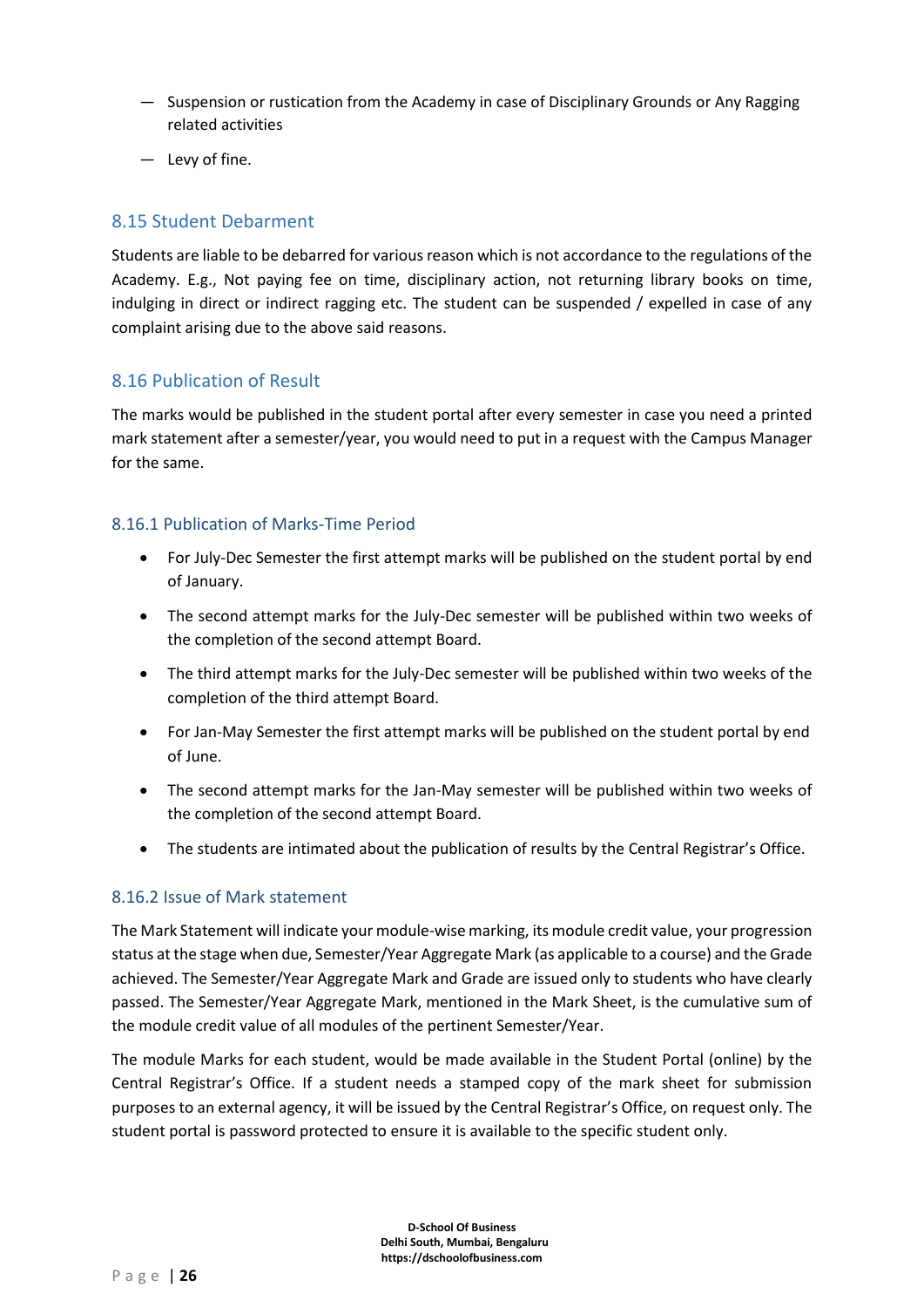- Suspension or rustication from the Academy in case of Disciplinary Grounds or Any Ragging related activities
- Levy of fine.

## 8.15 Student Debarment

Students are liable to be debarred for various reason which is not accordance to the regulations of the Academy. E.g., Not paying fee on time, disciplinary action, not returning library books on time, indulging in direct or indirect ragging etc. The student can be suspended / expelled in case of any complaint arising due to the above said reasons.

## 8.16 Publication of Result

The marks would be published in the student portal after every semester in case you need a printed mark statement after a semester/year, you would need to put in a request with the Campus Manager for the same.

### 8.16.1 Publication of Marks-Time Period

- For July-Dec Semester the first attempt marks will be published on the student portal by end of January.
- The second attempt marks for the July-Dec semester will be published within two weeks of the completion of the second attempt Board.
- The third attempt marks for the July-Dec semester will be published within two weeks of the completion of the third attempt Board.
- For Jan-May Semester the first attempt marks will be published on the student portal by end of June.
- The second attempt marks for the Jan-May semester will be published within two weeks of the completion of the second attempt Board.
- The students are intimated about the publication of results by the Central Registrar's Office.

### 8.16.2 Issue of Mark statement

The Mark Statement will indicate your module-wise marking, its module credit value, your progression status at the stage when due, Semester/Year Aggregate Mark (as applicable to a course) and the Grade achieved. The Semester/Year Aggregate Mark and Grade are issued only to students who have clearly passed. The Semester/Year Aggregate Mark, mentioned in the Mark Sheet, is the cumulative sum of the module credit value of all modules of the pertinent Semester/Year.

The module Marks for each student, would be made available in the Student Portal (online) by the Central Registrar's Office. If a student needs a stamped copy of the mark sheet for submission purposes to an external agency, it will be issued by the Central Registrar's Office, on request only. The student portal is password protected to ensure it is available to the specific student only.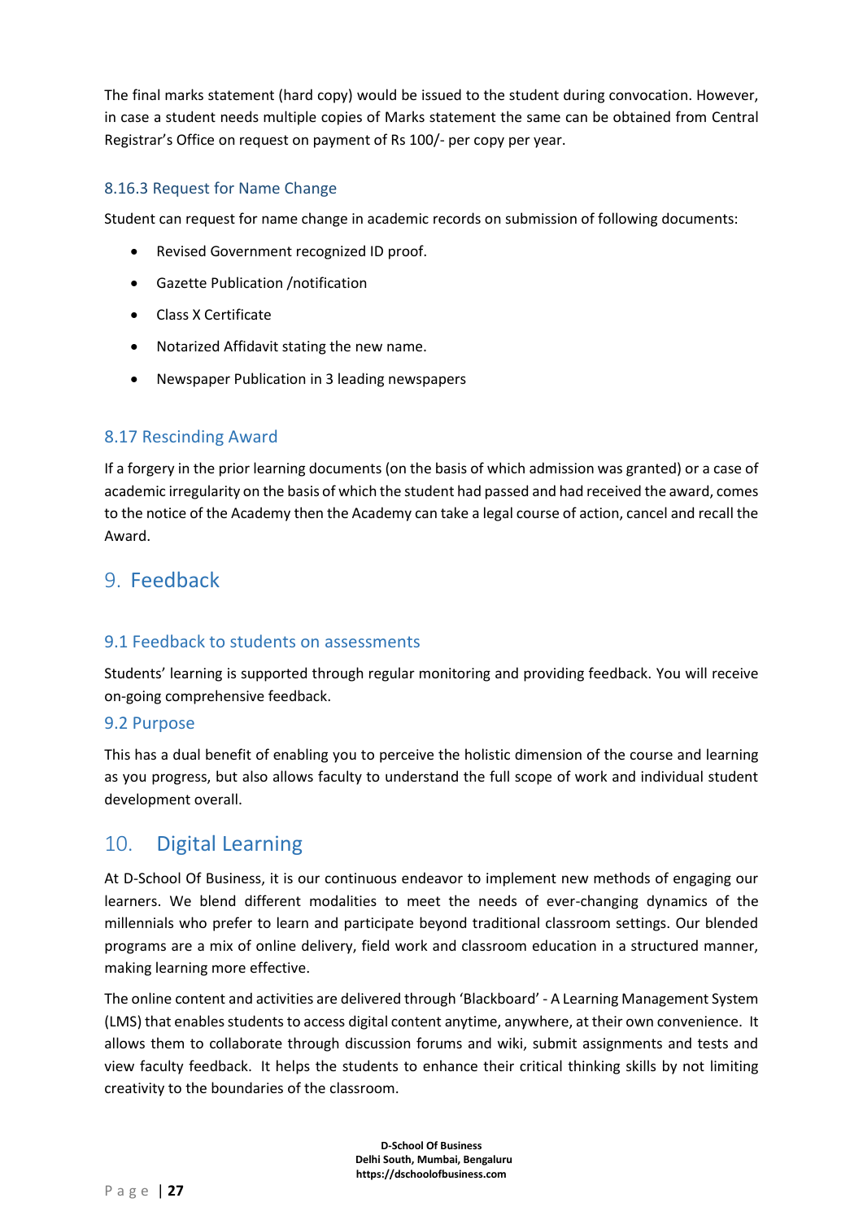The final marks statement (hard copy) would be issued to the student during convocation. However, in case a student needs multiple copies of Marks statement the same can be obtained from Central Registrar's Office on request on payment of Rs 100/- per copy per year.

#### 8.16.3 Request for Name Change

Student can request for name change in academic records on submission of following documents:

- Revised Government recognized ID proof.
- Gazette Publication /notification
- Class X Certificate
- Notarized Affidavit stating the new name.
- Newspaper Publication in 3 leading newspapers

### 8.17 Rescinding Award

If a forgery in the prior learning documents (on the basis of which admission was granted) or a case of academic irregularity on the basis of which the student had passed and had received the award, comes to the notice of the Academy then the Academy can take a legal course of action, cancel and recall the Award.

## 9. Feedback

### 9.1 Feedback to students on assessments

Students' learning is supported through regular monitoring and providing feedback. You will receive on-going comprehensive feedback.

### 9.2 Purpose

This has a dual benefit of enabling you to perceive the holistic dimension of the course and learning as you progress, but also allows faculty to understand the full scope of work and individual student development overall.

## 10. Digital Learning

At D-School Of Business, it is our continuous endeavor to implement new methods of engaging our learners. We blend different modalities to meet the needs of ever-changing dynamics of the millennials who prefer to learn and participate beyond traditional classroom settings. Our blended programs are a mix of online delivery, field work and classroom education in a structured manner, making learning more effective.

The online content and activities are delivered through 'Blackboard' - A Learning Management System (LMS) that enables students to access digital content anytime, anywhere, at their own convenience. It allows them to collaborate through discussion forums and wiki, submit assignments and tests and view faculty feedback. It helps the students to enhance their critical thinking skills by not limiting creativity to the boundaries of the classroom.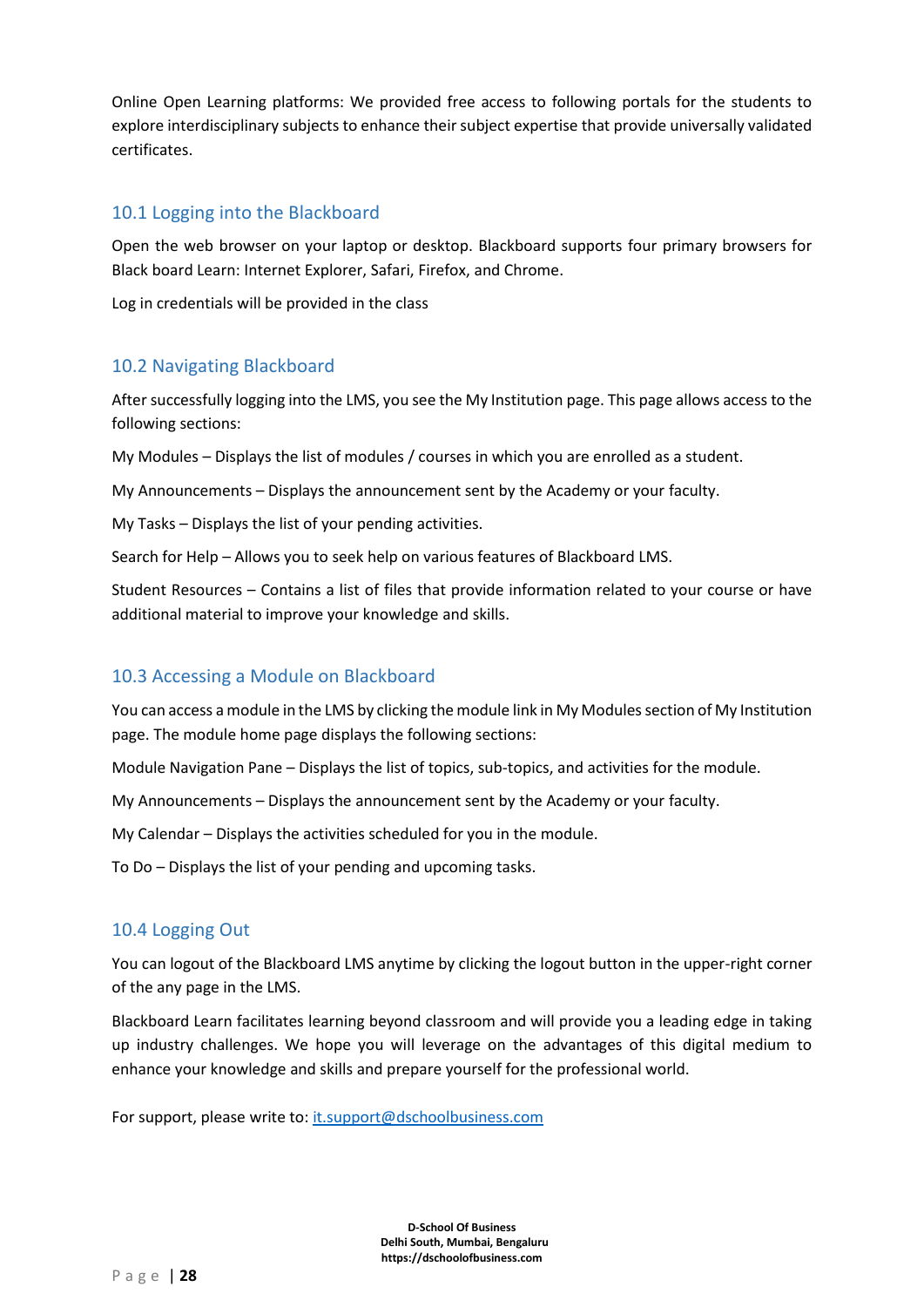Online Open Learning platforms: We provided free access to following portals for the students to explore interdisciplinary subjects to enhance their subject expertise that provide universally validated certificates.

## 10.1 Logging into the Blackboard

Open the web browser on your laptop or desktop. Blackboard supports four primary browsers for Black board Learn: Internet Explorer, Safari, Firefox, and Chrome.

Log in credentials will be provided in the class

## 10.2 Navigating Blackboard

After successfully logging into the LMS, you see the My Institution page. This page allows access to the following sections:

My Modules – Displays the list of modules / courses in which you are enrolled as a student.

My Announcements – Displays the announcement sent by the Academy or your faculty.

My Tasks – Displays the list of your pending activities.

Search for Help – Allows you to seek help on various features of Blackboard LMS.

Student Resources – Contains a list of files that provide information related to your course or have additional material to improve your knowledge and skills.

## 10.3 Accessing a Module on Blackboard

You can access a module in the LMS by clicking the module link in My Modules section of My Institution page. The module home page displays the following sections:

Module Navigation Pane – Displays the list of topics, sub-topics, and activities for the module.

My Announcements – Displays the announcement sent by the Academy or your faculty.

My Calendar – Displays the activities scheduled for you in the module.

To Do – Displays the list of your pending and upcoming tasks.

## 10.4 Logging Out

You can logout of the Blackboard LMS anytime by clicking the logout button in the upper-right corner of the any page in the LMS.

Blackboard Learn facilitates learning beyond classroom and will provide you a leading edge in taking up industry challenges. We hope you will leverage on the advantages of this digital medium to enhance your knowledge and skills and prepare yourself for the professional world.

For support, please write to: it.support@dschoolbusiness.com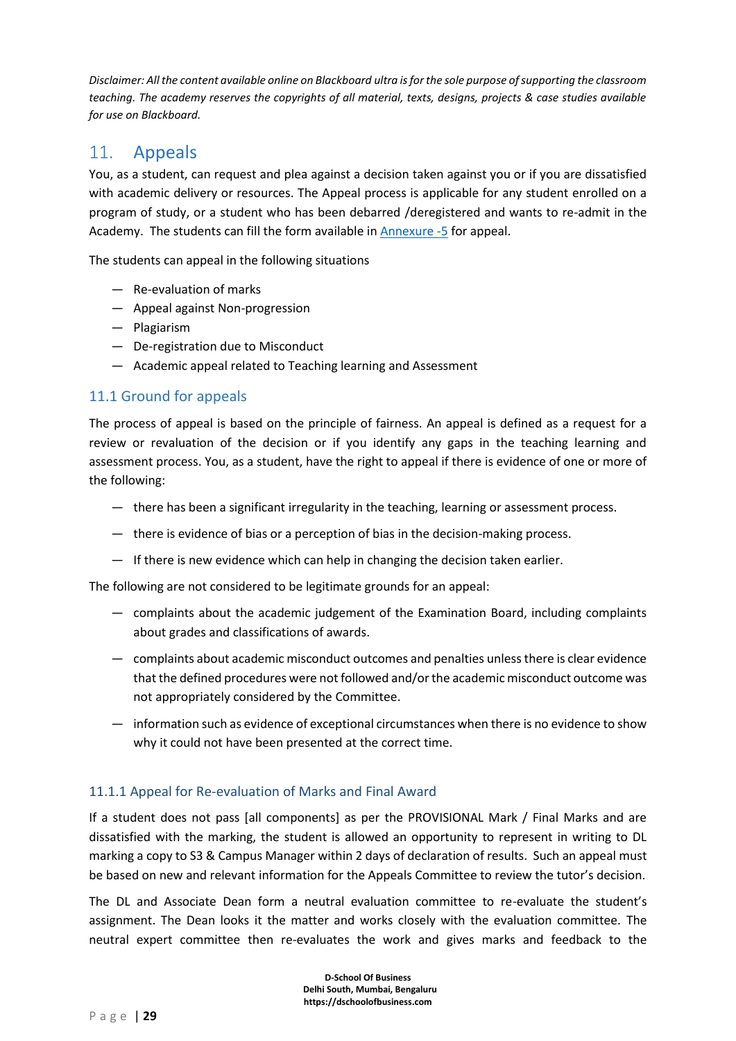*Disclaimer: All the content available online on Blackboard ultra is for the sole purpose of supporting the classroom teaching. The academy reserves the copyrights of all material, texts, designs, projects & case studies available for use on Blackboard.*

# 11. Appeals

You, as a student, can request and plea against a decision taken against you or if you are dissatisfied with academic delivery or resources. The Appeal process is applicable for any student enrolled on a program of study, or a student who has been debarred /deregistered and wants to re-admit in the Academy. The students can fill the form available in Annexure -5 for appeal.

The students can appeal in the following situations

- Re-evaluation of marks
- Appeal against Non-progression
- Plagiarism
- De-registration due to Misconduct
- Academic appeal related to Teaching learning and Assessment

## 11.1 Ground for appeals

The process of appeal is based on the principle of fairness. An appeal is defined as a request for a review or revaluation of the decision or if you identify any gaps in the teaching learning and assessment process. You, as a student, have the right to appeal if there is evidence of one or more of the following:

- there has been a significant irregularity in the teaching, learning or assessment process.
- there is evidence of bias or a perception of bias in the decision-making process.
- If there is new evidence which can help in changing the decision taken earlier.

The following are not considered to be legitimate grounds for an appeal:

- complaints about the academic judgement of the Examination Board, including complaints about grades and classifications of awards.
- complaints about academic misconduct outcomes and penalties unless there is clear evidence that the defined procedures were not followed and/or the academic misconduct outcome was not appropriately considered by the Committee.
- information such as evidence of exceptional circumstances when there is no evidence to show why it could not have been presented at the correct time.

### 11.1.1 Appeal for Re-evaluation of Marks and Final Award

If a student does not pass [all components] as per the PROVISIONAL Mark / Final Marks and are dissatisfied with the marking, the student is allowed an opportunity to represent in writing to DL marking a copy to S3 & Campus Manager within 2 days of declaration of results. Such an appeal must be based on new and relevant information for the Appeals Committee to review the tutor's decision.

The DL and Associate Dean form a neutral evaluation committee to re-evaluate the student's assignment. The Dean looks it the matter and works closely with the evaluation committee. The neutral expert committee then re-evaluates the work and gives marks and feedback to the

D-School Of Business
Delhi South, Mumbai, Bengaluru
https://dschoolofbusiness.com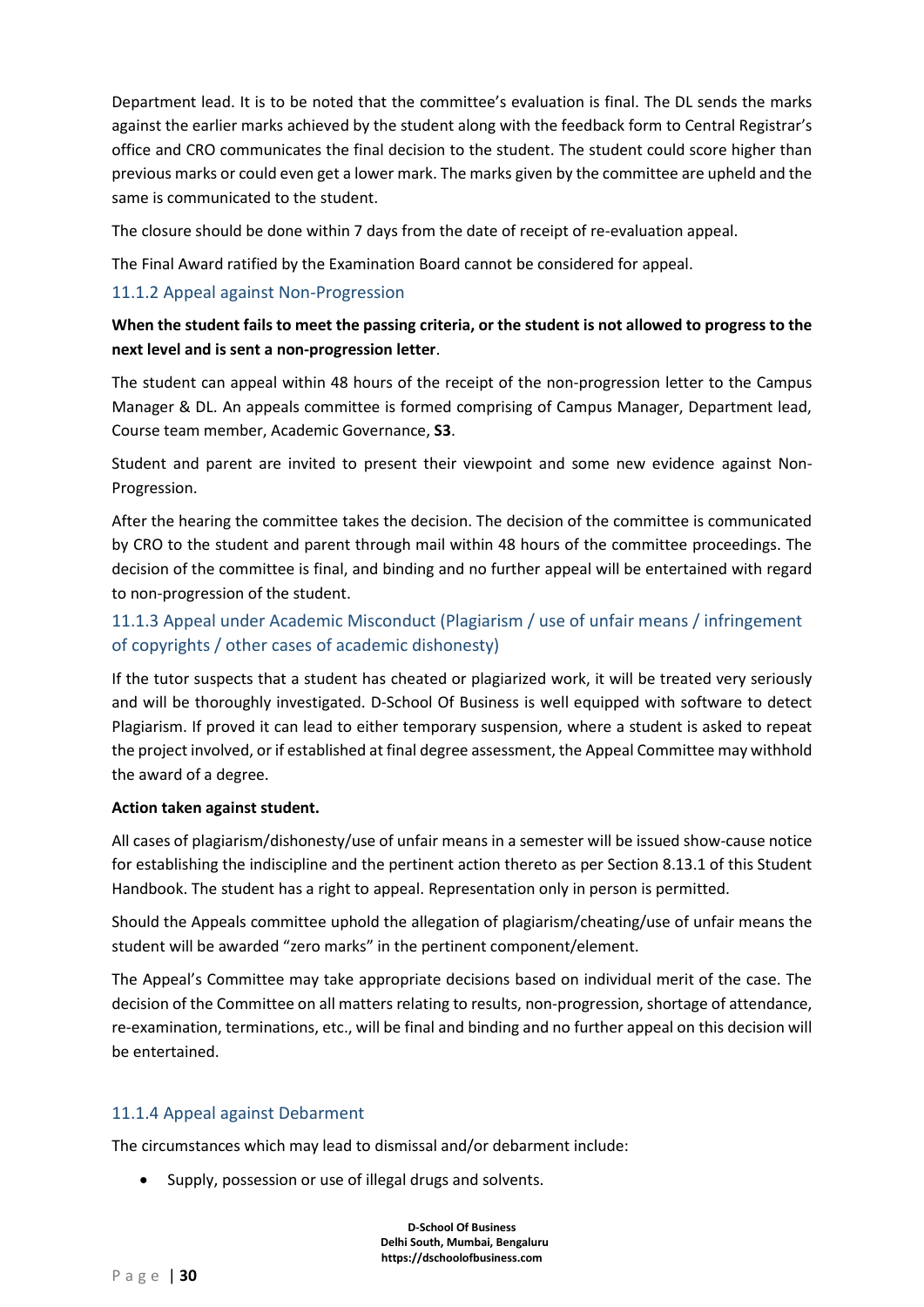Department lead. It is to be noted that the committee's evaluation is final. The DL sends the marks against the earlier marks achieved by the student along with the feedback form to Central Registrar's office and CRO communicates the final decision to the student. The student could score higher than previous marks or could even get a lower mark. The marks given by the committee are upheld and the same is communicated to the student.

The closure should be done within 7 days from the date of receipt of re-evaluation appeal.

The Final Award ratified by the Examination Board cannot be considered for appeal.

### 11.1.2 Appeal against Non-Progression

**When the student fails to meet the passing criteria, or the student is not allowed to progress to the next level and is sent a non-progression letter**.

The student can appeal within 48 hours of the receipt of the non-progression letter to the Campus Manager & DL. An appeals committee is formed comprising of Campus Manager, Department lead, Course team member, Academic Governance, **S3**.

Student and parent are invited to present their viewpoint and some new evidence against Non-Progression.

After the hearing the committee takes the decision. The decision of the committee is communicated by CRO to the student and parent through mail within 48 hours of the committee proceedings. The decision of the committee is final, and binding and no further appeal will be entertained with regard to non-progression of the student.

### 11.1.3 Appeal under Academic Misconduct (Plagiarism / use of unfair means / infringement of copyrights / other cases of academic dishonesty)

If the tutor suspects that a student has cheated or plagiarized work, it will be treated very seriously and will be thoroughly investigated. D-School Of Business is well equipped with software to detect Plagiarism. If proved it can lead to either temporary suspension, where a student is asked to repeat the project involved, or if established at final degree assessment, the Appeal Committee may withhold the award of a degree.

**Action taken against student.**

All cases of plagiarism/dishonesty/use of unfair means in a semester will be issued show-cause notice for establishing the indiscipline and the pertinent action thereto as per Section 8.13.1 of this Student Handbook. The student has a right to appeal. Representation only in person is permitted.

Should the Appeals committee uphold the allegation of plagiarism/cheating/use of unfair means the student will be awarded "zero marks" in the pertinent component/element.

The Appeal's Committee may take appropriate decisions based on individual merit of the case. The decision of the Committee on all matters relating to results, non-progression, shortage of attendance, re-examination, terminations, etc., will be final and binding and no further appeal on this decision will be entertained.

### 11.1.4 Appeal against Debarment

The circumstances which may lead to dismissal and/or debarment include:

- Supply, possession or use of illegal drugs and solvents.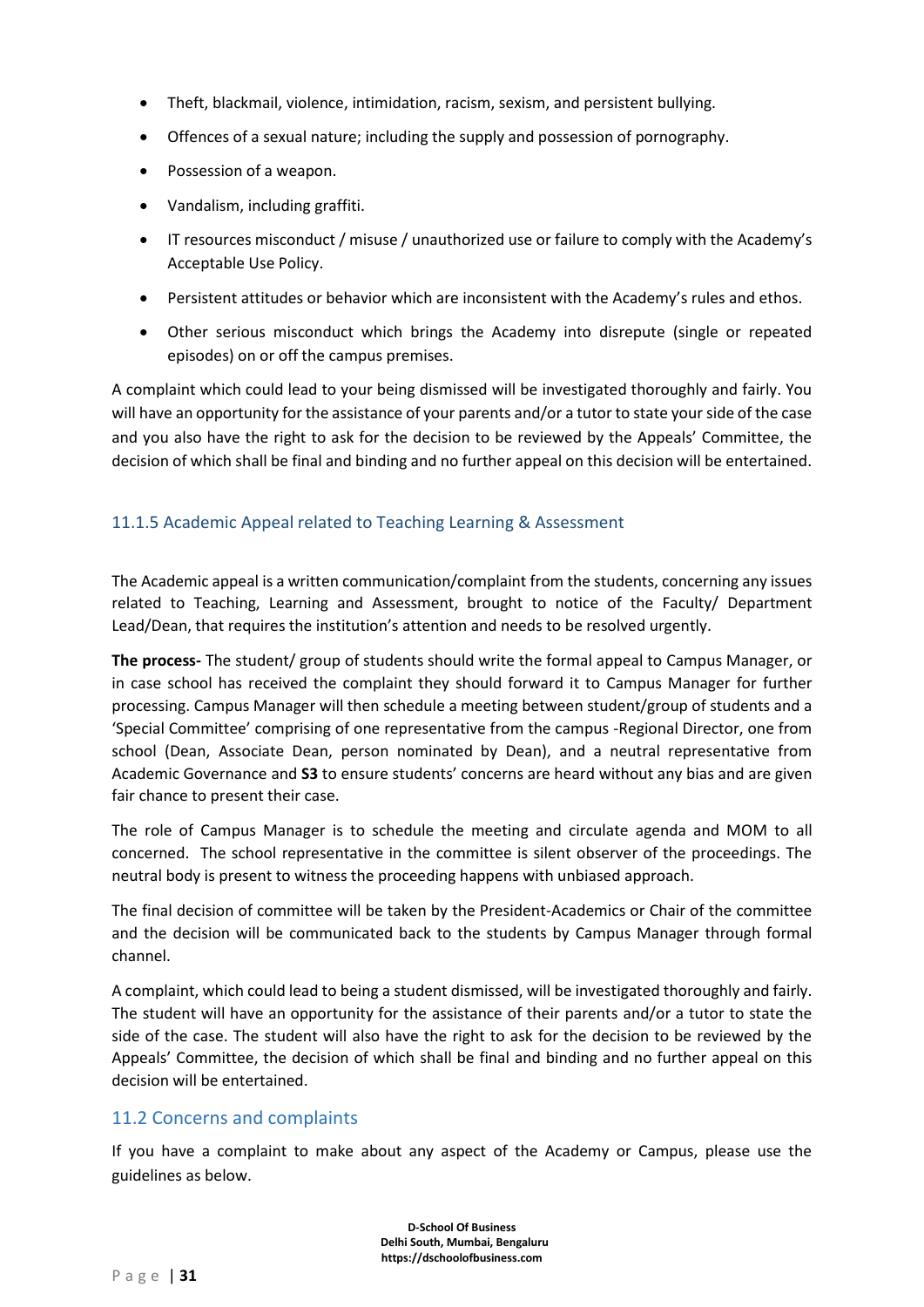- Theft, blackmail, violence, intimidation, racism, sexism, and persistent bullying.
- Offences of a sexual nature; including the supply and possession of pornography.
- Possession of a weapon.
- Vandalism, including graffiti.
- IT resources misconduct / misuse / unauthorized use or failure to comply with the Academy's Acceptable Use Policy.
- Persistent attitudes or behavior which are inconsistent with the Academy's rules and ethos.
- Other serious misconduct which brings the Academy into disrepute (single or repeated episodes) on or off the campus premises.

A complaint which could lead to your being dismissed will be investigated thoroughly and fairly. You will have an opportunity for the assistance of your parents and/or a tutor to state your side of the case and you also have the right to ask for the decision to be reviewed by the Appeals' Committee, the decision of which shall be final and binding and no further appeal on this decision will be entertained.

### 11.1.5 Academic Appeal related to Teaching Learning & Assessment

The Academic appeal is a written communication/complaint from the students, concerning any issues related to Teaching, Learning and Assessment, brought to notice of the Faculty/ Department Lead/Dean, that requires the institution's attention and needs to be resolved urgently.

**The process-** The student/ group of students should write the formal appeal to Campus Manager, or in case school has received the complaint they should forward it to Campus Manager for further processing. Campus Manager will then schedule a meeting between student/group of students and a 'Special Committee' comprising of one representative from the campus -Regional Director, one from school (Dean, Associate Dean, person nominated by Dean), and a neutral representative from Academic Governance and **S3** to ensure students' concerns are heard without any bias and are given fair chance to present their case.

The role of Campus Manager is to schedule the meeting and circulate agenda and MOM to all concerned. The school representative in the committee is silent observer of the proceedings. The neutral body is present to witness the proceeding happens with unbiased approach.

The final decision of committee will be taken by the President-Academics or Chair of the committee and the decision will be communicated back to the students by Campus Manager through formal channel.

A complaint, which could lead to being a student dismissed, will be investigated thoroughly and fairly. The student will have an opportunity for the assistance of their parents and/or a tutor to state the side of the case. The student will also have the right to ask for the decision to be reviewed by the Appeals' Committee, the decision of which shall be final and binding and no further appeal on this decision will be entertained.

## 11.2 Concerns and complaints

If you have a complaint to make about any aspect of the Academy or Campus, please use the guidelines as below.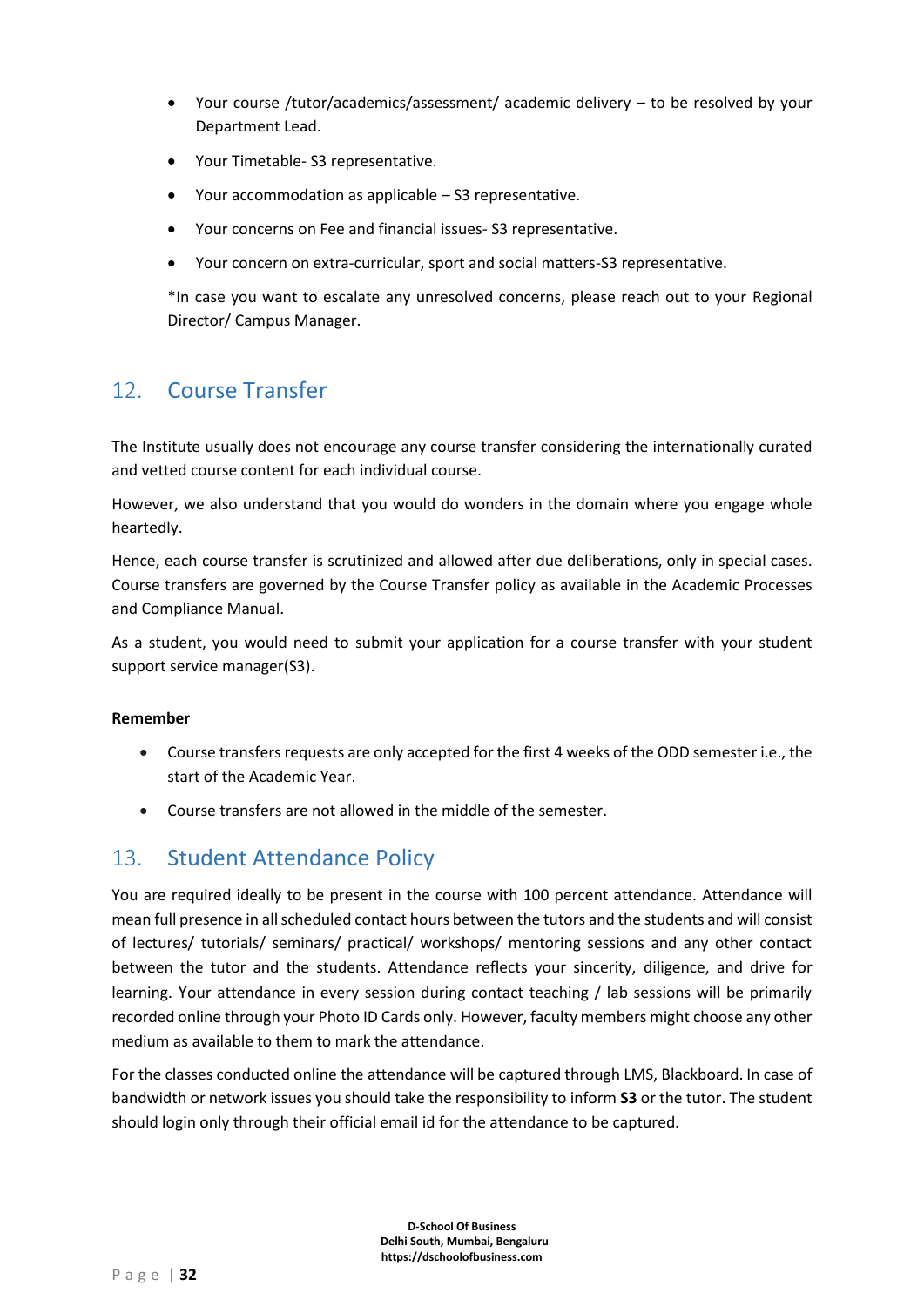- Your course /tutor/academics/assessment/ academic delivery – to be resolved by your Department Lead.
- Your Timetable- S3 representative.
- Your accommodation as applicable – S3 representative.
- Your concerns on Fee and financial issues- S3 representative.
- Your concern on extra-curricular, sport and social matters-S3 representative.

*In case you want to escalate any unresolved concerns, please reach out to your Regional Director/ Campus Manager.

## 12. Course Transfer

The Institute usually does not encourage any course transfer considering the internationally curated and vetted course content for each individual course.

However, we also understand that you would do wonders in the domain where you engage whole heartedly.

Hence, each course transfer is scrutinized and allowed after due deliberations, only in special cases. Course transfers are governed by the Course Transfer policy as available in the Academic Processes and Compliance Manual.

As a student, you would need to submit your application for a course transfer with your student support service manager(S3).

**Remember**

- Course transfers requests are only accepted for the first 4 weeks of the ODD semester i.e., the start of the Academic Year.
- Course transfers are not allowed in the middle of the semester.

## 13. Student Attendance Policy

You are required ideally to be present in the course with 100 percent attendance. Attendance will mean full presence in all scheduled contact hours between the tutors and the students and will consist of lectures/ tutorials/ seminars/ practical/ workshops/ mentoring sessions and any other contact between the tutor and the students. Attendance reflects your sincerity, diligence, and drive for learning. Your attendance in every session during contact teaching / lab sessions will be primarily recorded online through your Photo ID Cards only. However, faculty members might choose any other medium as available to them to mark the attendance.

For the classes conducted online the attendance will be captured through LMS, Blackboard. In case of bandwidth or network issues you should take the responsibility to inform **S3** or the tutor. The student should login only through their official email id for the attendance to be captured.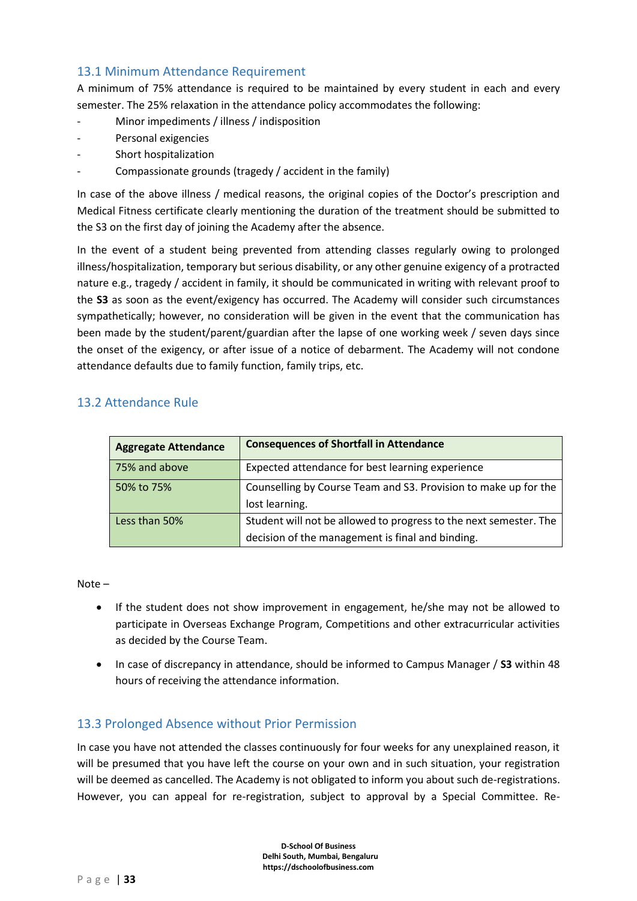## 13.1 Minimum Attendance Requirement

A minimum of 75% attendance is required to be maintained by every student in each and every semester. The 25% relaxation in the attendance policy accommodates the following:

- Minor impediments / illness / indisposition
- Personal exigencies
- Short hospitalization
- Compassionate grounds (tragedy / accident in the family)

In case of the above illness / medical reasons, the original copies of the Doctor's prescription and Medical Fitness certificate clearly mentioning the duration of the treatment should be submitted to the S3 on the first day of joining the Academy after the absence.

In the event of a student being prevented from attending classes regularly owing to prolonged illness/hospitalization, temporary but serious disability, or any other genuine exigency of a protracted nature e.g., tragedy / accident in family, it should be communicated in writing with relevant proof to the **S3** as soon as the event/exigency has occurred. The Academy will consider such circumstances sympathetically; however, no consideration will be given in the event that the communication has been made by the student/parent/guardian after the lapse of one working week / seven days since the onset of the exigency, or after issue of a notice of debarment. The Academy will not condone attendance defaults due to family function, family trips, etc.

## 13.2 Attendance Rule

| Aggregate Attendance | Consequences of Shortfall in Attendance |
|---|---|
| 75% and above | Expected attendance for best learning experience |
| 50% to 75% | Counselling by Course Team and S3. Provision to make up for the lost learning. |
| Less than 50% | Student will not be allowed to progress to the next semester. The decision of the management is final and binding. |

Note –

- If the student does not show improvement in engagement, he/she may not be allowed to participate in Overseas Exchange Program, Competitions and other extracurricular activities as decided by the Course Team.
- In case of discrepancy in attendance, should be informed to Campus Manager / **S3** within 48 hours of receiving the attendance information.

## 13.3 Prolonged Absence without Prior Permission

In case you have not attended the classes continuously for four weeks for any unexplained reason, it will be presumed that you have left the course on your own and in such situation, your registration will be deemed as cancelled. The Academy is not obligated to inform you about such de-registrations. However, you can appeal for re-registration, subject to approval by a Special Committee. Re-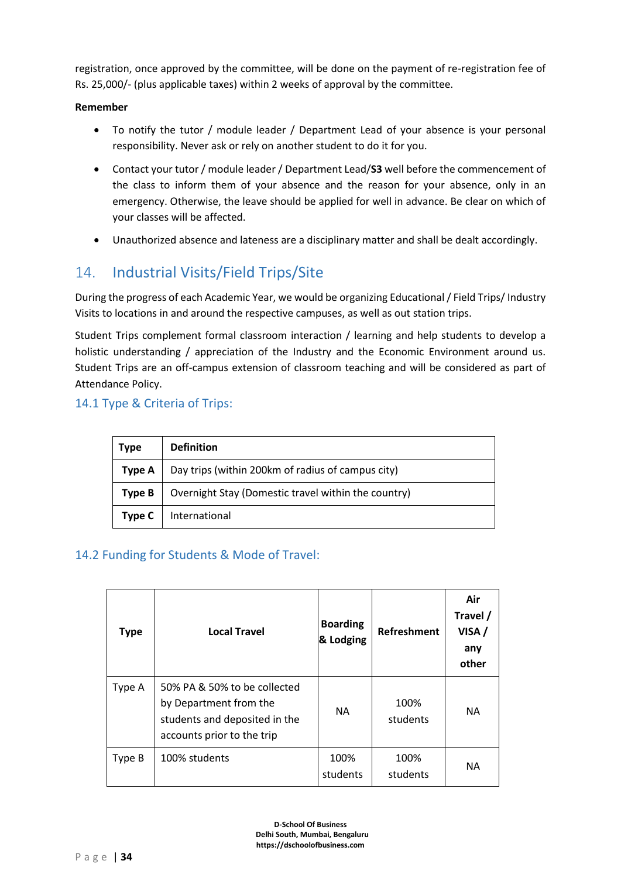registration, once approved by the committee, will be done on the payment of re-registration fee of Rs. 25,000/- (plus applicable taxes) within 2 weeks of approval by the committee.

**Remember**

- To notify the tutor / module leader / Department Lead of your absence is your personal responsibility. Never ask or rely on another student to do it for you.
- Contact your tutor / module leader / Department Lead/**S3** well before the commencement of the class to inform them of your absence and the reason for your absence, only in an emergency. Otherwise, the leave should be applied for well in advance. Be clear on which of your classes will be affected.
- Unauthorized absence and lateness are a disciplinary matter and shall be dealt accordingly.

## 14. Industrial Visits/Field Trips/Site

During the progress of each Academic Year, we would be organizing Educational / Field Trips/ Industry Visits to locations in and around the respective campuses, as well as out station trips.

Student Trips complement formal classroom interaction / learning and help students to develop a holistic understanding / appreciation of the Industry and the Economic Environment around us. Student Trips are an off-campus extension of classroom teaching and will be considered as part of Attendance Policy.

### 14.1 Type & Criteria of Trips:

| **Type** | **Definition** |
|---|---|
| **Type A** | Day trips (within 200km of radius of campus city) |
| **Type B** | Overnight Stay (Domestic travel within the country) |
| **Type C** | International |

### 14.2 Funding for Students & Mode of Travel:

| **Type** | **Local Travel** | **Boarding & Lodging** | **Refreshment** | **Air Travel / VISA / any other** |
|---|---|---|---|---|
| Type A | 50% PA & 50% to be collected by Department from the students and deposited in the accounts prior to the trip | NA | 100% students | NA |
| Type B | 100% students | 100% students | 100% students | NA |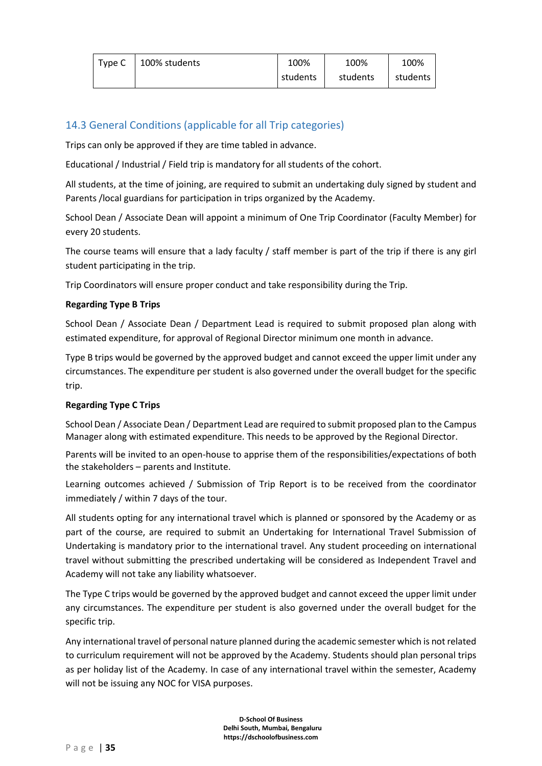| Type C | 100% students | 100% students | 100% students | 100% students |
|---|---|---|---|---|

## 14.3 General Conditions (applicable for all Trip categories)

Trips can only be approved if they are time tabled in advance.

Educational / Industrial / Field trip is mandatory for all students of the cohort.

All students, at the time of joining, are required to submit an undertaking duly signed by student and Parents /local guardians for participation in trips organized by the Academy.

School Dean / Associate Dean will appoint a minimum of One Trip Coordinator (Faculty Member) for every 20 students.

The course teams will ensure that a lady faculty / staff member is part of the trip if there is any girl student participating in the trip.

Trip Coordinators will ensure proper conduct and take responsibility during the Trip.

**Regarding Type B Trips**

School Dean / Associate Dean / Department Lead is required to submit proposed plan along with estimated expenditure, for approval of Regional Director minimum one month in advance.

Type B trips would be governed by the approved budget and cannot exceed the upper limit under any circumstances. The expenditure per student is also governed under the overall budget for the specific trip.

**Regarding Type C Trips**

School Dean / Associate Dean / Department Lead are required to submit proposed plan to the Campus Manager along with estimated expenditure. This needs to be approved by the Regional Director.

Parents will be invited to an open-house to apprise them of the responsibilities/expectations of both the stakeholders – parents and Institute.

Learning outcomes achieved / Submission of Trip Report is to be received from the coordinator immediately / within 7 days of the tour.

All students opting for any international travel which is planned or sponsored by the Academy or as part of the course, are required to submit an Undertaking for International Travel Submission of Undertaking is mandatory prior to the international travel. Any student proceeding on international travel without submitting the prescribed undertaking will be considered as Independent Travel and Academy will not take any liability whatsoever.

The Type C trips would be governed by the approved budget and cannot exceed the upper limit under any circumstances. The expenditure per student is also governed under the overall budget for the specific trip.

Any international travel of personal nature planned during the academic semester which is not related to curriculum requirement will not be approved by the Academy. Students should plan personal trips as per holiday list of the Academy. In case of any international travel within the semester, Academy will not be issuing any NOC for VISA purposes.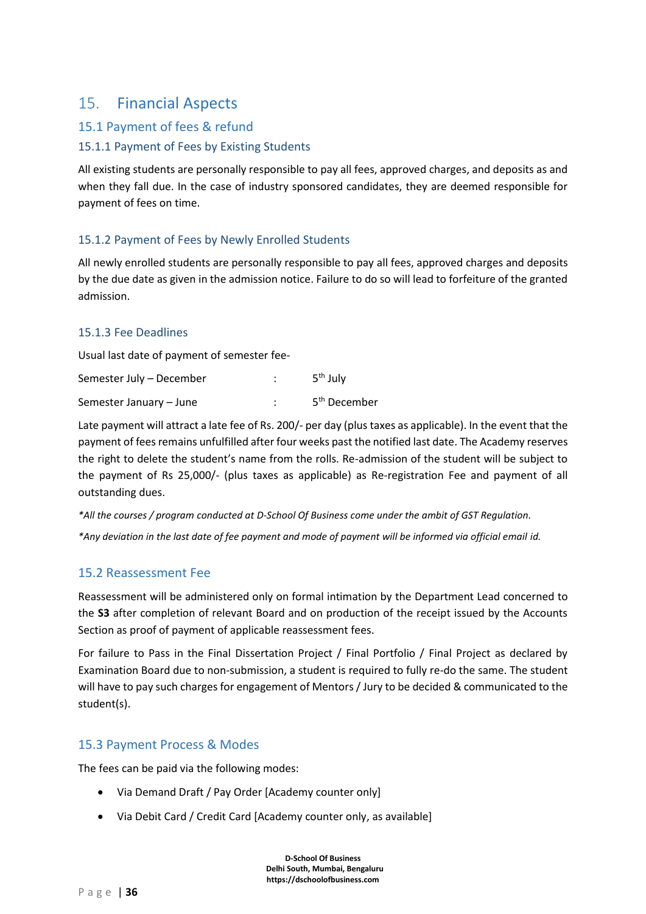# 15. Financial Aspects

## 15.1 Payment of fees & refund

### 15.1.1 Payment of Fees by Existing Students

All existing students are personally responsible to pay all fees, approved charges, and deposits as and when they fall due. In the case of industry sponsored candidates, they are deemed responsible for payment of fees on time.

### 15.1.2 Payment of Fees by Newly Enrolled Students

All newly enrolled students are personally responsible to pay all fees, approved charges and deposits by the due date as given in the admission notice. Failure to do so will lead to forfeiture of the granted admission.

### 15.1.3 Fee Deadlines

Usual last date of payment of semester fee-

| | | |
|---|---|---|
| Semester July – December | : | 5th July |
| Semester January – June | : | 5th December |

Late payment will attract a late fee of Rs. 200/- per day (plus taxes as applicable). In the event that the payment of fees remains unfulfilled after four weeks past the notified last date. The Academy reserves the right to delete the student's name from the rolls. Re-admission of the student will be subject to the payment of Rs 25,000/- (plus taxes as applicable) as Re-registration Fee and payment of all outstanding dues.

*\*All the courses / program conducted at D-School Of Business come under the ambit of GST Regulation.*

*\*Any deviation in the last date of fee payment and mode of payment will be informed via official email id.*

## 15.2 Reassessment Fee

Reassessment will be administered only on formal intimation by the Department Lead concerned to the **S3** after completion of relevant Board and on production of the receipt issued by the Accounts Section as proof of payment of applicable reassessment fees.

For failure to Pass in the Final Dissertation Project / Final Portfolio / Final Project as declared by Examination Board due to non-submission, a student is required to fully re-do the same. The student will have to pay such charges for engagement of Mentors / Jury to be decided & communicated to the student(s).

## 15.3 Payment Process & Modes

The fees can be paid via the following modes:

- Via Demand Draft / Pay Order [Academy counter only]
- Via Debit Card / Credit Card [Academy counter only, as available]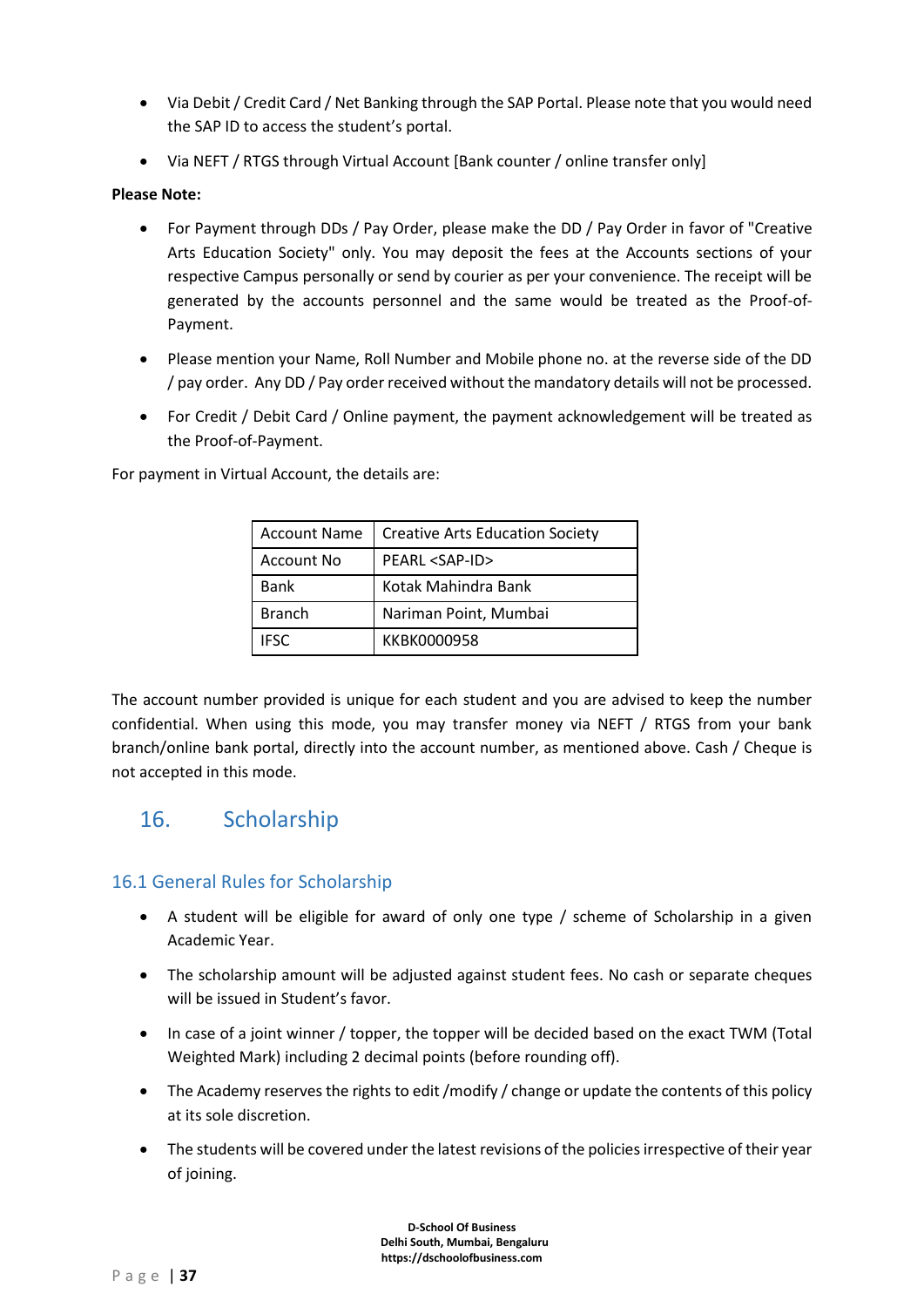- Via Debit / Credit Card / Net Banking through the SAP Portal. Please note that you would need the SAP ID to access the student's portal.
- Via NEFT / RTGS through Virtual Account [Bank counter / online transfer only]

**Please Note:**

- For Payment through DDs / Pay Order, please make the DD / Pay Order in favor of "Creative Arts Education Society" only. You may deposit the fees at the Accounts sections of your respective Campus personally or send by courier as per your convenience. The receipt will be generated by the accounts personnel and the same would be treated as the Proof-of-Payment.
- Please mention your Name, Roll Number and Mobile phone no. at the reverse side of the DD / pay order. Any DD / Pay order received without the mandatory details will not be processed.
- For Credit / Debit Card / Online payment, the payment acknowledgement will be treated as the Proof-of-Payment.

For payment in Virtual Account, the details are:

| Account Name | Creative Arts Education Society |
|---|---|
| Account No | PEARL <SAP-ID> |
| Bank | Kotak Mahindra Bank |
| Branch | Nariman Point, Mumbai |
| IFSC | KKBK0000958 |

The account number provided is unique for each student and you are advised to keep the number confidential. When using this mode, you may transfer money via NEFT / RTGS from your bank branch/online bank portal, directly into the account number, as mentioned above. Cash / Cheque is not accepted in this mode.

# 16. Scholarship

## 16.1 General Rules for Scholarship

- A student will be eligible for award of only one type / scheme of Scholarship in a given Academic Year.
- The scholarship amount will be adjusted against student fees. No cash or separate cheques will be issued in Student's favor.
- In case of a joint winner / topper, the topper will be decided based on the exact TWM (Total Weighted Mark) including 2 decimal points (before rounding off).
- The Academy reserves the rights to edit /modify / change or update the contents of this policy at its sole discretion.
- The students will be covered under the latest revisions of the policies irrespective of their year of joining.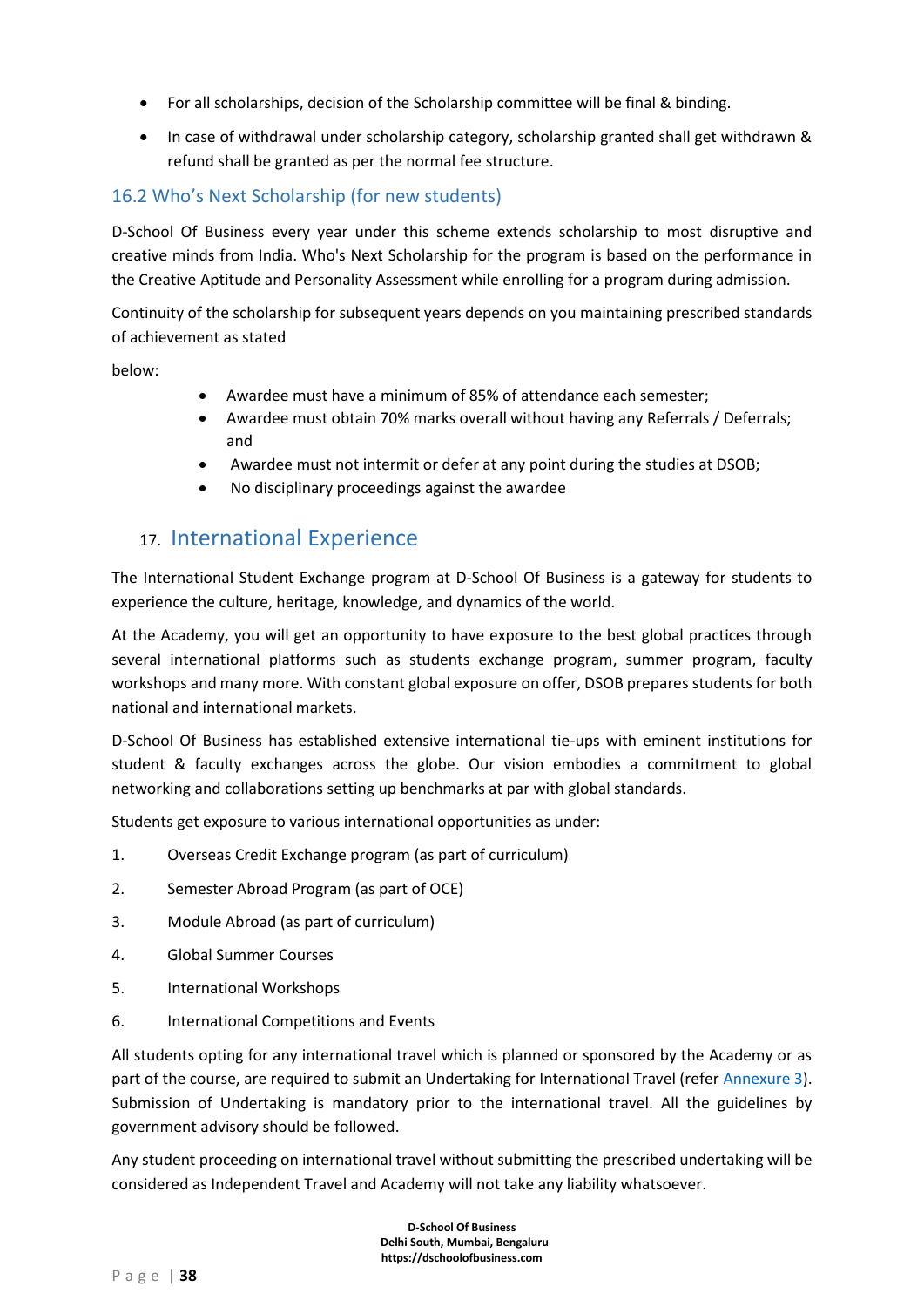- For all scholarships, decision of the Scholarship committee will be final & binding.
- In case of withdrawal under scholarship category, scholarship granted shall get withdrawn & refund shall be granted as per the normal fee structure.

### 16.2 Who's Next Scholarship (for new students)

D-School Of Business every year under this scheme extends scholarship to most disruptive and creative minds from India. Who's Next Scholarship for the program is based on the performance in the Creative Aptitude and Personality Assessment while enrolling for a program during admission.

Continuity of the scholarship for subsequent years depends on you maintaining prescribed standards of achievement as stated

below:

- Awardee must have a minimum of 85% of attendance each semester;
- Awardee must obtain 70% marks overall without having any Referrals / Deferrals; and
- Awardee must not intermit or defer at any point during the studies at DSOB;
- No disciplinary proceedings against the awardee

## 17. International Experience

The International Student Exchange program at D-School Of Business is a gateway for students to experience the culture, heritage, knowledge, and dynamics of the world.

At the Academy, you will get an opportunity to have exposure to the best global practices through several international platforms such as students exchange program, summer program, faculty workshops and many more. With constant global exposure on offer, DSOB prepares students for both national and international markets.

D-School Of Business has established extensive international tie-ups with eminent institutions for student & faculty exchanges across the globe. Our vision embodies a commitment to global networking and collaborations setting up benchmarks at par with global standards.

Students get exposure to various international opportunities as under:

1. Overseas Credit Exchange program (as part of curriculum)
2. Semester Abroad Program (as part of OCE)
3. Module Abroad (as part of curriculum)
4. Global Summer Courses
5. International Workshops
6. International Competitions and Events

All students opting for any international travel which is planned or sponsored by the Academy or as part of the course, are required to submit an Undertaking for International Travel (refer Annexure 3). Submission of Undertaking is mandatory prior to the international travel. All the guidelines by government advisory should be followed.

Any student proceeding on international travel without submitting the prescribed undertaking will be considered as Independent Travel and Academy will not take any liability whatsoever.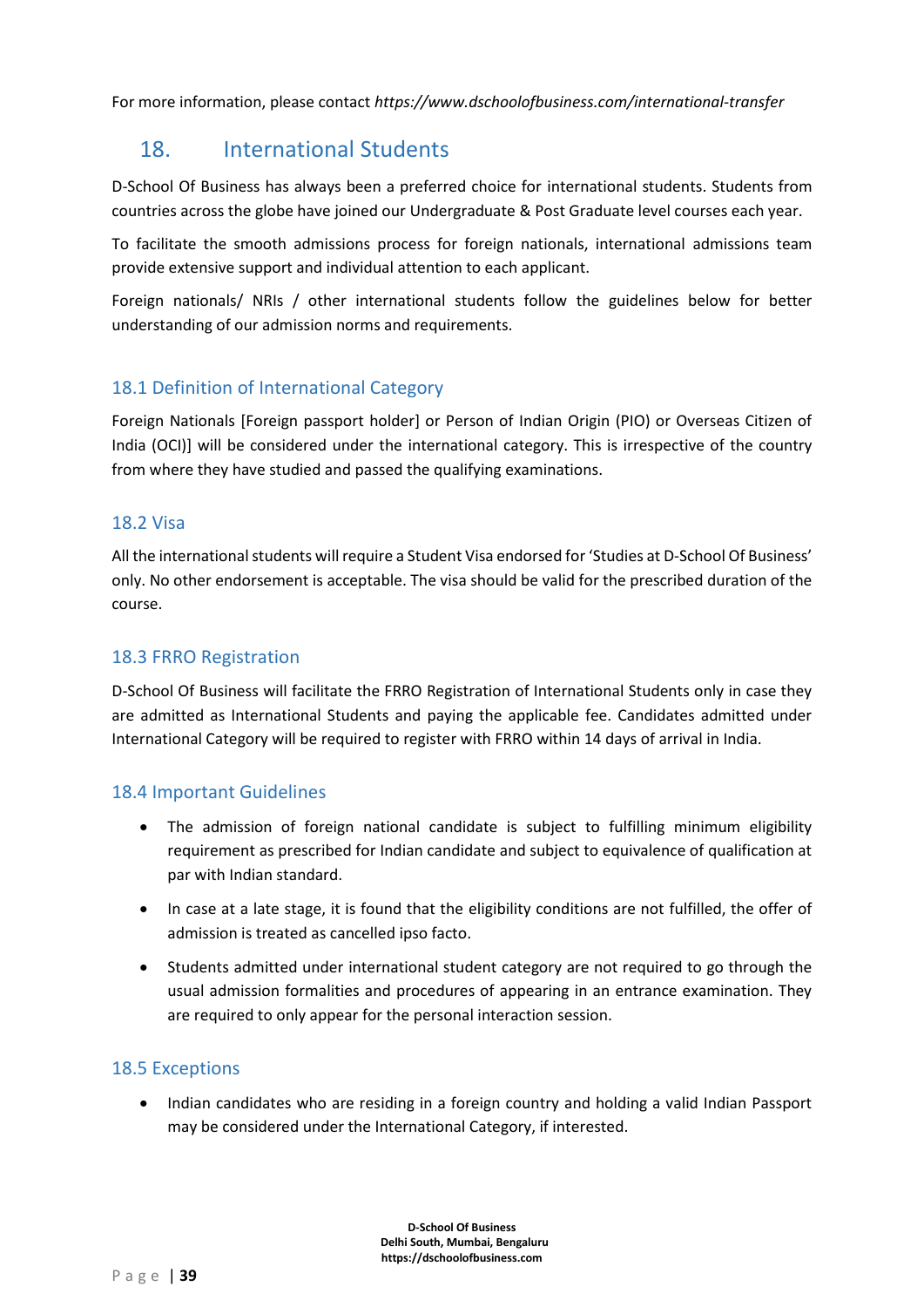For more information, please contact *https://www.dschoolofbusiness.com/international-transfer*

## 18. International Students

D-School Of Business has always been a preferred choice for international students. Students from countries across the globe have joined our Undergraduate & Post Graduate level courses each year.

To facilitate the smooth admissions process for foreign nationals, international admissions team provide extensive support and individual attention to each applicant.

Foreign nationals/ NRIs / other international students follow the guidelines below for better understanding of our admission norms and requirements.

### 18.1 Definition of International Category

Foreign Nationals [Foreign passport holder] or Person of Indian Origin (PIO) or Overseas Citizen of India (OCI)] will be considered under the international category. This is irrespective of the country from where they have studied and passed the qualifying examinations.

### 18.2 Visa

All the international students will require a Student Visa endorsed for 'Studies at D-School Of Business' only. No other endorsement is acceptable. The visa should be valid for the prescribed duration of the course.

### 18.3 FRRO Registration

D-School Of Business will facilitate the FRRO Registration of International Students only in case they are admitted as International Students and paying the applicable fee. Candidates admitted under International Category will be required to register with FRRO within 14 days of arrival in India.

### 18.4 Important Guidelines

- The admission of foreign national candidate is subject to fulfilling minimum eligibility requirement as prescribed for Indian candidate and subject to equivalence of qualification at par with Indian standard.
- In case at a late stage, it is found that the eligibility conditions are not fulfilled, the offer of admission is treated as cancelled ipso facto.
- Students admitted under international student category are not required to go through the usual admission formalities and procedures of appearing in an entrance examination. They are required to only appear for the personal interaction session.

### 18.5 Exceptions

- Indian candidates who are residing in a foreign country and holding a valid Indian Passport may be considered under the International Category, if interested.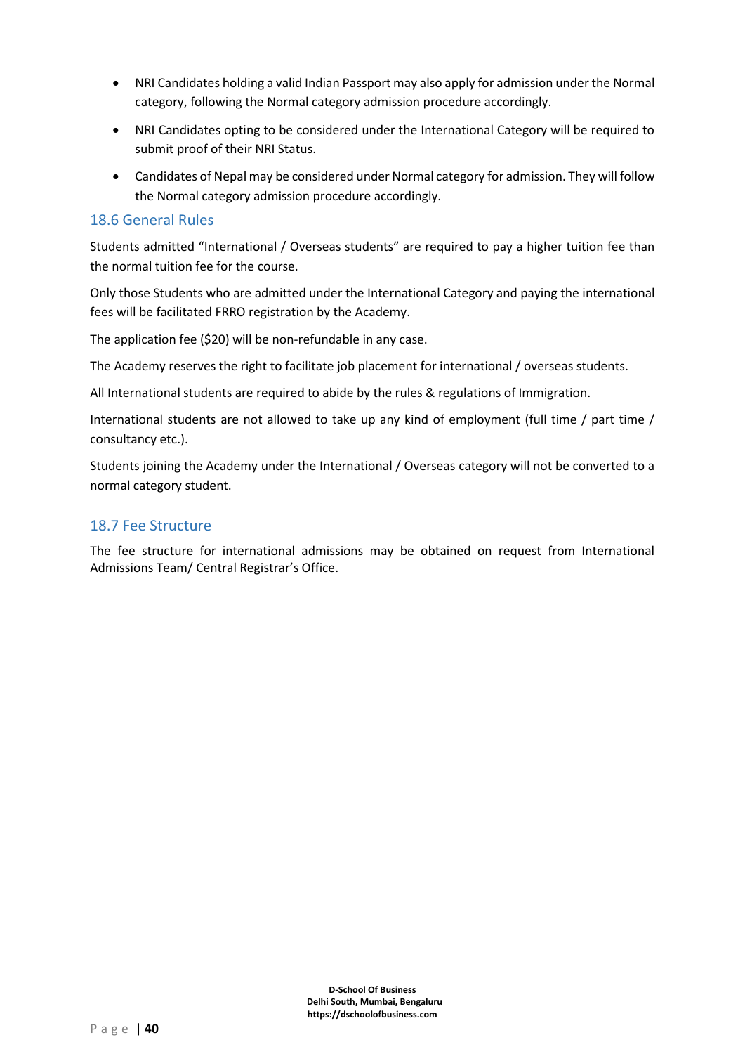- NRI Candidates holding a valid Indian Passport may also apply for admission under the Normal category, following the Normal category admission procedure accordingly.
- NRI Candidates opting to be considered under the International Category will be required to submit proof of their NRI Status.
- Candidates of Nepal may be considered under Normal category for admission. They will follow the Normal category admission procedure accordingly.

## 18.6 General Rules

Students admitted "International / Overseas students" are required to pay a higher tuition fee than the normal tuition fee for the course.

Only those Students who are admitted under the International Category and paying the international fees will be facilitated FRRO registration by the Academy.

The application fee ($20) will be non-refundable in any case.

The Academy reserves the right to facilitate job placement for international / overseas students.

All International students are required to abide by the rules & regulations of Immigration.

International students are not allowed to take up any kind of employment (full time / part time / consultancy etc.).

Students joining the Academy under the International / Overseas category will not be converted to a normal category student.

## 18.7 Fee Structure

The fee structure for international admissions may be obtained on request from International Admissions Team/ Central Registrar's Office.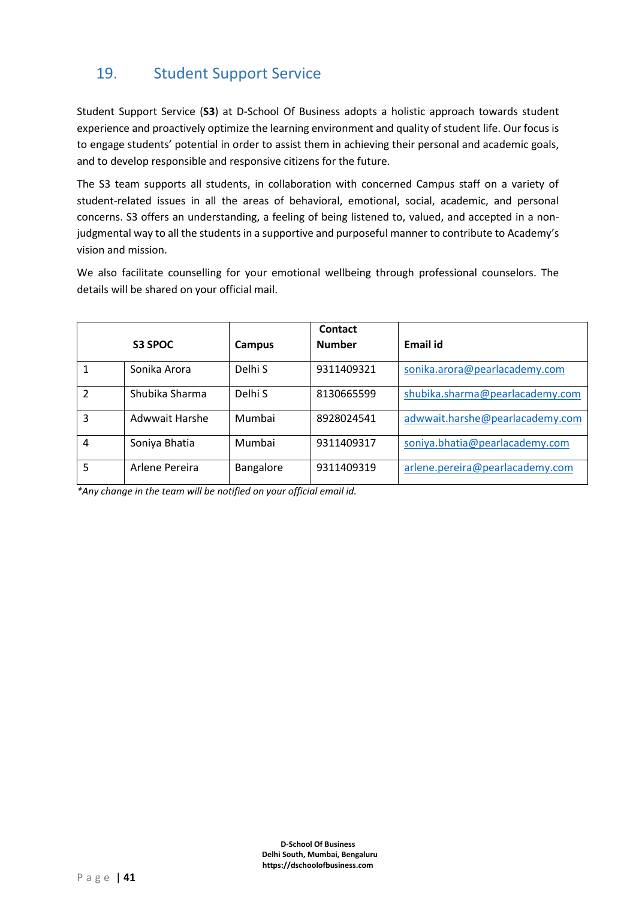## 19. Student Support Service

Student Support Service (**S3**) at D-School Of Business adopts a holistic approach towards student experience and proactively optimize the learning environment and quality of student life. Our focus is to engage students' potential in order to assist them in achieving their personal and academic goals, and to develop responsible and responsive citizens for the future.

The S3 team supports all students, in collaboration with concerned Campus staff on a variety of student-related issues in all the areas of behavioral, emotional, social, academic, and personal concerns. S3 offers an understanding, a feeling of being listened to, valued, and accepted in a non-judgmental way to all the students in a supportive and purposeful manner to contribute to Academy's vision and mission.

We also facilitate counselling for your emotional wellbeing through professional counselors. The details will be shared on your official mail.

| S3 SPOC | | Campus | Contact Number | Email id |
|---|---|---|---|---|
| 1 | Sonika Arora | Delhi S | 9311409321 | sonika.arora@pearlacademy.com |
| 2 | Shubika Sharma | Delhi S | 8130665599 | shubika.sharma@pearlacademy.com |
| 3 | Adwwait Harshe | Mumbai | 8928024541 | adwwait.harshe@pearlacademy.com |
| 4 | Soniya Bhatia | Mumbai | 9311409317 | soniya.bhatia@pearlacademy.com |
| 5 | Arlene Pereira | Bangalore | 9311409319 | arlene.pereira@pearlacademy.com |

*\*Any change in the team will be notified on your official email id.*

**D-School Of Business**
**Delhi South, Mumbai, Bengaluru**
**https://dschoolofbusiness.com**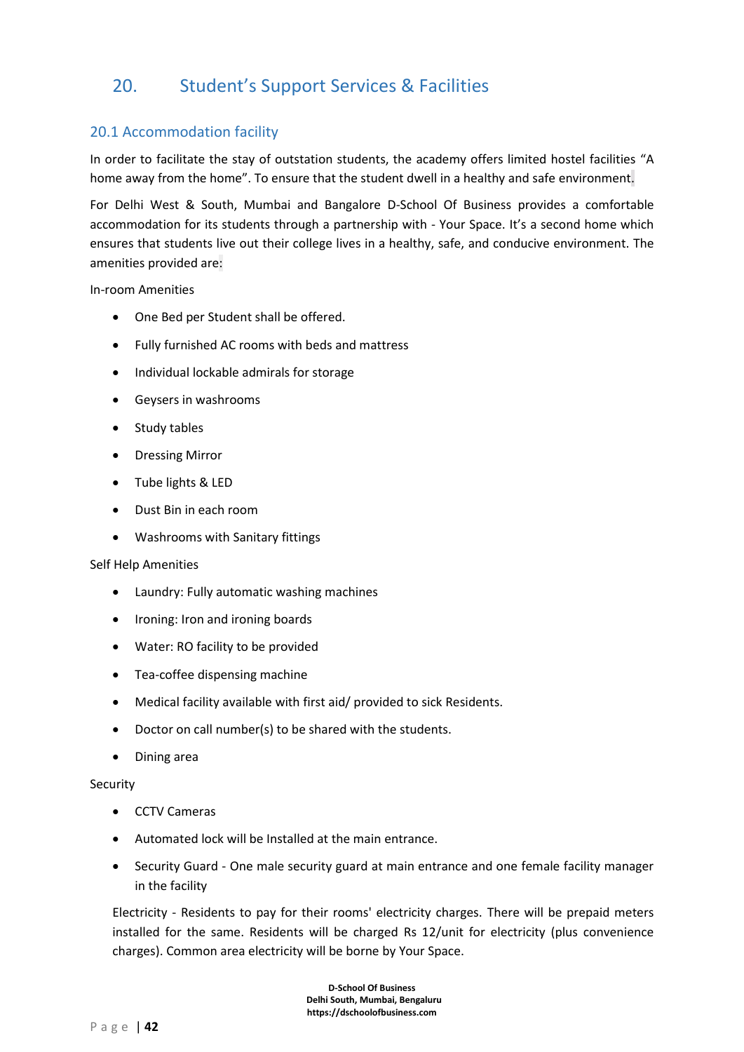# 20. Student's Support Services & Facilities

## 20.1 Accommodation facility

In order to facilitate the stay of outstation students, the academy offers limited hostel facilities "A home away from the home". To ensure that the student dwell in a healthy and safe environment.

For Delhi West & South, Mumbai and Bangalore D-School Of Business provides a comfortable accommodation for its students through a partnership with - Your Space. It's a second home which ensures that students live out their college lives in a healthy, safe, and conducive environment. The amenities provided are:

In-room Amenities

- One Bed per Student shall be offered.
- Fully furnished AC rooms with beds and mattress
- Individual lockable admirals for storage
- Geysers in washrooms
- Study tables
- Dressing Mirror
- Tube lights & LED
- Dust Bin in each room
- Washrooms with Sanitary fittings

Self Help Amenities

- Laundry: Fully automatic washing machines
- Ironing: Iron and ironing boards
- Water: RO facility to be provided
- Tea-coffee dispensing machine
- Medical facility available with first aid/ provided to sick Residents.
- Doctor on call number(s) to be shared with the students.
- Dining area

Security

- CCTV Cameras
- Automated lock will be Installed at the main entrance.
- Security Guard - One male security guard at main entrance and one female facility manager in the facility

Electricity - Residents to pay for their rooms' electricity charges. There will be prepaid meters installed for the same. Residents will be charged Rs 12/unit for electricity (plus convenience charges). Common area electricity will be borne by Your Space.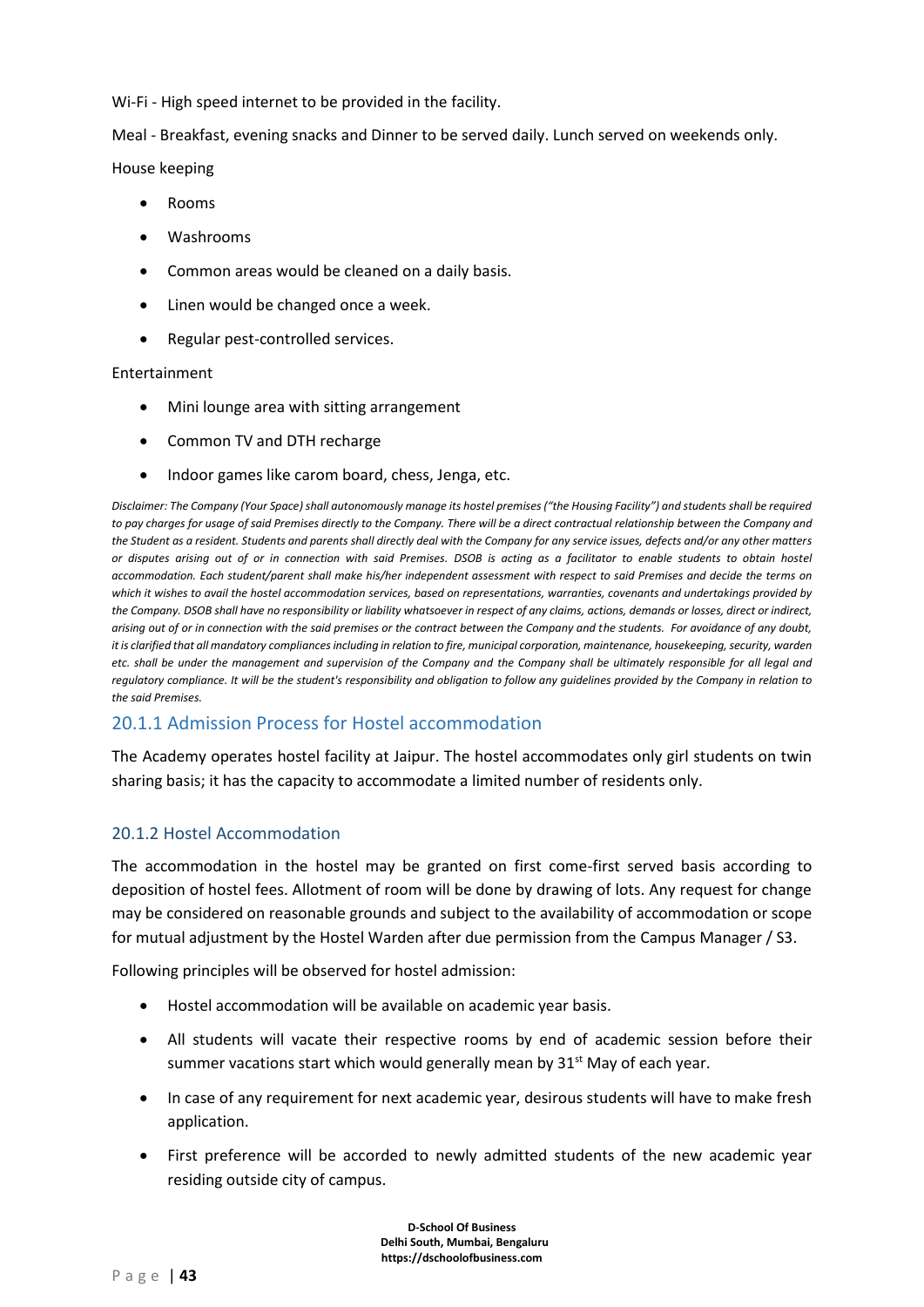Wi-Fi - High speed internet to be provided in the facility.

Meal - Breakfast, evening snacks and Dinner to be served daily. Lunch served on weekends only.

House keeping

- Rooms
- Washrooms
- Common areas would be cleaned on a daily basis.
- Linen would be changed once a week.
- Regular pest-controlled services.

Entertainment

- Mini lounge area with sitting arrangement
- Common TV and DTH recharge
- Indoor games like carom board, chess, Jenga, etc.

*Disclaimer: The Company (Your Space) shall autonomously manage its hostel premises ("the Housing Facility") and students shall be required to pay charges for usage of said Premises directly to the Company. There will be a direct contractual relationship between the Company and the Student as a resident. Students and parents shall directly deal with the Company for any service issues, defects and/or any other matters or disputes arising out of or in connection with said Premises. DSOB is acting as a facilitator to enable students to obtain hostel accommodation. Each student/parent shall make his/her independent assessment with respect to said Premises and decide the terms on which it wishes to avail the hostel accommodation services, based on representations, warranties, covenants and undertakings provided by the Company. DSOB shall have no responsibility or liability whatsoever in respect of any claims, actions, demands or losses, direct or indirect, arising out of or in connection with the said premises or the contract between the Company and the students. For avoidance of any doubt, it is clarified that all mandatory compliances including in relation to fire, municipal corporation, maintenance, housekeeping, security, warden etc. shall be under the management and supervision of the Company and the Company shall be ultimately responsible for all legal and regulatory compliance. It will be the student's responsibility and obligation to follow any guidelines provided by the Company in relation to the said Premises.*

## 20.1.1 Admission Process for Hostel accommodation

The Academy operates hostel facility at Jaipur. The hostel accommodates only girl students on twin sharing basis; it has the capacity to accommodate a limited number of residents only.

### 20.1.2 Hostel Accommodation

The accommodation in the hostel may be granted on first come-first served basis according to deposition of hostel fees. Allotment of room will be done by drawing of lots. Any request for change may be considered on reasonable grounds and subject to the availability of accommodation or scope for mutual adjustment by the Hostel Warden after due permission from the Campus Manager / S3.

Following principles will be observed for hostel admission:

- Hostel accommodation will be available on academic year basis.
- All students will vacate their respective rooms by end of academic session before their summer vacations start which would generally mean by 31st May of each year.
- In case of any requirement for next academic year, desirous students will have to make fresh application.
- First preference will be accorded to newly admitted students of the new academic year residing outside city of campus.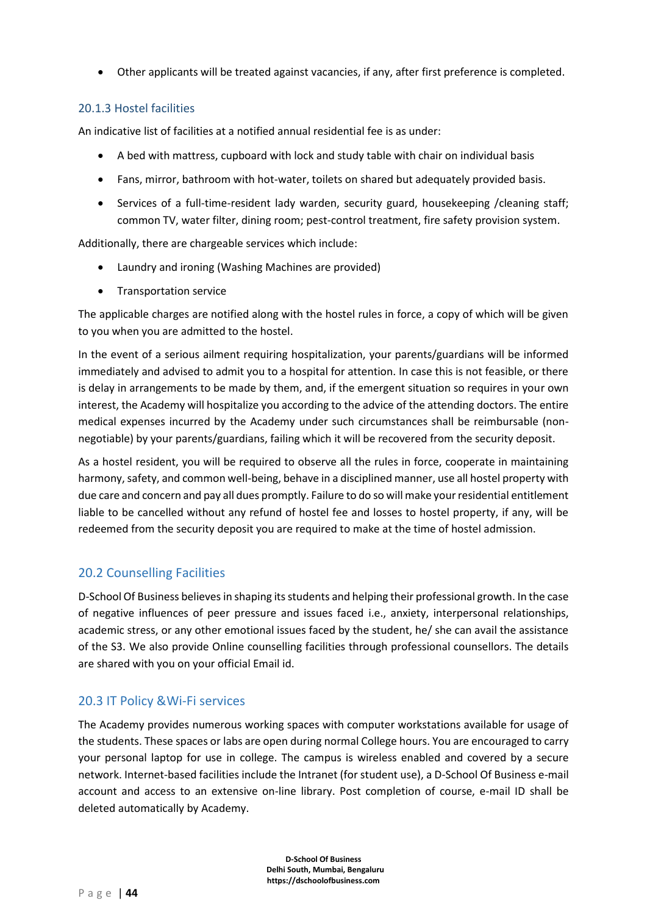- Other applicants will be treated against vacancies, if any, after first preference is completed.

### 20.1.3 Hostel facilities

An indicative list of facilities at a notified annual residential fee is as under:

- A bed with mattress, cupboard with lock and study table with chair on individual basis
- Fans, mirror, bathroom with hot-water, toilets on shared but adequately provided basis.
- Services of a full-time-resident lady warden, security guard, housekeeping /cleaning staff; common TV, water filter, dining room; pest-control treatment, fire safety provision system.

Additionally, there are chargeable services which include:

- Laundry and ironing (Washing Machines are provided)
- Transportation service

The applicable charges are notified along with the hostel rules in force, a copy of which will be given to you when you are admitted to the hostel.

In the event of a serious ailment requiring hospitalization, your parents/guardians will be informed immediately and advised to admit you to a hospital for attention. In case this is not feasible, or there is delay in arrangements to be made by them, and, if the emergent situation so requires in your own interest, the Academy will hospitalize you according to the advice of the attending doctors. The entire medical expenses incurred by the Academy under such circumstances shall be reimbursable (non-negotiable) by your parents/guardians, failing which it will be recovered from the security deposit.

As a hostel resident, you will be required to observe all the rules in force, cooperate in maintaining harmony, safety, and common well-being, behave in a disciplined manner, use all hostel property with due care and concern and pay all dues promptly. Failure to do so will make your residential entitlement liable to be cancelled without any refund of hostel fee and losses to hostel property, if any, will be redeemed from the security deposit you are required to make at the time of hostel admission.

## 20.2 Counselling Facilities

D-School Of Business believes in shaping its students and helping their professional growth. In the case of negative influences of peer pressure and issues faced i.e., anxiety, interpersonal relationships, academic stress, or any other emotional issues faced by the student, he/ she can avail the assistance of the S3. We also provide Online counselling facilities through professional counsellors. The details are shared with you on your official Email id.

## 20.3 IT Policy &Wi-Fi services

The Academy provides numerous working spaces with computer workstations available for usage of the students. These spaces or labs are open during normal College hours. You are encouraged to carry your personal laptop for use in college. The campus is wireless enabled and covered by a secure network. Internet-based facilities include the Intranet (for student use), a D-School Of Business e-mail account and access to an extensive on-line library. Post completion of course, e-mail ID shall be deleted automatically by Academy.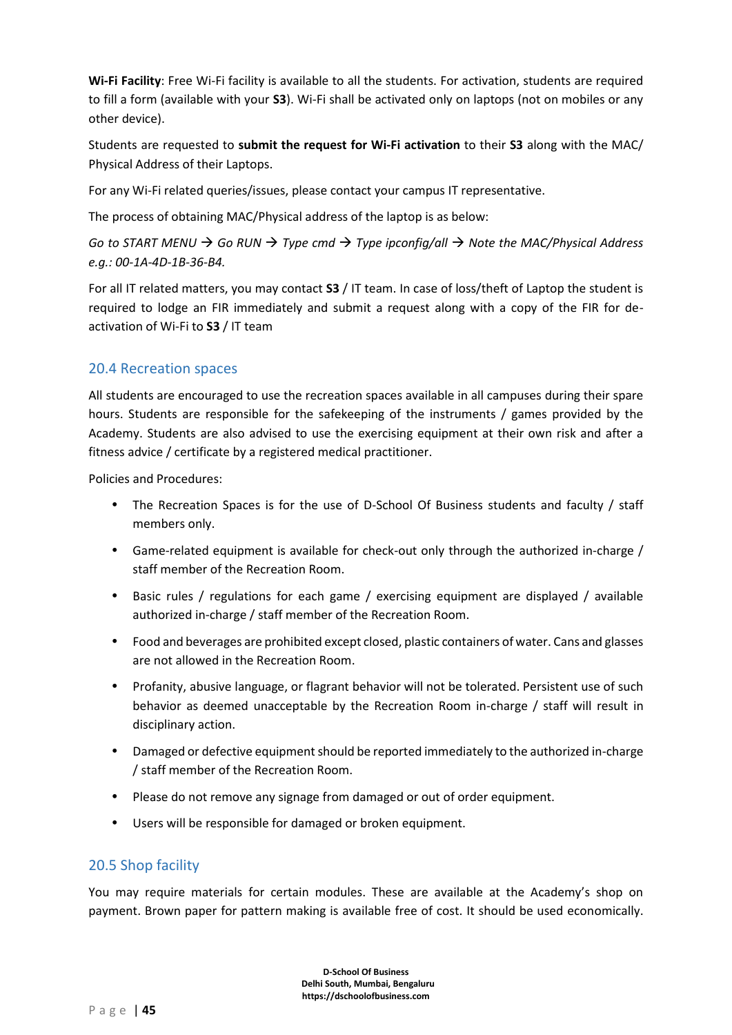**Wi-Fi Facility**: Free Wi-Fi facility is available to all the students. For activation, students are required to fill a form (available with your **S3**). Wi-Fi shall be activated only on laptops (not on mobiles or any other device).

Students are requested to **submit the request for Wi-Fi activation** to their **S3** along with the MAC/ Physical Address of their Laptops.

For any Wi-Fi related queries/issues, please contact your campus IT representative.

The process of obtaining MAC/Physical address of the laptop is as below:

*Go to START MENU → Go RUN → Type cmd → Type ipconfig/all → Note the MAC/Physical Address e.g.: 00-1A-4D-1B-36-B4.*

For all IT related matters, you may contact **S3** / IT team. In case of loss/theft of Laptop the student is required to lodge an FIR immediately and submit a request along with a copy of the FIR for de-activation of Wi-Fi to **S3** / IT team

## 20.4 Recreation spaces

All students are encouraged to use the recreation spaces available in all campuses during their spare hours. Students are responsible for the safekeeping of the instruments / games provided by the Academy. Students are also advised to use the exercising equipment at their own risk and after a fitness advice / certificate by a registered medical practitioner.

Policies and Procedures:

- The Recreation Spaces is for the use of D-School Of Business students and faculty / staff members only.
- Game-related equipment is available for check-out only through the authorized in-charge / staff member of the Recreation Room.
- Basic rules / regulations for each game / exercising equipment are displayed / available authorized in-charge / staff member of the Recreation Room.
- Food and beverages are prohibited except closed, plastic containers of water. Cans and glasses are not allowed in the Recreation Room.
- Profanity, abusive language, or flagrant behavior will not be tolerated. Persistent use of such behavior as deemed unacceptable by the Recreation Room in-charge / staff will result in disciplinary action.
- Damaged or defective equipment should be reported immediately to the authorized in-charge / staff member of the Recreation Room.
- Please do not remove any signage from damaged or out of order equipment.
- Users will be responsible for damaged or broken equipment.

## 20.5 Shop facility

You may require materials for certain modules. These are available at the Academy's shop on payment. Brown paper for pattern making is available free of cost. It should be used economically.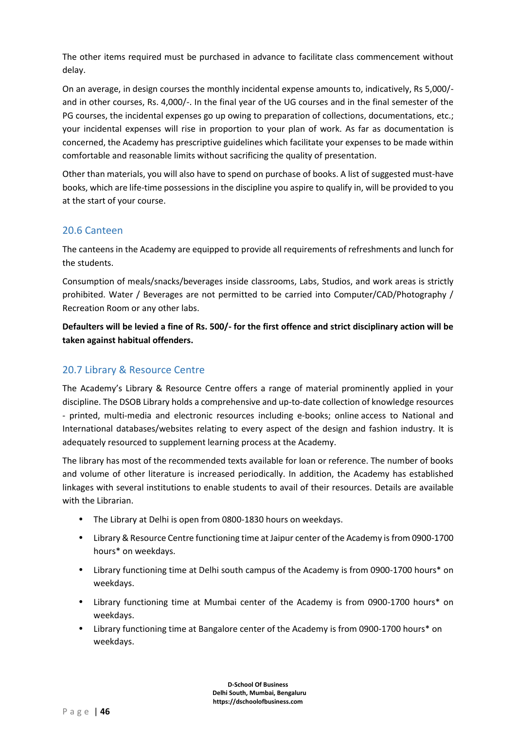The other items required must be purchased in advance to facilitate class commencement without delay.

On an average, in design courses the monthly incidental expense amounts to, indicatively, Rs 5,000/- and in other courses, Rs. 4,000/-. In the final year of the UG courses and in the final semester of the PG courses, the incidental expenses go up owing to preparation of collections, documentations, etc.; your incidental expenses will rise in proportion to your plan of work. As far as documentation is concerned, the Academy has prescriptive guidelines which facilitate your expenses to be made within comfortable and reasonable limits without sacrificing the quality of presentation.

Other than materials, you will also have to spend on purchase of books. A list of suggested must-have books, which are life-time possessions in the discipline you aspire to qualify in, will be provided to you at the start of your course.

### 20.6 Canteen

The canteens in the Academy are equipped to provide all requirements of refreshments and lunch for the students.

Consumption of meals/snacks/beverages inside classrooms, Labs, Studios, and work areas is strictly prohibited. Water / Beverages are not permitted to be carried into Computer/CAD/Photography / Recreation Room or any other labs.

**Defaulters will be levied a fine of Rs. 500/- for the first offence and strict disciplinary action will be taken against habitual offenders.**

### 20.7 Library & Resource Centre

The Academy's Library & Resource Centre offers a range of material prominently applied in your discipline. The DSOB Library holds a comprehensive and up-to-date collection of knowledge resources - printed, multi-media and electronic resources including e-books; online access to National and International databases/websites relating to every aspect of the design and fashion industry. It is adequately resourced to supplement learning process at the Academy.

The library has most of the recommended texts available for loan or reference. The number of books and volume of other literature is increased periodically. In addition, the Academy has established linkages with several institutions to enable students to avail of their resources. Details are available with the Librarian.

- The Library at Delhi is open from 0800-1830 hours on weekdays.
- Library & Resource Centre functioning time at Jaipur center of the Academy is from 0900-1700 hours* on weekdays.
- Library functioning time at Delhi south campus of the Academy is from 0900-1700 hours* on weekdays.
- Library functioning time at Mumbai center of the Academy is from 0900-1700 hours* on weekdays.
- Library functioning time at Bangalore center of the Academy is from 0900-1700 hours* on weekdays.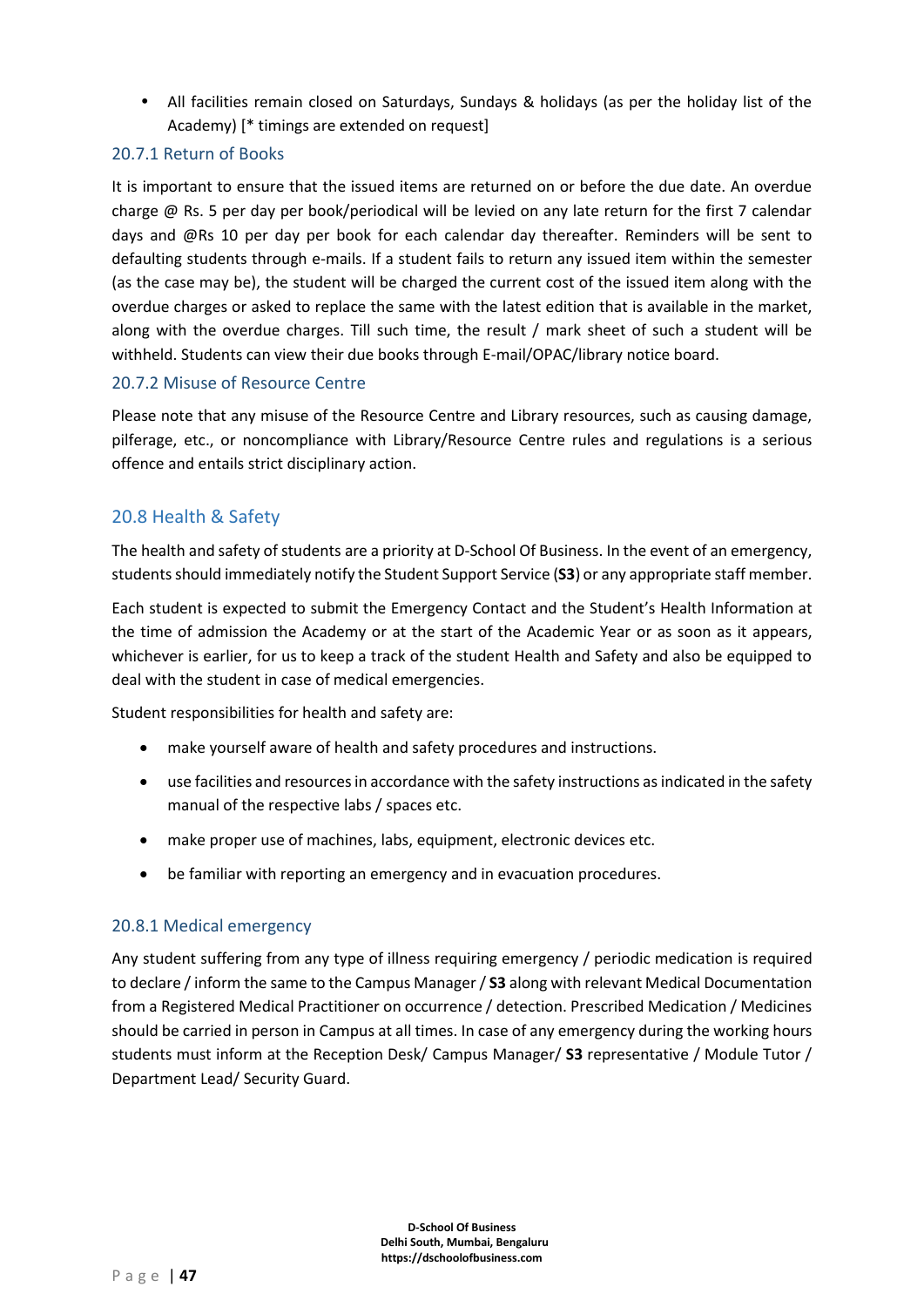- All facilities remain closed on Saturdays, Sundays & holidays (as per the holiday list of the Academy) [* timings are extended on request]

### 20.7.1 Return of Books

It is important to ensure that the issued items are returned on or before the due date. An overdue charge @ Rs. 5 per day per book/periodical will be levied on any late return for the first 7 calendar days and @Rs 10 per day per book for each calendar day thereafter. Reminders will be sent to defaulting students through e-mails. If a student fails to return any issued item within the semester (as the case may be), the student will be charged the current cost of the issued item along with the overdue charges or asked to replace the same with the latest edition that is available in the market, along with the overdue charges. Till such time, the result / mark sheet of such a student will be withheld. Students can view their due books through E-mail/OPAC/library notice board.

### 20.7.2 Misuse of Resource Centre

Please note that any misuse of the Resource Centre and Library resources, such as causing damage, pilferage, etc., or noncompliance with Library/Resource Centre rules and regulations is a serious offence and entails strict disciplinary action.

## 20.8 Health & Safety

The health and safety of students are a priority at D-School Of Business. In the event of an emergency, students should immediately notify the Student Support Service (**S3**) or any appropriate staff member.

Each student is expected to submit the Emergency Contact and the Student's Health Information at the time of admission the Academy or at the start of the Academic Year or as soon as it appears, whichever is earlier, for us to keep a track of the student Health and Safety and also be equipped to deal with the student in case of medical emergencies.

Student responsibilities for health and safety are:

- make yourself aware of health and safety procedures and instructions.
- use facilities and resources in accordance with the safety instructions as indicated in the safety manual of the respective labs / spaces etc.
- make proper use of machines, labs, equipment, electronic devices etc.
- be familiar with reporting an emergency and in evacuation procedures.

### 20.8.1 Medical emergency

Any student suffering from any type of illness requiring emergency / periodic medication is required to declare / inform the same to the Campus Manager / **S3** along with relevant Medical Documentation from a Registered Medical Practitioner on occurrence / detection. Prescribed Medication / Medicines should be carried in person in Campus at all times. In case of any emergency during the working hours students must inform at the Reception Desk/ Campus Manager/ **S3** representative / Module Tutor / Department Lead/ Security Guard.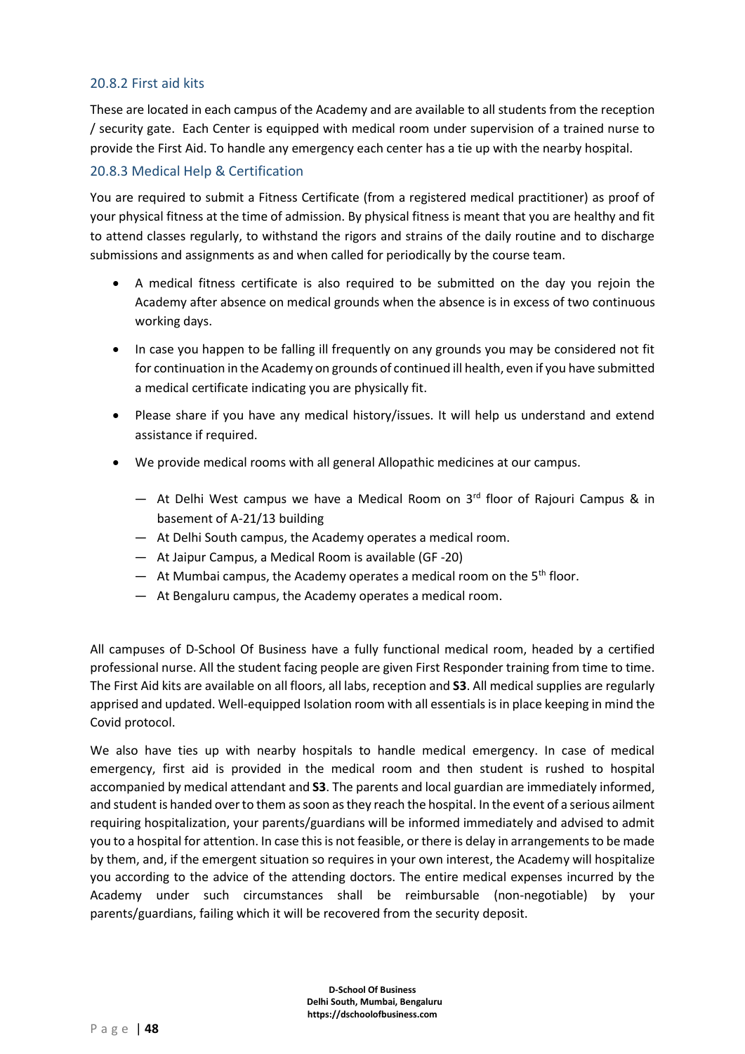### 20.8.2 First aid kits

These are located in each campus of the Academy and are available to all students from the reception / security gate. Each Center is equipped with medical room under supervision of a trained nurse to provide the First Aid. To handle any emergency each center has a tie up with the nearby hospital.

### 20.8.3 Medical Help & Certification

You are required to submit a Fitness Certificate (from a registered medical practitioner) as proof of your physical fitness at the time of admission. By physical fitness is meant that you are healthy and fit to attend classes regularly, to withstand the rigors and strains of the daily routine and to discharge submissions and assignments as and when called for periodically by the course team.

- A medical fitness certificate is also required to be submitted on the day you rejoin the Academy after absence on medical grounds when the absence is in excess of two continuous working days.
- In case you happen to be falling ill frequently on any grounds you may be considered not fit for continuation in the Academy on grounds of continued ill health, even if you have submitted a medical certificate indicating you are physically fit.
- Please share if you have any medical history/issues. It will help us understand and extend assistance if required.
- We provide medical rooms with all general Allopathic medicines at our campus.
  - At Delhi West campus we have a Medical Room on 3rd floor of Rajouri Campus & in basement of A-21/13 building
  - At Delhi South campus, the Academy operates a medical room.
  - At Jaipur Campus, a Medical Room is available (GF -20)
  - At Mumbai campus, the Academy operates a medical room on the 5th floor.
  - At Bengaluru campus, the Academy operates a medical room.

All campuses of D-School Of Business have a fully functional medical room, headed by a certified professional nurse. All the student facing people are given First Responder training from time to time. The First Aid kits are available on all floors, all labs, reception and **S3**. All medical supplies are regularly apprised and updated. Well-equipped Isolation room with all essentials is in place keeping in mind the Covid protocol.

We also have ties up with nearby hospitals to handle medical emergency. In case of medical emergency, first aid is provided in the medical room and then student is rushed to hospital accompanied by medical attendant and **S3**. The parents and local guardian are immediately informed, and student is handed over to them as soon as they reach the hospital. In the event of a serious ailment requiring hospitalization, your parents/guardians will be informed immediately and advised to admit you to a hospital for attention. In case this is not feasible, or there is delay in arrangements to be made by them, and, if the emergent situation so requires in your own interest, the Academy will hospitalize you according to the advice of the attending doctors. The entire medical expenses incurred by the Academy under such circumstances shall be reimbursable (non-negotiable) by your parents/guardians, failing which it will be recovered from the security deposit.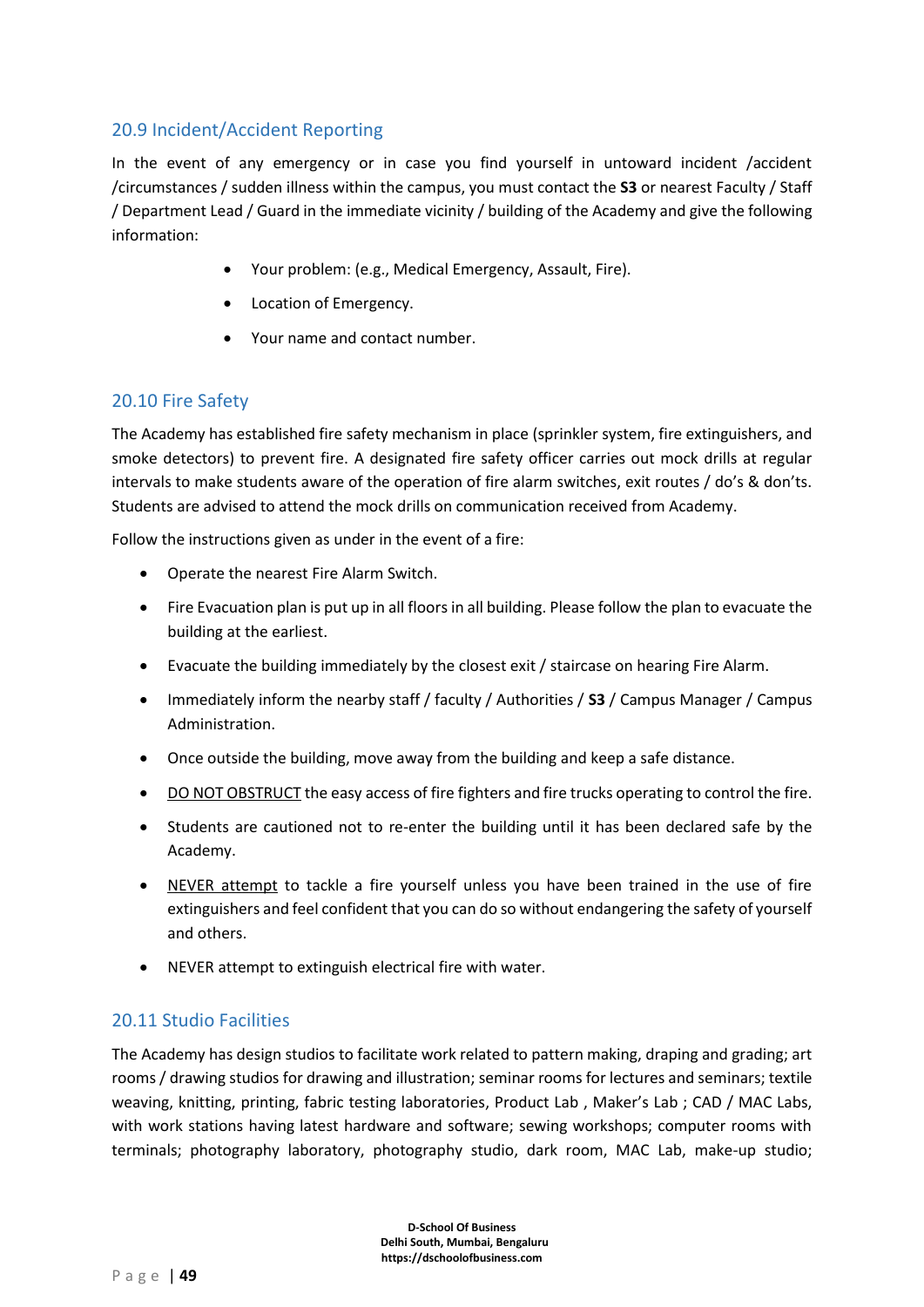## 20.9 Incident/Accident Reporting

In the event of any emergency or in case you find yourself in untoward incident /accident /circumstances / sudden illness within the campus, you must contact the **S3** or nearest Faculty / Staff / Department Lead / Guard in the immediate vicinity / building of the Academy and give the following information:

- Your problem: (e.g., Medical Emergency, Assault, Fire).
- Location of Emergency.
- Your name and contact number.

## 20.10 Fire Safety

The Academy has established fire safety mechanism in place (sprinkler system, fire extinguishers, and smoke detectors) to prevent fire. A designated fire safety officer carries out mock drills at regular intervals to make students aware of the operation of fire alarm switches, exit routes / do's & don'ts. Students are advised to attend the mock drills on communication received from Academy.

Follow the instructions given as under in the event of a fire:

- Operate the nearest Fire Alarm Switch.
- Fire Evacuation plan is put up in all floors in all building. Please follow the plan to evacuate the building at the earliest.
- Evacuate the building immediately by the closest exit / staircase on hearing Fire Alarm.
- Immediately inform the nearby staff / faculty / Authorities / **S3** / Campus Manager / Campus Administration.
- Once outside the building, move away from the building and keep a safe distance.
- <u>DO NOT OBSTRUCT</u> the easy access of fire fighters and fire trucks operating to control the fire.
- Students are cautioned not to re-enter the building until it has been declared safe by the Academy.
- <u>NEVER attempt</u> to tackle a fire yourself unless you have been trained in the use of fire extinguishers and feel confident that you can do so without endangering the safety of yourself and others.
- NEVER attempt to extinguish electrical fire with water.

## 20.11 Studio Facilities

The Academy has design studios to facilitate work related to pattern making, draping and grading; art rooms / drawing studios for drawing and illustration; seminar rooms for lectures and seminars; textile weaving, knitting, printing, fabric testing laboratories, Product Lab , Maker's Lab ; CAD / MAC Labs, with work stations having latest hardware and software; sewing workshops; computer rooms with terminals; photography laboratory, photography studio, dark room, MAC Lab, make-up studio;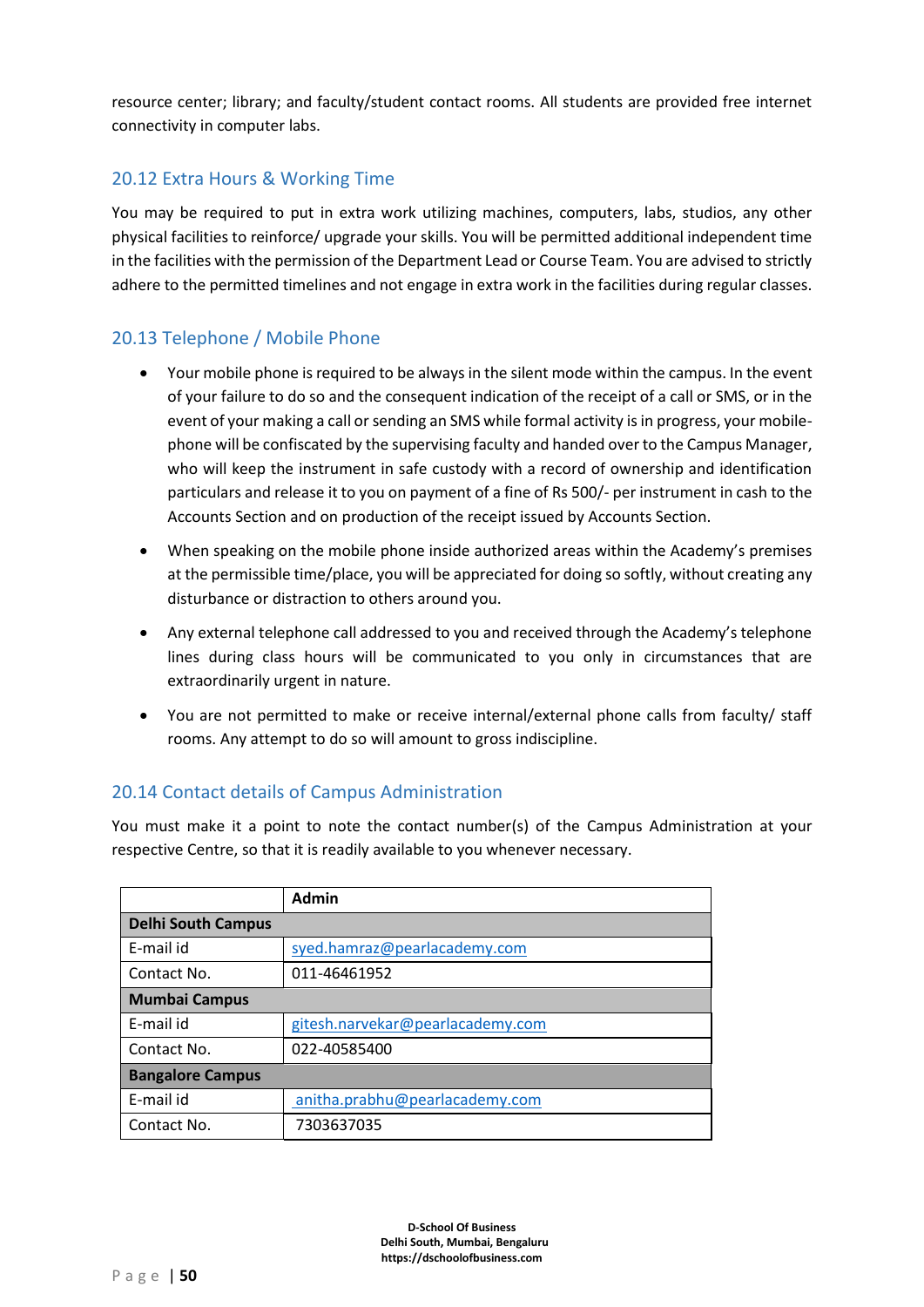resource center; library; and faculty/student contact rooms. All students are provided free internet connectivity in computer labs.

## 20.12 Extra Hours & Working Time

You may be required to put in extra work utilizing machines, computers, labs, studios, any other physical facilities to reinforce/ upgrade your skills. You will be permitted additional independent time in the facilities with the permission of the Department Lead or Course Team. You are advised to strictly adhere to the permitted timelines and not engage in extra work in the facilities during regular classes.

## 20.13 Telephone / Mobile Phone

- Your mobile phone is required to be always in the silent mode within the campus. In the event of your failure to do so and the consequent indication of the receipt of a call or SMS, or in the event of your making a call or sending an SMS while formal activity is in progress, your mobile-phone will be confiscated by the supervising faculty and handed over to the Campus Manager, who will keep the instrument in safe custody with a record of ownership and identification particulars and release it to you on payment of a fine of Rs 500/- per instrument in cash to the Accounts Section and on production of the receipt issued by Accounts Section.
- When speaking on the mobile phone inside authorized areas within the Academy's premises at the permissible time/place, you will be appreciated for doing so softly, without creating any disturbance or distraction to others around you.
- Any external telephone call addressed to you and received through the Academy's telephone lines during class hours will be communicated to you only in circumstances that are extraordinarily urgent in nature.
- You are not permitted to make or receive internal/external phone calls from faculty/ staff rooms. Any attempt to do so will amount to gross indiscipline.

## 20.14 Contact details of Campus Administration

You must make it a point to note the contact number(s) of the Campus Administration at your respective Centre, so that it is readily available to you whenever necessary.

| | **Admin** |
|---|---|
| **Delhi South Campus** | |
| E-mail id | syed.hamraz@pearlacademy.com |
| Contact No. | 011-46461952 |
| **Mumbai Campus** | |
| E-mail id | gitesh.narvekar@pearlacademy.com |
| Contact No. | 022-40585400 |
| **Bangalore Campus** | |
| E-mail id | anitha.prabhu@pearlacademy.com |
| Contact No. | 7303637035 |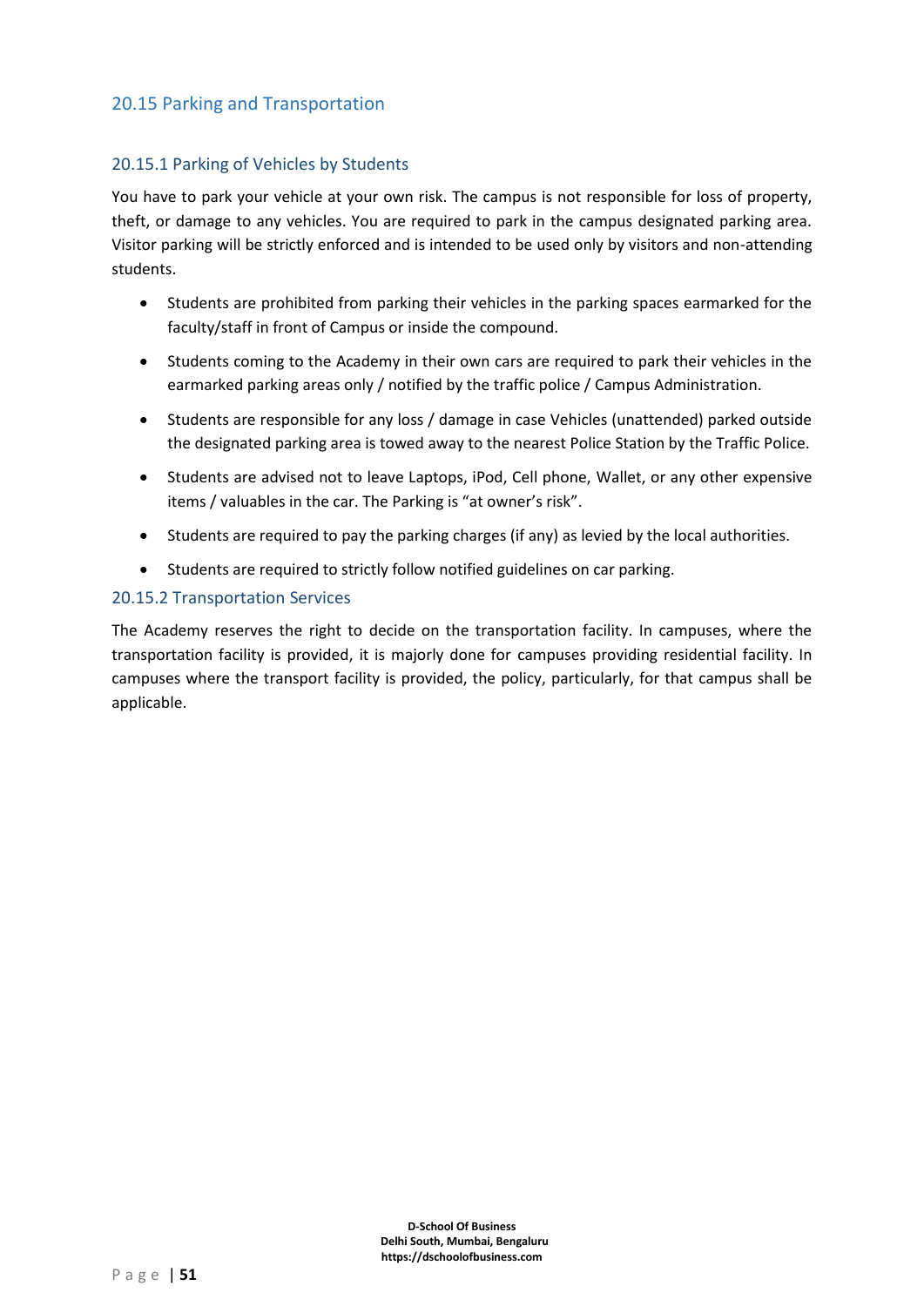## 20.15 Parking and Transportation

### 20.15.1 Parking of Vehicles by Students

You have to park your vehicle at your own risk. The campus is not responsible for loss of property, theft, or damage to any vehicles. You are required to park in the campus designated parking area. Visitor parking will be strictly enforced and is intended to be used only by visitors and non-attending students.

- Students are prohibited from parking their vehicles in the parking spaces earmarked for the faculty/staff in front of Campus or inside the compound.
- Students coming to the Academy in their own cars are required to park their vehicles in the earmarked parking areas only / notified by the traffic police / Campus Administration.
- Students are responsible for any loss / damage in case Vehicles (unattended) parked outside the designated parking area is towed away to the nearest Police Station by the Traffic Police.
- Students are advised not to leave Laptops, iPod, Cell phone, Wallet, or any other expensive items / valuables in the car. The Parking is "at owner's risk".
- Students are required to pay the parking charges (if any) as levied by the local authorities.
- Students are required to strictly follow notified guidelines on car parking.

### 20.15.2 Transportation Services

The Academy reserves the right to decide on the transportation facility. In campuses, where the transportation facility is provided, it is majorly done for campuses providing residential facility. In campuses where the transport facility is provided, the policy, particularly, for that campus shall be applicable.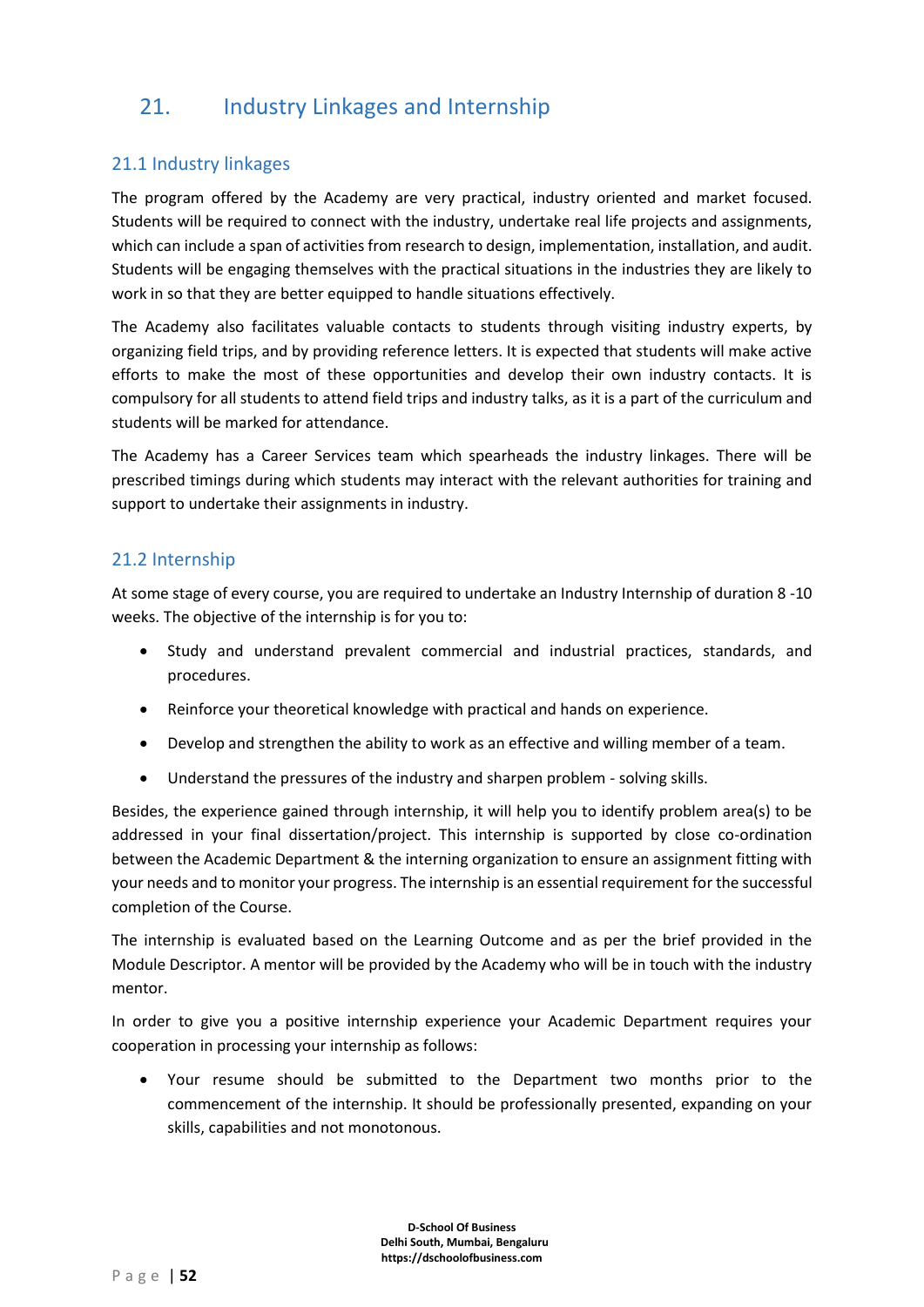## 21. Industry Linkages and Internship

### 21.1 Industry linkages

The program offered by the Academy are very practical, industry oriented and market focused. Students will be required to connect with the industry, undertake real life projects and assignments, which can include a span of activities from research to design, implementation, installation, and audit. Students will be engaging themselves with the practical situations in the industries they are likely to work in so that they are better equipped to handle situations effectively.

The Academy also facilitates valuable contacts to students through visiting industry experts, by organizing field trips, and by providing reference letters. It is expected that students will make active efforts to make the most of these opportunities and develop their own industry contacts. It is compulsory for all students to attend field trips and industry talks, as it is a part of the curriculum and students will be marked for attendance.

The Academy has a Career Services team which spearheads the industry linkages. There will be prescribed timings during which students may interact with the relevant authorities for training and support to undertake their assignments in industry.

### 21.2 Internship

At some stage of every course, you are required to undertake an Industry Internship of duration 8 -10 weeks. The objective of the internship is for you to:

- Study and understand prevalent commercial and industrial practices, standards, and procedures.
- Reinforce your theoretical knowledge with practical and hands on experience.
- Develop and strengthen the ability to work as an effective and willing member of a team.
- Understand the pressures of the industry and sharpen problem - solving skills.

Besides, the experience gained through internship, it will help you to identify problem area(s) to be addressed in your final dissertation/project. This internship is supported by close co-ordination between the Academic Department & the interning organization to ensure an assignment fitting with your needs and to monitor your progress. The internship is an essential requirement for the successful completion of the Course.

The internship is evaluated based on the Learning Outcome and as per the brief provided in the Module Descriptor. A mentor will be provided by the Academy who will be in touch with the industry mentor.

In order to give you a positive internship experience your Academic Department requires your cooperation in processing your internship as follows:

- Your resume should be submitted to the Department two months prior to the commencement of the internship. It should be professionally presented, expanding on your skills, capabilities and not monotonous.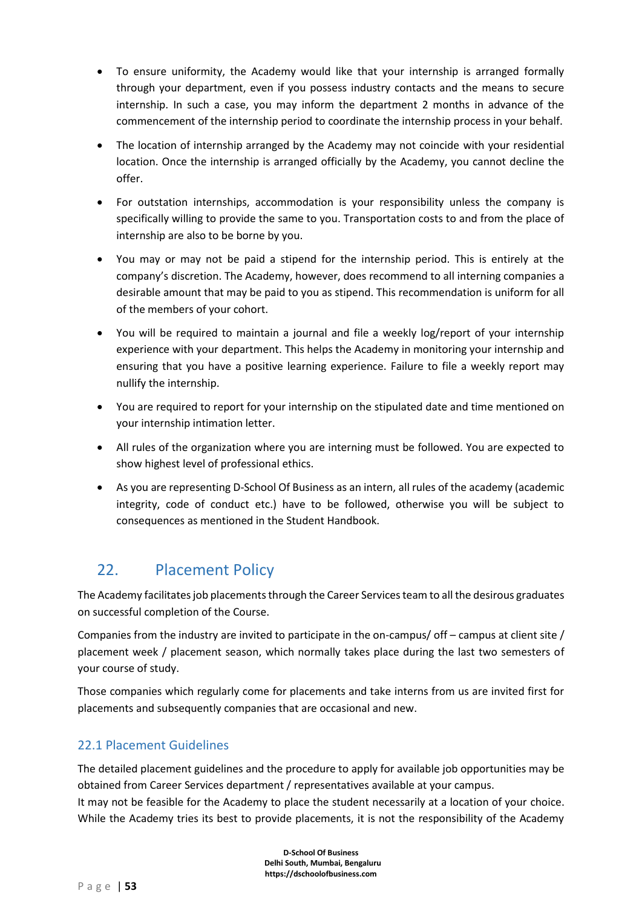- To ensure uniformity, the Academy would like that your internship is arranged formally through your department, even if you possess industry contacts and the means to secure internship. In such a case, you may inform the department 2 months in advance of the commencement of the internship period to coordinate the internship process in your behalf.
- The location of internship arranged by the Academy may not coincide with your residential location. Once the internship is arranged officially by the Academy, you cannot decline the offer.
- For outstation internships, accommodation is your responsibility unless the company is specifically willing to provide the same to you. Transportation costs to and from the place of internship are also to be borne by you.
- You may or may not be paid a stipend for the internship period. This is entirely at the company's discretion. The Academy, however, does recommend to all interning companies a desirable amount that may be paid to you as stipend. This recommendation is uniform for all of the members of your cohort.
- You will be required to maintain a journal and file a weekly log/report of your internship experience with your department. This helps the Academy in monitoring your internship and ensuring that you have a positive learning experience. Failure to file a weekly report may nullify the internship.
- You are required to report for your internship on the stipulated date and time mentioned on your internship intimation letter.
- All rules of the organization where you are interning must be followed. You are expected to show highest level of professional ethics.
- As you are representing D-School Of Business as an intern, all rules of the academy (academic integrity, code of conduct etc.) have to be followed, otherwise you will be subject to consequences as mentioned in the Student Handbook.

# 22. Placement Policy

The Academy facilitates job placements through the Career Services team to all the desirous graduates on successful completion of the Course.

Companies from the industry are invited to participate in the on-campus/ off – campus at client site / placement week / placement season, which normally takes place during the last two semesters of your course of study.

Those companies which regularly come for placements and take interns from us are invited first for placements and subsequently companies that are occasional and new.

## 22.1 Placement Guidelines

The detailed placement guidelines and the procedure to apply for available job opportunities may be obtained from Career Services department / representatives available at your campus.
It may not be feasible for the Academy to place the student necessarily at a location of your choice. While the Academy tries its best to provide placements, it is not the responsibility of the Academy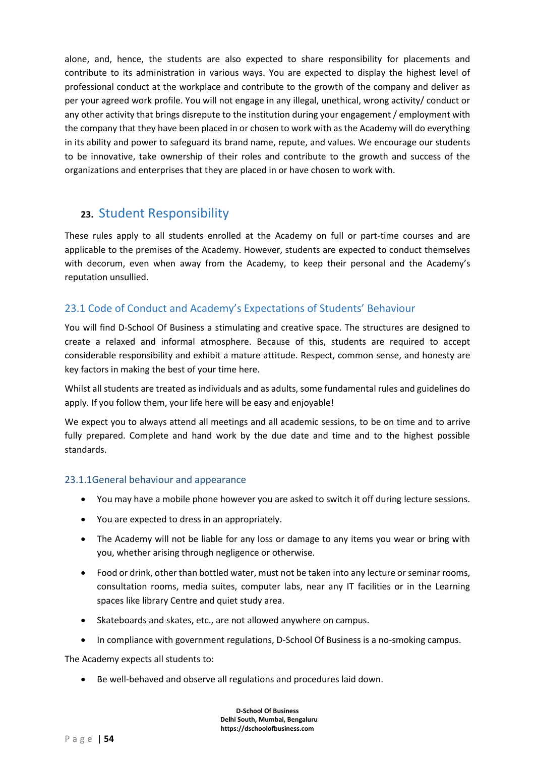alone, and, hence, the students are also expected to share responsibility for placements and contribute to its administration in various ways. You are expected to display the highest level of professional conduct at the workplace and contribute to the growth of the company and deliver as per your agreed work profile. You will not engage in any illegal, unethical, wrong activity/ conduct or any other activity that brings disrepute to the institution during your engagement / employment with the company that they have been placed in or chosen to work with as the Academy will do everything in its ability and power to safeguard its brand name, repute, and values. We encourage our students to be innovative, take ownership of their roles and contribute to the growth and success of the organizations and enterprises that they are placed in or have chosen to work with.

## 23. Student Responsibility

These rules apply to all students enrolled at the Academy on full or part-time courses and are applicable to the premises of the Academy. However, students are expected to conduct themselves with decorum, even when away from the Academy, to keep their personal and the Academy's reputation unsullied.

### 23.1 Code of Conduct and Academy's Expectations of Students' Behaviour

You will find D-School Of Business a stimulating and creative space. The structures are designed to create a relaxed and informal atmosphere. Because of this, students are required to accept considerable responsibility and exhibit a mature attitude. Respect, common sense, and honesty are key factors in making the best of your time here.

Whilst all students are treated as individuals and as adults, some fundamental rules and guidelines do apply. If you follow them, your life here will be easy and enjoyable!

We expect you to always attend all meetings and all academic sessions, to be on time and to arrive fully prepared. Complete and hand work by the due date and time and to the highest possible standards.

#### 23.1.1General behaviour and appearance

- You may have a mobile phone however you are asked to switch it off during lecture sessions.
- You are expected to dress in an appropriately.
- The Academy will not be liable for any loss or damage to any items you wear or bring with you, whether arising through negligence or otherwise.
- Food or drink, other than bottled water, must not be taken into any lecture or seminar rooms, consultation rooms, media suites, computer labs, near any IT facilities or in the Learning spaces like library Centre and quiet study area.
- Skateboards and skates, etc., are not allowed anywhere on campus.
- In compliance with government regulations, D-School Of Business is a no-smoking campus.

The Academy expects all students to:

- Be well-behaved and observe all regulations and procedures laid down.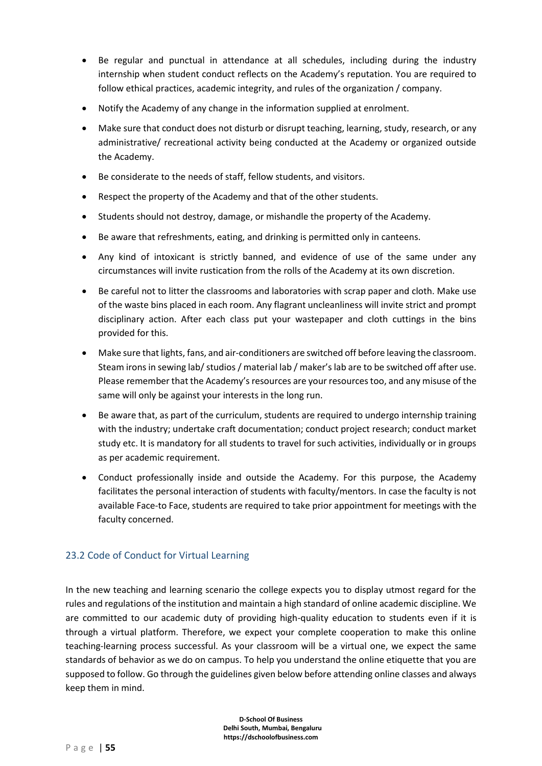- Be regular and punctual in attendance at all schedules, including during the industry internship when student conduct reflects on the Academy's reputation. You are required to follow ethical practices, academic integrity, and rules of the organization / company.
- Notify the Academy of any change in the information supplied at enrolment.
- Make sure that conduct does not disturb or disrupt teaching, learning, study, research, or any administrative/ recreational activity being conducted at the Academy or organized outside the Academy.
- Be considerate to the needs of staff, fellow students, and visitors.
- Respect the property of the Academy and that of the other students.
- Students should not destroy, damage, or mishandle the property of the Academy.
- Be aware that refreshments, eating, and drinking is permitted only in canteens.
- Any kind of intoxicant is strictly banned, and evidence of use of the same under any circumstances will invite rustication from the rolls of the Academy at its own discretion.
- Be careful not to litter the classrooms and laboratories with scrap paper and cloth. Make use of the waste bins placed in each room. Any flagrant uncleanliness will invite strict and prompt disciplinary action. After each class put your wastepaper and cloth cuttings in the bins provided for this.
- Make sure that lights, fans, and air-conditioners are switched off before leaving the classroom. Steam irons in sewing lab/ studios / material lab / maker's lab are to be switched off after use. Please remember that the Academy's resources are your resources too, and any misuse of the same will only be against your interests in the long run.
- Be aware that, as part of the curriculum, students are required to undergo internship training with the industry; undertake craft documentation; conduct project research; conduct market study etc. It is mandatory for all students to travel for such activities, individually or in groups as per academic requirement.
- Conduct professionally inside and outside the Academy. For this purpose, the Academy facilitates the personal interaction of students with faculty/mentors. In case the faculty is not available Face-to Face, students are required to take prior appointment for meetings with the faculty concerned.

## 23.2 Code of Conduct for Virtual Learning

In the new teaching and learning scenario the college expects you to display utmost regard for the rules and regulations of the institution and maintain a high standard of online academic discipline. We are committed to our academic duty of providing high-quality education to students even if it is through a virtual platform. Therefore, we expect your complete cooperation to make this online teaching-learning process successful. As your classroom will be a virtual one, we expect the same standards of behavior as we do on campus. To help you understand the online etiquette that you are supposed to follow. Go through the guidelines given below before attending online classes and always keep them in mind.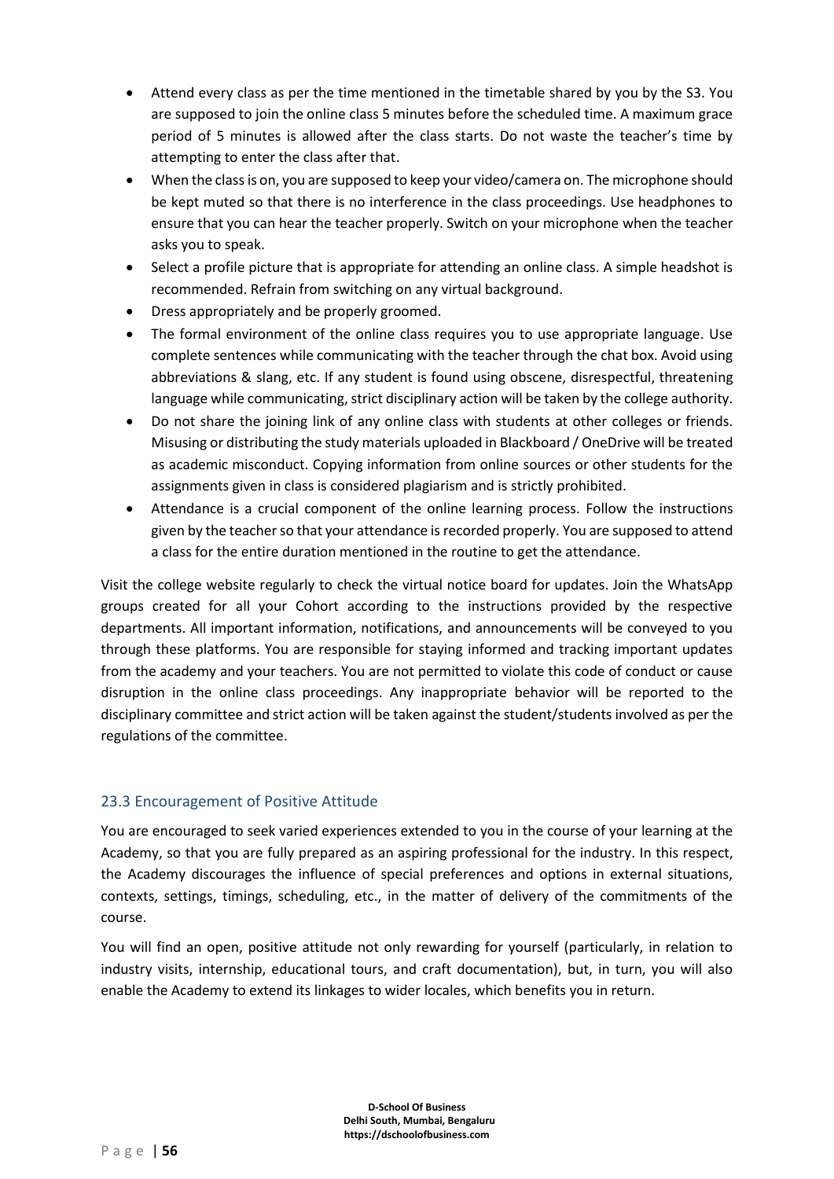- Attend every class as per the time mentioned in the timetable shared by you by the S3. You are supposed to join the online class 5 minutes before the scheduled time. A maximum grace period of 5 minutes is allowed after the class starts. Do not waste the teacher's time by attempting to enter the class after that.
- When the class is on, you are supposed to keep your video/camera on. The microphone should be kept muted so that there is no interference in the class proceedings. Use headphones to ensure that you can hear the teacher properly. Switch on your microphone when the teacher asks you to speak.
- Select a profile picture that is appropriate for attending an online class. A simple headshot is recommended. Refrain from switching on any virtual background.
- Dress appropriately and be properly groomed.
- The formal environment of the online class requires you to use appropriate language. Use complete sentences while communicating with the teacher through the chat box. Avoid using abbreviations & slang, etc. If any student is found using obscene, disrespectful, threatening language while communicating, strict disciplinary action will be taken by the college authority.
- Do not share the joining link of any online class with students at other colleges or friends. Misusing or distributing the study materials uploaded in Blackboard / OneDrive will be treated as academic misconduct. Copying information from online sources or other students for the assignments given in class is considered plagiarism and is strictly prohibited.
- Attendance is a crucial component of the online learning process. Follow the instructions given by the teacher so that your attendance is recorded properly. You are supposed to attend a class for the entire duration mentioned in the routine to get the attendance.

Visit the college website regularly to check the virtual notice board for updates. Join the WhatsApp groups created for all your Cohort according to the instructions provided by the respective departments. All important information, notifications, and announcements will be conveyed to you through these platforms. You are responsible for staying informed and tracking important updates from the academy and your teachers. You are not permitted to violate this code of conduct or cause disruption in the online class proceedings. Any inappropriate behavior will be reported to the disciplinary committee and strict action will be taken against the student/students involved as per the regulations of the committee.

### 23.3 Encouragement of Positive Attitude

You are encouraged to seek varied experiences extended to you in the course of your learning at the Academy, so that you are fully prepared as an aspiring professional for the industry. In this respect, the Academy discourages the influence of special preferences and options in external situations, contexts, settings, timings, scheduling, etc., in the matter of delivery of the commitments of the course.

You will find an open, positive attitude not only rewarding for yourself (particularly, in relation to industry visits, internship, educational tours, and craft documentation), but, in turn, you will also enable the Academy to extend its linkages to wider locales, which benefits you in return.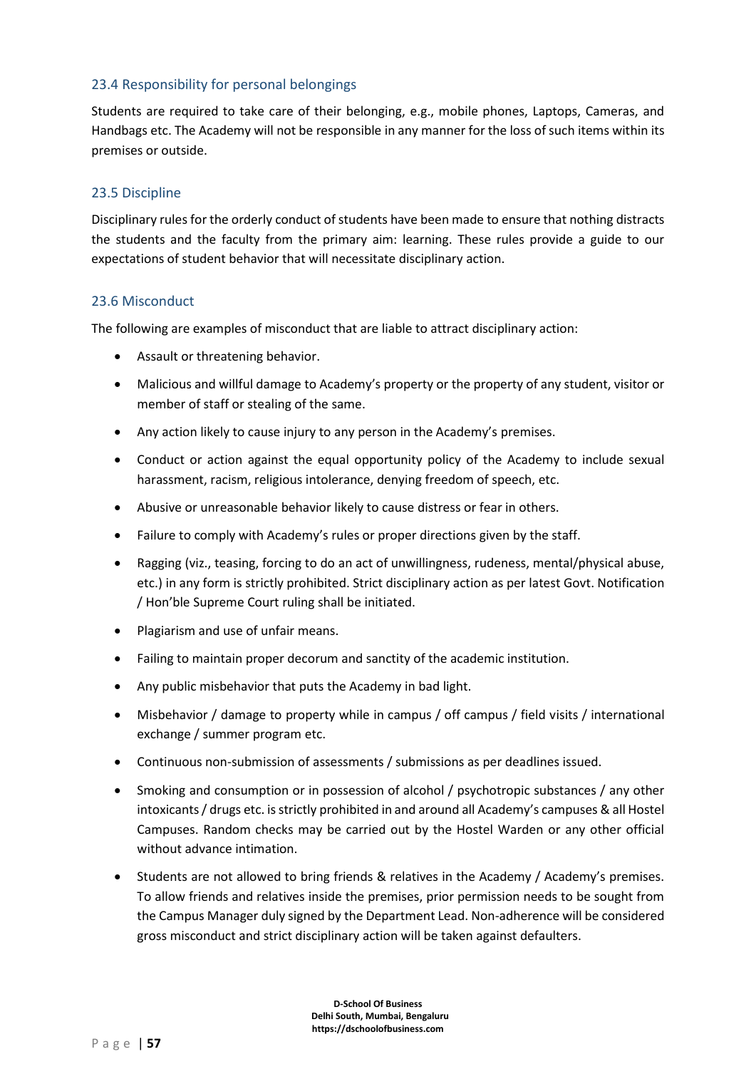### 23.4 Responsibility for personal belongings

Students are required to take care of their belonging, e.g., mobile phones, Laptops, Cameras, and Handbags etc. The Academy will not be responsible in any manner for the loss of such items within its premises or outside.

### 23.5 Discipline

Disciplinary rules for the orderly conduct of students have been made to ensure that nothing distracts the students and the faculty from the primary aim: learning. These rules provide a guide to our expectations of student behavior that will necessitate disciplinary action.

### 23.6 Misconduct

The following are examples of misconduct that are liable to attract disciplinary action:

- Assault or threatening behavior.
- Malicious and willful damage to Academy's property or the property of any student, visitor or member of staff or stealing of the same.
- Any action likely to cause injury to any person in the Academy's premises.
- Conduct or action against the equal opportunity policy of the Academy to include sexual harassment, racism, religious intolerance, denying freedom of speech, etc.
- Abusive or unreasonable behavior likely to cause distress or fear in others.
- Failure to comply with Academy's rules or proper directions given by the staff.
- Ragging (viz., teasing, forcing to do an act of unwillingness, rudeness, mental/physical abuse, etc.) in any form is strictly prohibited. Strict disciplinary action as per latest Govt. Notification / Hon'ble Supreme Court ruling shall be initiated.
- Plagiarism and use of unfair means.
- Failing to maintain proper decorum and sanctity of the academic institution.
- Any public misbehavior that puts the Academy in bad light.
- Misbehavior / damage to property while in campus / off campus / field visits / international exchange / summer program etc.
- Continuous non-submission of assessments / submissions as per deadlines issued.
- Smoking and consumption or in possession of alcohol / psychotropic substances / any other intoxicants / drugs etc. is strictly prohibited in and around all Academy's campuses & all Hostel Campuses. Random checks may be carried out by the Hostel Warden or any other official without advance intimation.
- Students are not allowed to bring friends & relatives in the Academy / Academy's premises. To allow friends and relatives inside the premises, prior permission needs to be sought from the Campus Manager duly signed by the Department Lead. Non-adherence will be considered gross misconduct and strict disciplinary action will be taken against defaulters.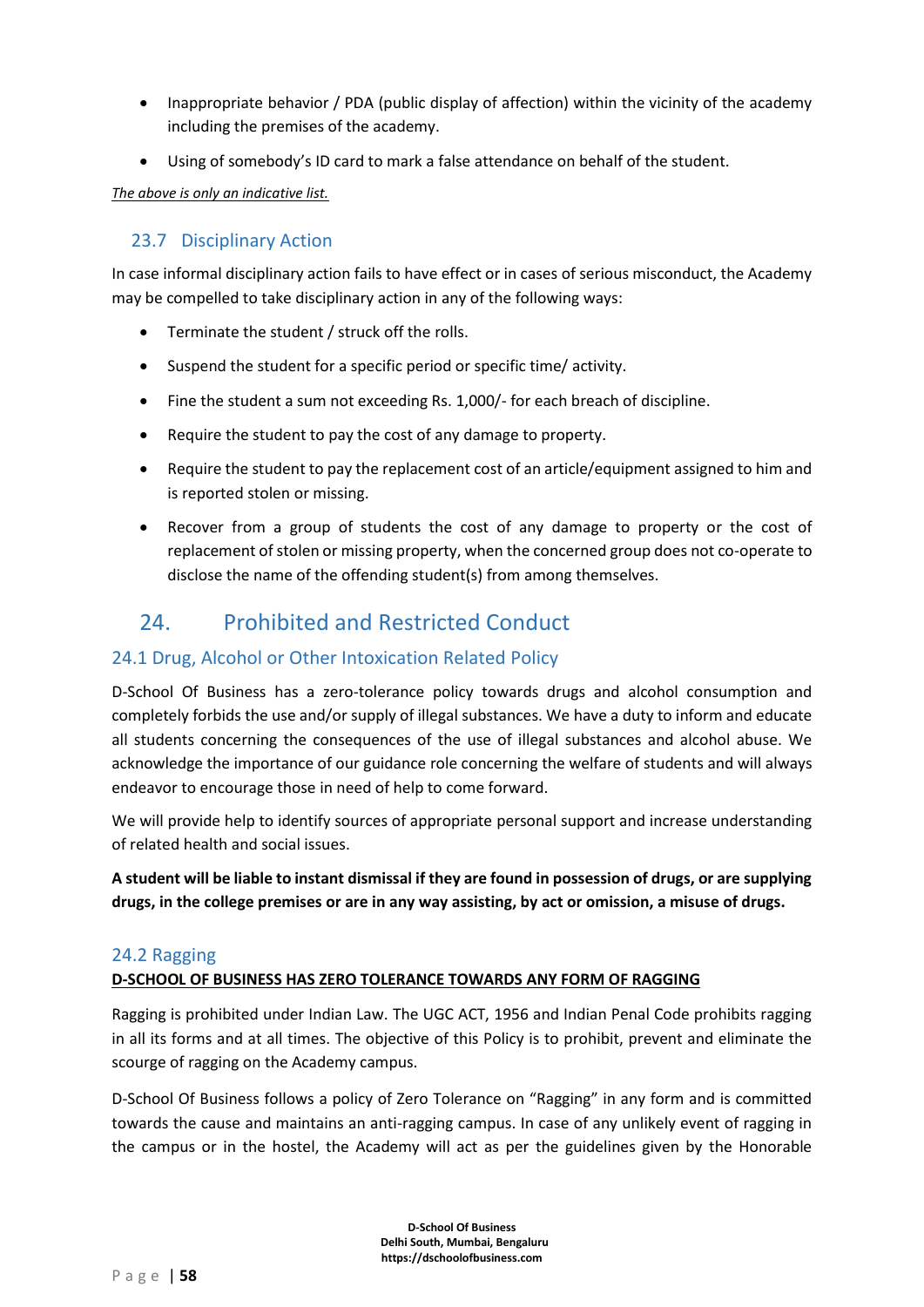- Inappropriate behavior / PDA (public display of affection) within the vicinity of the academy including the premises of the academy.
- Using of somebody's ID card to mark a false attendance on behalf of the student.

*The above is only an indicative list.*

### 23.7 Disciplinary Action

In case informal disciplinary action fails to have effect or in cases of serious misconduct, the Academy may be compelled to take disciplinary action in any of the following ways:

- Terminate the student / struck off the rolls.
- Suspend the student for a specific period or specific time/ activity.
- Fine the student a sum not exceeding Rs. 1,000/- for each breach of discipline.
- Require the student to pay the cost of any damage to property.
- Require the student to pay the replacement cost of an article/equipment assigned to him and is reported stolen or missing.
- Recover from a group of students the cost of any damage to property or the cost of replacement of stolen or missing property, when the concerned group does not co-operate to disclose the name of the offending student(s) from among themselves.

## 24. Prohibited and Restricted Conduct

### 24.1 Drug, Alcohol or Other Intoxication Related Policy

D-School Of Business has a zero-tolerance policy towards drugs and alcohol consumption and completely forbids the use and/or supply of illegal substances. We have a duty to inform and educate all students concerning the consequences of the use of illegal substances and alcohol abuse. We acknowledge the importance of our guidance role concerning the welfare of students and will always endeavor to encourage those in need of help to come forward.

We will provide help to identify sources of appropriate personal support and increase understanding of related health and social issues.

**A student will be liable to instant dismissal if they are found in possession of drugs, or are supplying drugs, in the college premises or are in any way assisting, by act or omission, a misuse of drugs.**

### 24.2 Ragging

**D-SCHOOL OF BUSINESS HAS ZERO TOLERANCE TOWARDS ANY FORM OF RAGGING**

Ragging is prohibited under Indian Law. The UGC ACT, 1956 and Indian Penal Code prohibits ragging in all its forms and at all times. The objective of this Policy is to prohibit, prevent and eliminate the scourge of ragging on the Academy campus.

D-School Of Business follows a policy of Zero Tolerance on "Ragging" in any form and is committed towards the cause and maintains an anti-ragging campus. In case of any unlikely event of ragging in the campus or in the hostel, the Academy will act as per the guidelines given by the Honorable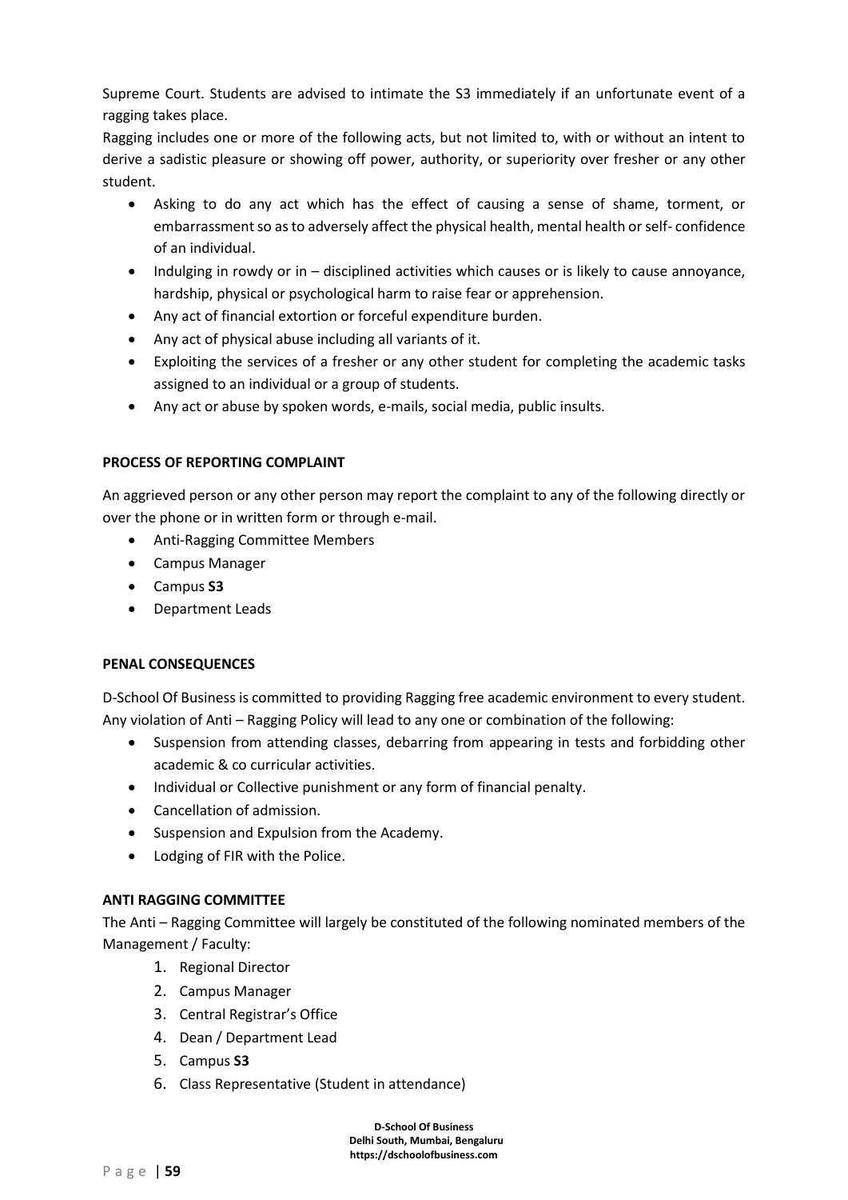Supreme Court. Students are advised to intimate the S3 immediately if an unfortunate event of a ragging takes place.

Ragging includes one or more of the following acts, but not limited to, with or without an intent to derive a sadistic pleasure or showing off power, authority, or superiority over fresher or any other student.

- Asking to do any act which has the effect of causing a sense of shame, torment, or embarrassment so as to adversely affect the physical health, mental health or self- confidence of an individual.
- Indulging in rowdy or in – disciplined activities which causes or is likely to cause annoyance, hardship, physical or psychological harm to raise fear or apprehension.
- Any act of financial extortion or forceful expenditure burden.
- Any act of physical abuse including all variants of it.
- Exploiting the services of a fresher or any other student for completing the academic tasks assigned to an individual or a group of students.
- Any act or abuse by spoken words, e-mails, social media, public insults.

**PROCESS OF REPORTING COMPLAINT**

An aggrieved person or any other person may report the complaint to any of the following directly or over the phone or in written form or through e-mail.

- Anti-Ragging Committee Members
- Campus Manager
- Campus **S3**
- Department Leads

**PENAL CONSEQUENCES**

D-School Of Business is committed to providing Ragging free academic environment to every student. Any violation of Anti – Ragging Policy will lead to any one or combination of the following:

- Suspension from attending classes, debarring from appearing in tests and forbidding other academic & co curricular activities.
- Individual or Collective punishment or any form of financial penalty.
- Cancellation of admission.
- Suspension and Expulsion from the Academy.
- Lodging of FIR with the Police.

**ANTI RAGGING COMMITTEE**

The Anti – Ragging Committee will largely be constituted of the following nominated members of the Management / Faculty:

1. Regional Director
2. Campus Manager
3. Central Registrar's Office
4. Dean / Department Lead
5. Campus **S3**
6. Class Representative (Student in attendance)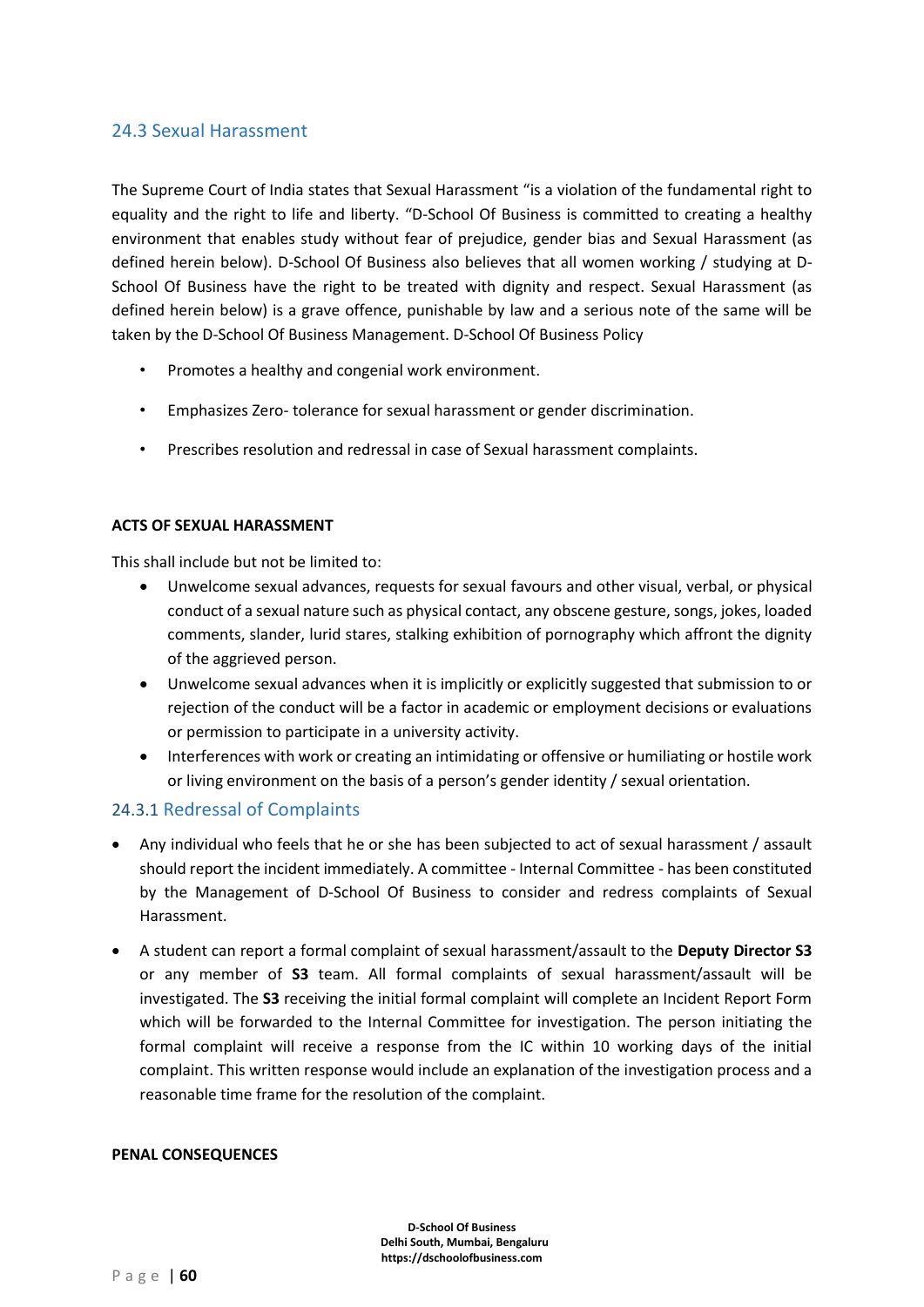## 24.3 Sexual Harassment

The Supreme Court of India states that Sexual Harassment "is a violation of the fundamental right to equality and the right to life and liberty. "D-School Of Business is committed to creating a healthy environment that enables study without fear of prejudice, gender bias and Sexual Harassment (as defined herein below). D-School Of Business also believes that all women working / studying at D-School Of Business have the right to be treated with dignity and respect. Sexual Harassment (as defined herein below) is a grave offence, punishable by law and a serious note of the same will be taken by the D-School Of Business Management. D-School Of Business Policy

- Promotes a healthy and congenial work environment.
- Emphasizes Zero- tolerance for sexual harassment or gender discrimination.
- Prescribes resolution and redressal in case of Sexual harassment complaints.

**ACTS OF SEXUAL HARASSMENT**

This shall include but not be limited to:

- Unwelcome sexual advances, requests for sexual favours and other visual, verbal, or physical conduct of a sexual nature such as physical contact, any obscene gesture, songs, jokes, loaded comments, slander, lurid stares, stalking exhibition of pornography which affront the dignity of the aggrieved person.
- Unwelcome sexual advances when it is implicitly or explicitly suggested that submission to or rejection of the conduct will be a factor in academic or employment decisions or evaluations or permission to participate in a university activity.
- Interferences with work or creating an intimidating or offensive or humiliating or hostile work or living environment on the basis of a person's gender identity / sexual orientation.

### 24.3.1 Redressal of Complaints

- Any individual who feels that he or she has been subjected to act of sexual harassment / assault should report the incident immediately. A committee - Internal Committee - has been constituted by the Management of D-School Of Business to consider and redress complaints of Sexual Harassment.
- A student can report a formal complaint of sexual harassment/assault to the **Deputy Director S3** or any member of **S3** team. All formal complaints of sexual harassment/assault will be investigated. The **S3** receiving the initial formal complaint will complete an Incident Report Form which will be forwarded to the Internal Committee for investigation. The person initiating the formal complaint will receive a response from the IC within 10 working days of the initial complaint. This written response would include an explanation of the investigation process and a reasonable time frame for the resolution of the complaint.

**PENAL CONSEQUENCES**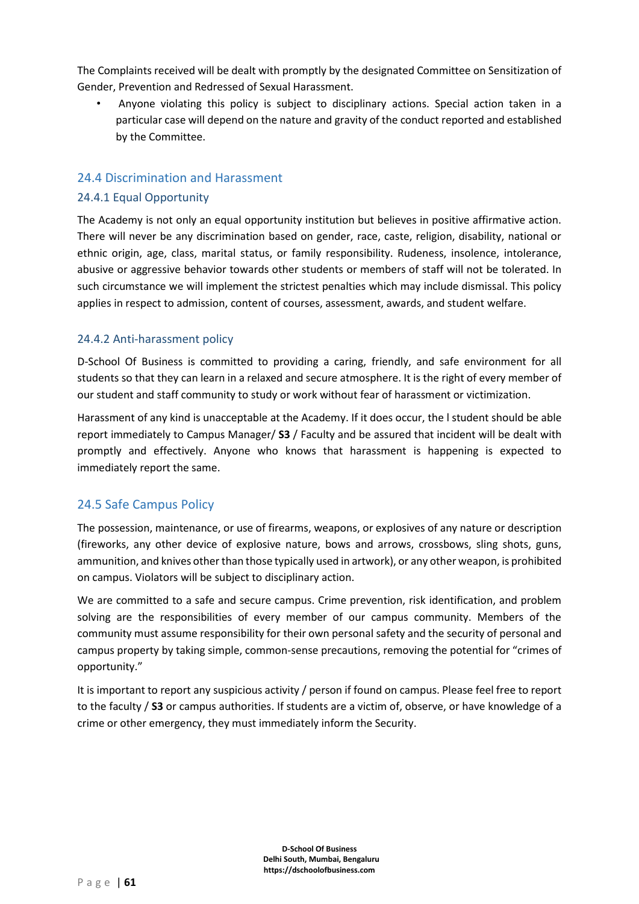The Complaints received will be dealt with promptly by the designated Committee on Sensitization of Gender, Prevention and Redressed of Sexual Harassment.

- Anyone violating this policy is subject to disciplinary actions. Special action taken in a particular case will depend on the nature and gravity of the conduct reported and established by the Committee.

## 24.4 Discrimination and Harassment

### 24.4.1 Equal Opportunity

The Academy is not only an equal opportunity institution but believes in positive affirmative action. There will never be any discrimination based on gender, race, caste, religion, disability, national or ethnic origin, age, class, marital status, or family responsibility. Rudeness, insolence, intolerance, abusive or aggressive behavior towards other students or members of staff will not be tolerated. In such circumstance we will implement the strictest penalties which may include dismissal. This policy applies in respect to admission, content of courses, assessment, awards, and student welfare.

### 24.4.2 Anti-harassment policy

D-School Of Business is committed to providing a caring, friendly, and safe environment for all students so that they can learn in a relaxed and secure atmosphere. It is the right of every member of our student and staff community to study or work without fear of harassment or victimization.

Harassment of any kind is unacceptable at the Academy. If it does occur, the l student should be able report immediately to Campus Manager/ **S3** / Faculty and be assured that incident will be dealt with promptly and effectively. Anyone who knows that harassment is happening is expected to immediately report the same.

## 24.5 Safe Campus Policy

The possession, maintenance, or use of firearms, weapons, or explosives of any nature or description (fireworks, any other device of explosive nature, bows and arrows, crossbows, sling shots, guns, ammunition, and knives other than those typically used in artwork), or any other weapon, is prohibited on campus. Violators will be subject to disciplinary action.

We are committed to a safe and secure campus. Crime prevention, risk identification, and problem solving are the responsibilities of every member of our campus community. Members of the community must assume responsibility for their own personal safety and the security of personal and campus property by taking simple, common-sense precautions, removing the potential for "crimes of opportunity."

It is important to report any suspicious activity / person if found on campus. Please feel free to report to the faculty / **S3** or campus authorities. If students are a victim of, observe, or have knowledge of a crime or other emergency, they must immediately inform the Security.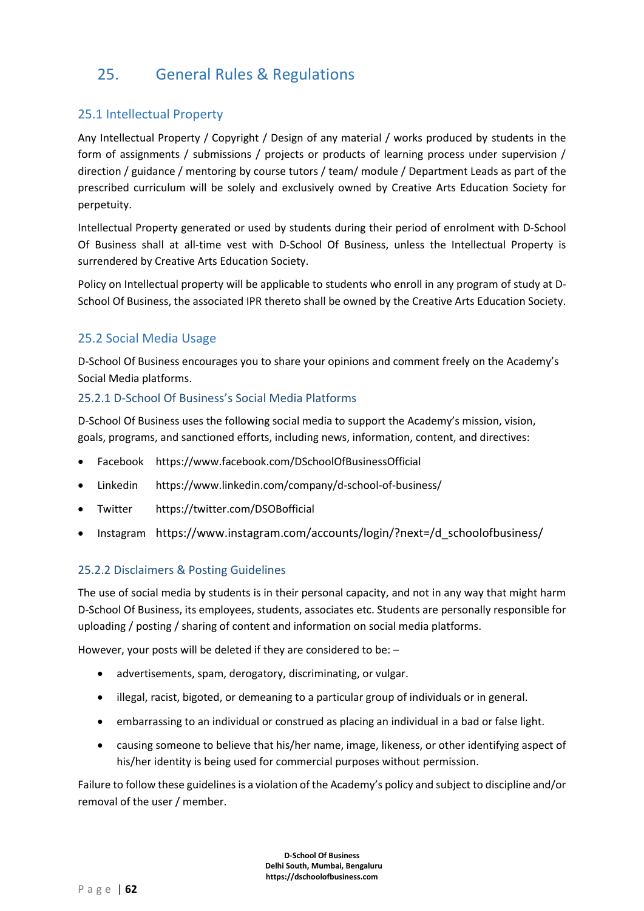# 25. General Rules & Regulations

## 25.1 Intellectual Property

Any Intellectual Property / Copyright / Design of any material / works produced by students in the form of assignments / submissions / projects or products of learning process under supervision / direction / guidance / mentoring by course tutors / team/ module / Department Leads as part of the prescribed curriculum will be solely and exclusively owned by Creative Arts Education Society for perpetuity.

Intellectual Property generated or used by students during their period of enrolment with D-School Of Business shall at all-time vest with D-School Of Business, unless the Intellectual Property is surrendered by Creative Arts Education Society.

Policy on Intellectual property will be applicable to students who enroll in any program of study at D-School Of Business, the associated IPR thereto shall be owned by the Creative Arts Education Society.

## 25.2 Social Media Usage

D-School Of Business encourages you to share your opinions and comment freely on the Academy's Social Media platforms.

### 25.2.1 D-School Of Business's Social Media Platforms

D-School Of Business uses the following social media to support the Academy's mission, vision, goals, programs, and sanctioned efforts, including news, information, content, and directives:

- Facebook https://www.facebook.com/DSchoolOfBusinessOfficial
- Linkedin https://www.linkedin.com/company/d-school-of-business/
- Twitter https://twitter.com/DSOBofficial
- Instagram https://www.instagram.com/accounts/login/?next=/d_schoolofbusiness/

### 25.2.2 Disclaimers & Posting Guidelines

The use of social media by students is in their personal capacity, and not in any way that might harm D-School Of Business, its employees, students, associates etc. Students are personally responsible for uploading / posting / sharing of content and information on social media platforms.

However, your posts will be deleted if they are considered to be: –

- advertisements, spam, derogatory, discriminating, or vulgar.
- illegal, racist, bigoted, or demeaning to a particular group of individuals or in general.
- embarrassing to an individual or construed as placing an individual in a bad or false light.
- causing someone to believe that his/her name, image, likeness, or other identifying aspect of his/her identity is being used for commercial purposes without permission.

Failure to follow these guidelines is a violation of the Academy's policy and subject to discipline and/or removal of the user / member.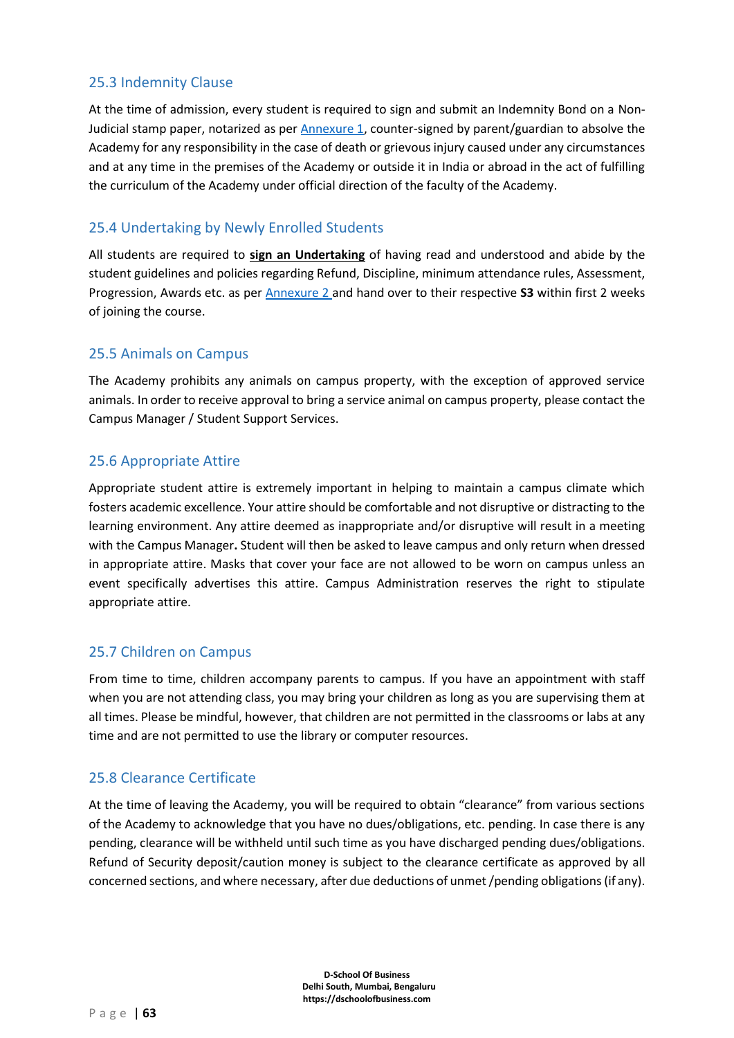## 25.3 Indemnity Clause

At the time of admission, every student is required to sign and submit an Indemnity Bond on a Non-Judicial stamp paper, notarized as per Annexure 1, counter-signed by parent/guardian to absolve the Academy for any responsibility in the case of death or grievous injury caused under any circumstances and at any time in the premises of the Academy or outside it in India or abroad in the act of fulfilling the curriculum of the Academy under official direction of the faculty of the Academy.

## 25.4 Undertaking by Newly Enrolled Students

All students are required to **sign an Undertaking** of having read and understood and abide by the student guidelines and policies regarding Refund, Discipline, minimum attendance rules, Assessment, Progression, Awards etc. as per Annexure 2 and hand over to their respective **S3** within first 2 weeks of joining the course.

## 25.5 Animals on Campus

The Academy prohibits any animals on campus property, with the exception of approved service animals. In order to receive approval to bring a service animal on campus property, please contact the Campus Manager / Student Support Services.

## 25.6 Appropriate Attire

Appropriate student attire is extremely important in helping to maintain a campus climate which fosters academic excellence. Your attire should be comfortable and not disruptive or distracting to the learning environment. Any attire deemed as inappropriate and/or disruptive will result in a meeting with the Campus Manager**.** Student will then be asked to leave campus and only return when dressed in appropriate attire. Masks that cover your face are not allowed to be worn on campus unless an event specifically advertises this attire. Campus Administration reserves the right to stipulate appropriate attire.

## 25.7 Children on Campus

From time to time, children accompany parents to campus. If you have an appointment with staff when you are not attending class, you may bring your children as long as you are supervising them at all times. Please be mindful, however, that children are not permitted in the classrooms or labs at any time and are not permitted to use the library or computer resources.

## 25.8 Clearance Certificate

At the time of leaving the Academy, you will be required to obtain "clearance" from various sections of the Academy to acknowledge that you have no dues/obligations, etc. pending. In case there is any pending, clearance will be withheld until such time as you have discharged pending dues/obligations. Refund of Security deposit/caution money is subject to the clearance certificate as approved by all concerned sections, and where necessary, after due deductions of unmet /pending obligations (if any).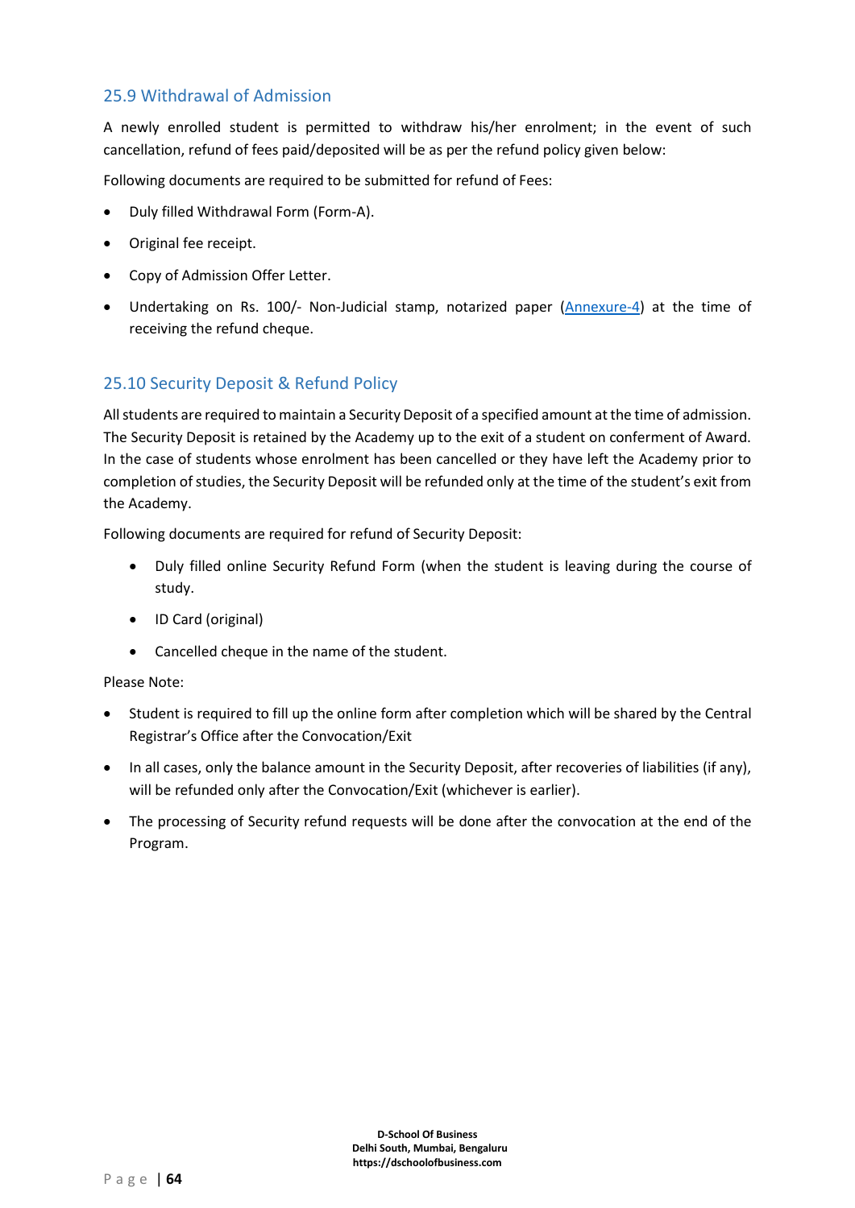## 25.9 Withdrawal of Admission

A newly enrolled student is permitted to withdraw his/her enrolment; in the event of such cancellation, refund of fees paid/deposited will be as per the refund policy given below:

Following documents are required to be submitted for refund of Fees:

- Duly filled Withdrawal Form (Form-A).
- Original fee receipt.
- Copy of Admission Offer Letter.
- Undertaking on Rs. 100/- Non-Judicial stamp, notarized paper (Annexure-4) at the time of receiving the refund cheque.

## 25.10 Security Deposit & Refund Policy

All students are required to maintain a Security Deposit of a specified amount at the time of admission. The Security Deposit is retained by the Academy up to the exit of a student on conferment of Award. In the case of students whose enrolment has been cancelled or they have left the Academy prior to completion of studies, the Security Deposit will be refunded only at the time of the student's exit from the Academy.

Following documents are required for refund of Security Deposit:

- Duly filled online Security Refund Form (when the student is leaving during the course of study.
- ID Card (original)
- Cancelled cheque in the name of the student.

Please Note:

- Student is required to fill up the online form after completion which will be shared by the Central Registrar's Office after the Convocation/Exit
- In all cases, only the balance amount in the Security Deposit, after recoveries of liabilities (if any), will be refunded only after the Convocation/Exit (whichever is earlier).
- The processing of Security refund requests will be done after the convocation at the end of the Program.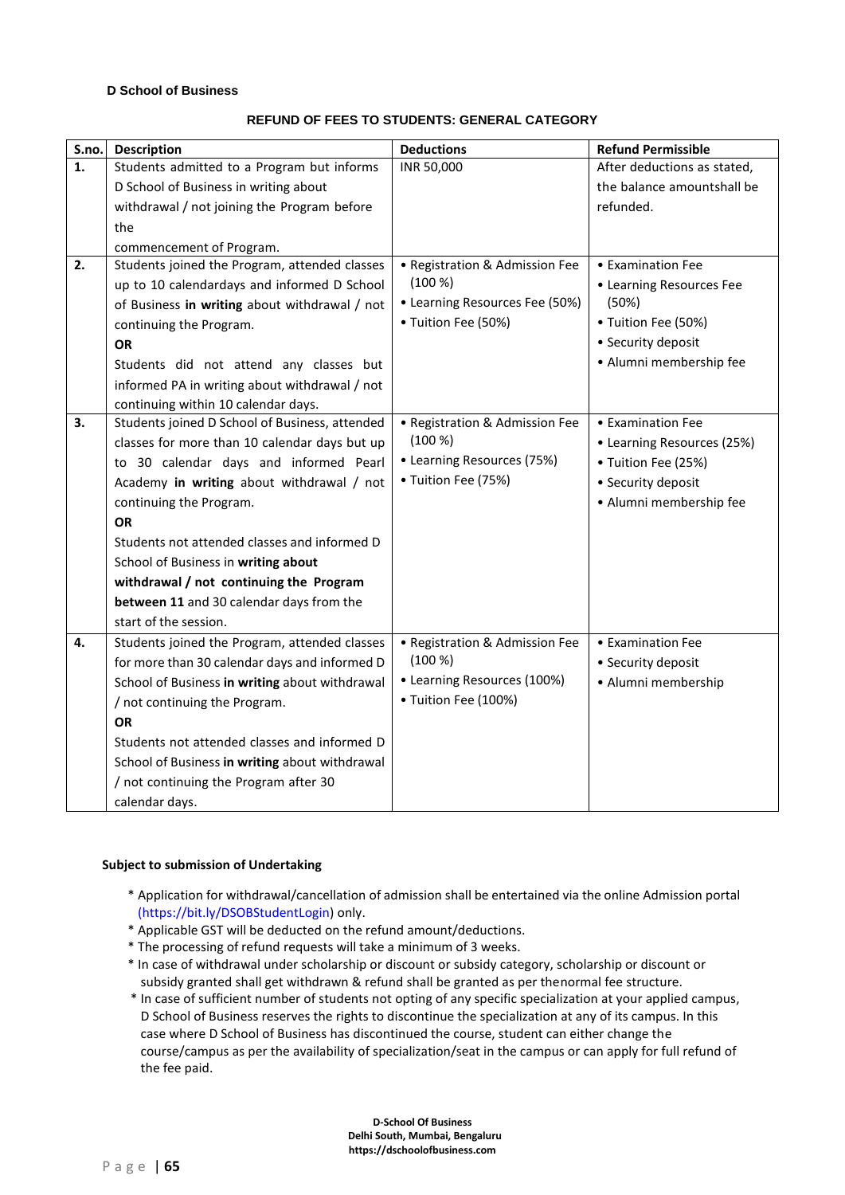**D School of Business**

**REFUND OF FEES TO STUDENTS: GENERAL CATEGORY**

| S.no. | Description | Deductions | Refund Permissible |
|---|---|---|---|
| **1.** | Students admitted to a Program but informs D School of Business in writing about withdrawal / not joining the Program before the commencement of Program. | INR 50,000 | After deductions as stated, the balance amountshall be refunded. |
| **2.** | Students joined the Program, attended classes up to 10 calendardays and informed D School of Business **in writing** about withdrawal / not continuing the Program.<br>**OR**<br>Students did not attend any classes but informed PA in writing about withdrawal / not continuing within 10 calendar days. | • Registration & Admission Fee (100 %)<br>• Learning Resources Fee (50%)<br>• Tuition Fee (50%) | • Examination Fee<br>• Learning Resources Fee (50%)<br>• Tuition Fee (50%)<br>• Security deposit<br>• Alumni membership fee |
| **3.** | Students joined D School of Business, attended classes for more than 10 calendar days but up to 30 calendar days and informed Pearl Academy **in writing** about withdrawal / not continuing the Program.<br>**OR**<br>Students not attended classes and informed D School of Business in **writing about withdrawal / not continuing the Program between 11** and 30 calendar days from the start of the session. | • Registration & Admission Fee (100 %)<br>• Learning Resources (75%)<br>• Tuition Fee (75%) | • Examination Fee<br>• Learning Resources (25%)<br>• Tuition Fee (25%)<br>• Security deposit<br>• Alumni membership fee |
| **4.** | Students joined the Program, attended classes for more than 30 calendar days and informed D School of Business **in writing** about withdrawal / not continuing the Program.<br>**OR**<br>Students not attended classes and informed D School of Business **in writing** about withdrawal / not continuing the Program after 30 calendar days. | • Registration & Admission Fee (100 %)<br>• Learning Resources (100%)<br>• Tuition Fee (100%) | • Examination Fee<br>• Security deposit<br>• Alumni membership |

**Subject to submission of Undertaking**

* Application for withdrawal/cancellation of admission shall be entertained via the online Admission portal (https://bit.ly/DSOBStudentLogin) only.
* Applicable GST will be deducted on the refund amount/deductions.
* The processing of refund requests will take a minimum of 3 weeks.
* In case of withdrawal under scholarship or discount or subsidy category, scholarship or discount or subsidy granted shall get withdrawn & refund shall be granted as per thenormal fee structure.
* In case of sufficient number of students not opting of any specific specialization at your applied campus, D School of Business reserves the rights to discontinue the specialization at any of its campus. In this case where D School of Business has discontinued the course, student can either change the course/campus as per the availability of specialization/seat in the campus or can apply for full refund of the fee paid.

**D-School Of Business**
**Delhi South, Mumbai, Bengaluru**
**https://dschoolofbusiness.com**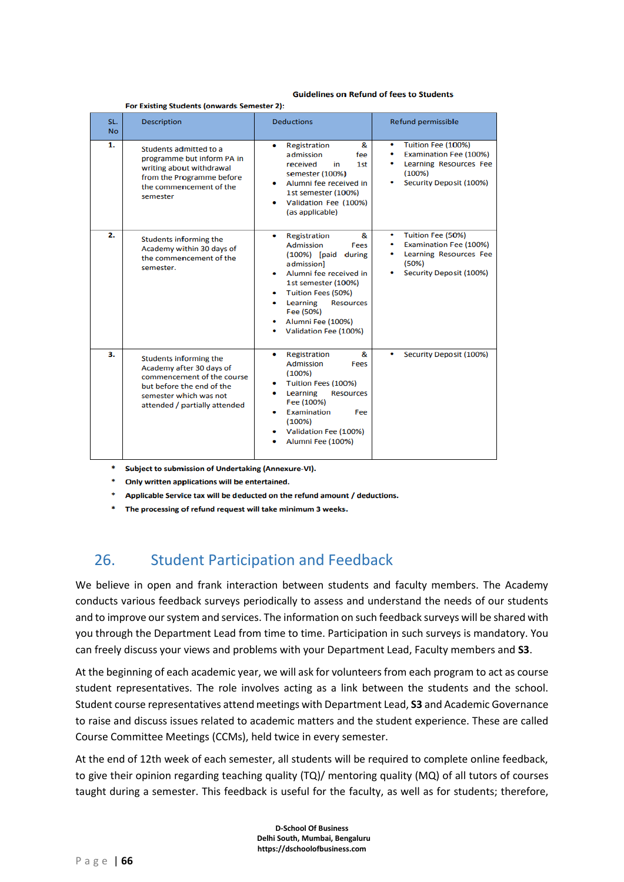**Guidelines on Refund of fees to Students**

**For Existing Students (onwards Semester 2):**

| SL. No | Description | Deductions | Refund permissible |
|---|---|---|---|
| **1.** | Students admitted to a programme but inform PA in writing about withdrawal from the Programme before the commencement of the semester | • Registration & admission fee received in 1st semester (100%)<br>• Alumni fee received in 1st semester (100%)<br>• Validation Fee (100%) (as applicable) | • Tuition Fee (100%)<br>• Examination Fee (100%)<br>• Learning Resources Fee (100%)<br>• Security Deposit (100%) |
| **2.** | Students informing the Academy within 30 days of the commencement of the semester. | • Registration & Admission Fees (100%) [paid during admission]<br>• Alumni fee received in 1st semester (100%)<br>• Tuition Fees (50%)<br>• Learning Resources Fee (50%)<br>• Alumni Fee (100%)<br>• Validation Fee (100%) | • Tuition Fee (50%)<br>• Examination Fee (100%)<br>• Learning Resources Fee (50%)<br>• Security Deposit (100%) |
| **3.** | Students informing the Academy after 30 days of commencement of the course but before the end of the semester which was not attended / partially attended | • Registration & Admission Fees (100%)<br>• Tuition Fees (100%)<br>• Learning Resources Fee (100%)<br>• Examination Fee (100%)<br>• Validation Fee (100%)<br>• Alumni Fee (100%) | • Security Deposit (100%) |

- **Subject to submission of Undertaking (Annexure-VI).**
- **Only written applications will be entertained.**
- **Applicable Service tax will be deducted on the refund amount / deductions.**
- **The processing of refund request will take minimum 3 weeks.**

## 26. Student Participation and Feedback

We believe in open and frank interaction between students and faculty members. The Academy conducts various feedback surveys periodically to assess and understand the needs of our students and to improve our system and services. The information on such feedback surveys will be shared with you through the Department Lead from time to time. Participation in such surveys is mandatory. You can freely discuss your views and problems with your Department Lead, Faculty members and **S3**.

At the beginning of each academic year, we will ask for volunteers from each program to act as course student representatives. The role involves acting as a link between the students and the school. Student course representatives attend meetings with Department Lead, **S3** and Academic Governance to raise and discuss issues related to academic matters and the student experience. These are called Course Committee Meetings (CCMs), held twice in every semester.

At the end of 12th week of each semester, all students will be required to complete online feedback, to give their opinion regarding teaching quality (TQ)/ mentoring quality (MQ) of all tutors of courses taught during a semester. This feedback is useful for the faculty, as well as for students; therefore,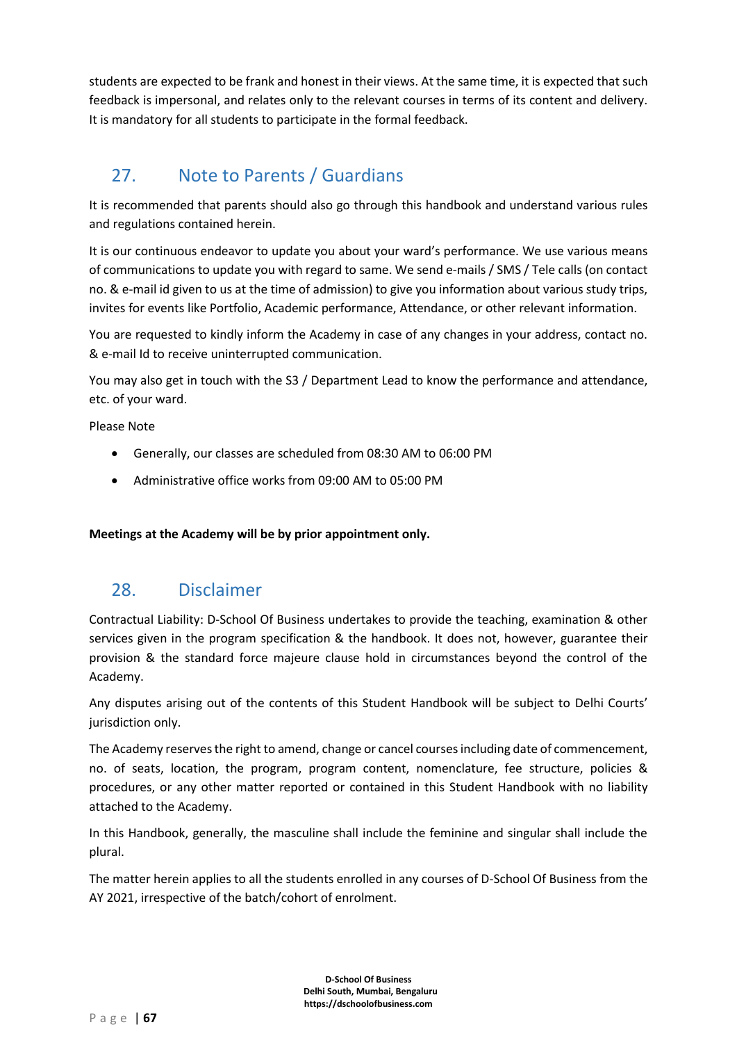students are expected to be frank and honest in their views. At the same time, it is expected that such feedback is impersonal, and relates only to the relevant courses in terms of its content and delivery. It is mandatory for all students to participate in the formal feedback.

## 27. Note to Parents / Guardians

It is recommended that parents should also go through this handbook and understand various rules and regulations contained herein.

It is our continuous endeavor to update you about your ward's performance. We use various means of communications to update you with regard to same. We send e-mails / SMS / Tele calls (on contact no. & e-mail id given to us at the time of admission) to give you information about various study trips, invites for events like Portfolio, Academic performance, Attendance, or other relevant information.

You are requested to kindly inform the Academy in case of any changes in your address, contact no. & e-mail Id to receive uninterrupted communication.

You may also get in touch with the S3 / Department Lead to know the performance and attendance, etc. of your ward.

Please Note

- Generally, our classes are scheduled from 08:30 AM to 06:00 PM
- Administrative office works from 09:00 AM to 05:00 PM

**Meetings at the Academy will be by prior appointment only.**

## 28. Disclaimer

Contractual Liability: D-School Of Business undertakes to provide the teaching, examination & other services given in the program specification & the handbook. It does not, however, guarantee their provision & the standard force majeure clause hold in circumstances beyond the control of the Academy.

Any disputes arising out of the contents of this Student Handbook will be subject to Delhi Courts' jurisdiction only.

The Academy reserves the right to amend, change or cancel courses including date of commencement, no. of seats, location, the program, program content, nomenclature, fee structure, policies & procedures, or any other matter reported or contained in this Student Handbook with no liability attached to the Academy.

In this Handbook, generally, the masculine shall include the feminine and singular shall include the plural.

The matter herein applies to all the students enrolled in any courses of D-School Of Business from the AY 2021, irrespective of the batch/cohort of enrolment.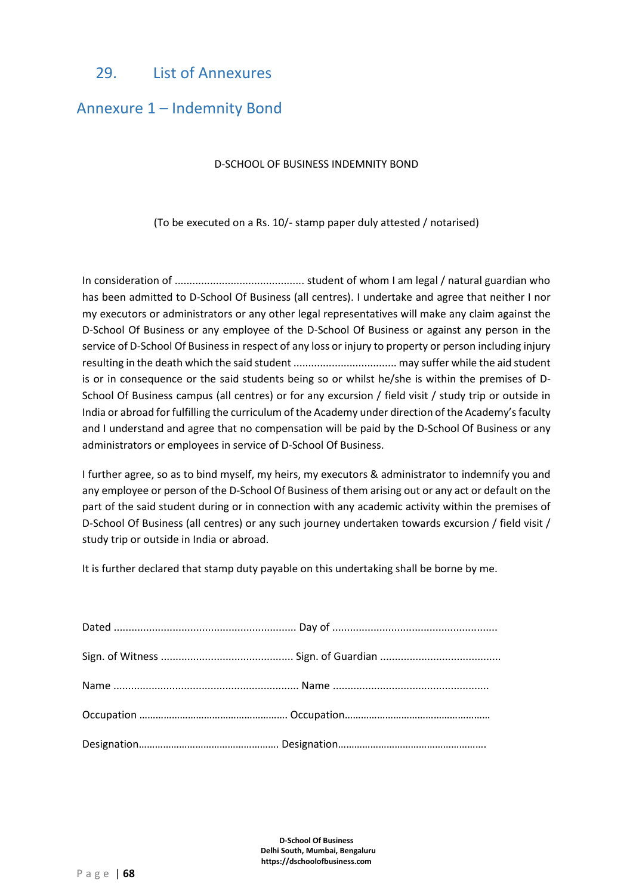## 29. List of Annexures

## Annexure 1 – Indemnity Bond

D-SCHOOL OF BUSINESS INDEMNITY BOND

(To be executed on a Rs. 10/- stamp paper duly attested / notarised)

In consideration of ........................................... student of whom I am legal / natural guardian who has been admitted to D-School Of Business (all centres). I undertake and agree that neither I nor my executors or administrators or any other legal representatives will make any claim against the D-School Of Business or any employee of the D-School Of Business or against any person in the service of D-School Of Business in respect of any loss or injury to property or person including injury resulting in the death which the said student .................................. may suffer while the aid student is or in consequence or the said students being so or whilst he/she is within the premises of D-School Of Business campus (all centres) or for any excursion / field visit / study trip or outside in India or abroad for fulfilling the curriculum of the Academy under direction of the Academy's faculty and I understand and agree that no compensation will be paid by the D-School Of Business or any administrators or employees in service of D-School Of Business.

I further agree, so as to bind myself, my heirs, my executors & administrator to indemnify you and any employee or person of the D-School Of Business of them arising out or any act or default on the part of the said student during or in connection with any academic activity within the premises of D-School Of Business (all centres) or any such journey undertaken towards excursion / field visit / study trip or outside in India or abroad.

It is further declared that stamp duty payable on this undertaking shall be borne by me.

Dated ............................................................. Day of .......................................................

Sign. of Witness ............................................ Sign. of Guardian .........................................

Name .............................................................. Name ....................................................

Occupation ……………………………………………… Occupation………………………………………………

Designation…………………………………………… Designation……………………………………………….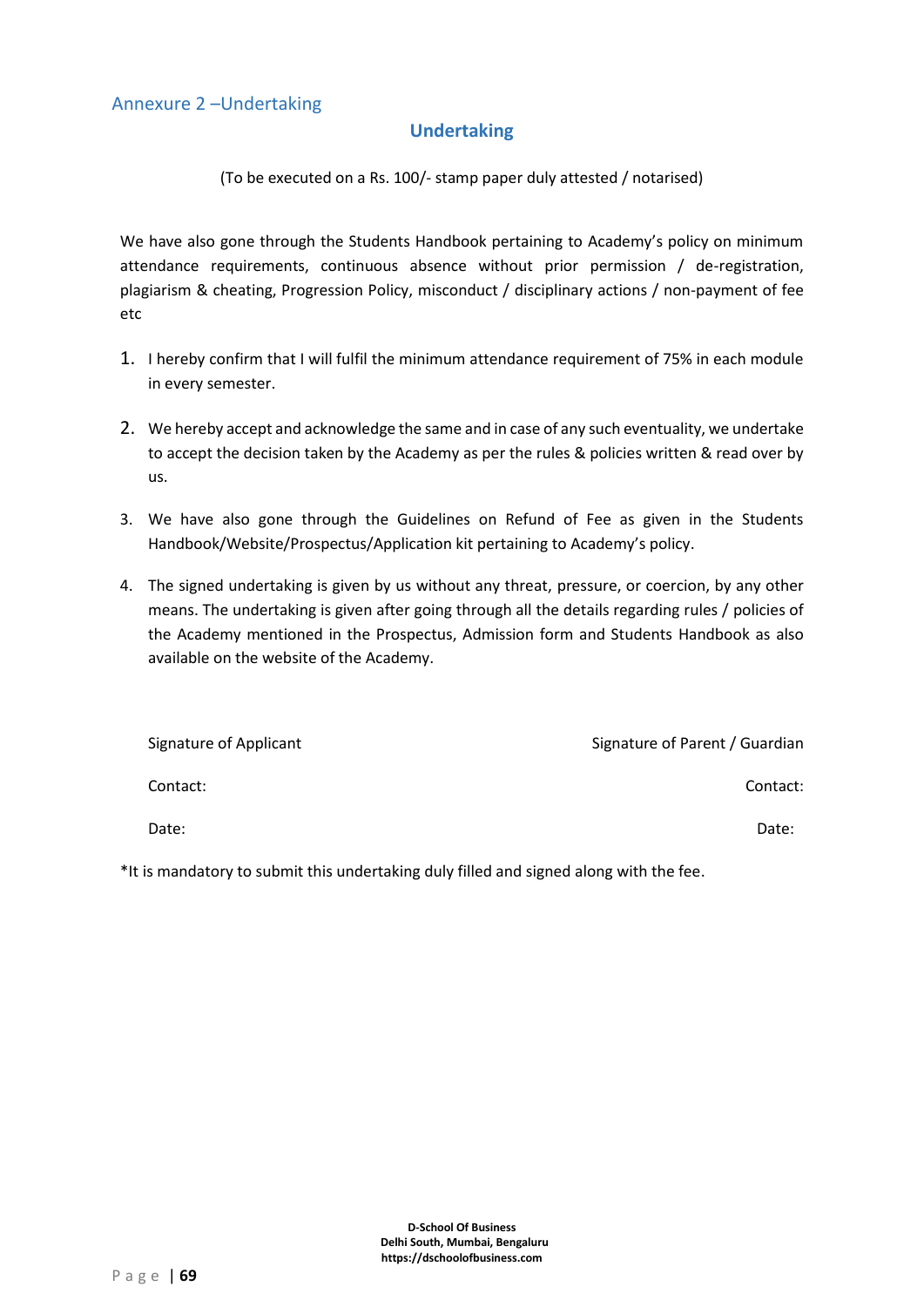## Annexure 2 –Undertaking

### Undertaking

(To be executed on a Rs. 100/- stamp paper duly attested / notarised)

We have also gone through the Students Handbook pertaining to Academy's policy on minimum attendance requirements, continuous absence without prior permission / de-registration, plagiarism & cheating, Progression Policy, misconduct / disciplinary actions / non-payment of fee etc

1. I hereby confirm that I will fulfil the minimum attendance requirement of 75% in each module in every semester.

2. We hereby accept and acknowledge the same and in case of any such eventuality, we undertake to accept the decision taken by the Academy as per the rules & policies written & read over by us.

3. We have also gone through the Guidelines on Refund of Fee as given in the Students Handbook/Website/Prospectus/Application kit pertaining to Academy's policy.

4. The signed undertaking is given by us without any threat, pressure, or coercion, by any other means. The undertaking is given after going through all the details regarding rules / policies of the Academy mentioned in the Prospectus, Admission form and Students Handbook as also available on the website of the Academy.

| Signature of Applicant | Signature of Parent / Guardian |
|---|---|
| Contact: | Contact: |
| Date: | Date: |

*It is mandatory to submit this undertaking duly filled and signed along with the fee.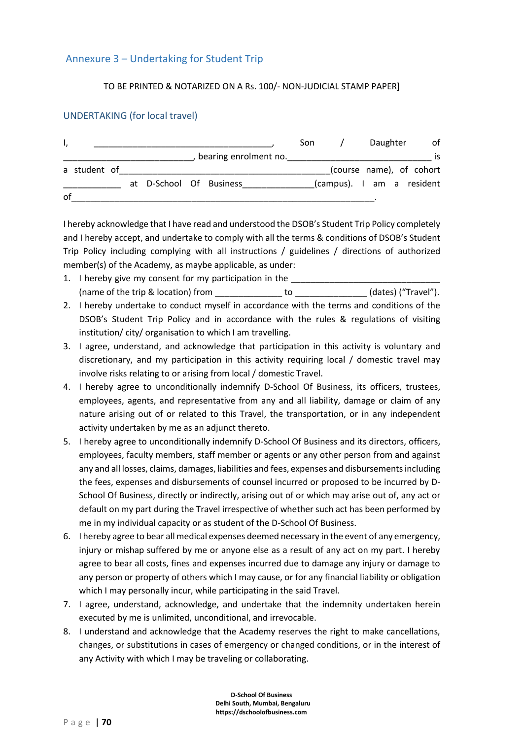## Annexure 3 – Undertaking for Student Trip

TO BE PRINTED & NOTARIZED ON A Rs. 100/- NON-JUDICIAL STAMP PAPER]

### UNDERTAKING (for local travel)

I, ____________________________________, Son / Daughter of ___________________________, bearing enrolment no._____________________________ is a student of___________________________________________(course name), of cohort ____________ at D-School Of Business______________(campus). I am a resident of_________________________________________________________________.

I hereby acknowledge that I have read and understood the DSOB's Student Trip Policy completely and I hereby accept, and undertake to comply with all the terms & conditions of DSOB's Student Trip Policy including complying with all instructions / guidelines / directions of authorized member(s) of the Academy, as maybe applicable, as under:

1. I hereby give my consent for my participation in the ______________________________ (name of the trip & location) from ______________ to _______________ (dates) ("Travel").
2. I hereby undertake to conduct myself in accordance with the terms and conditions of the DSOB's Student Trip Policy and in accordance with the rules & regulations of visiting institution/ city/ organisation to which I am travelling.
3. I agree, understand, and acknowledge that participation in this activity is voluntary and discretionary, and my participation in this activity requiring local / domestic travel may involve risks relating to or arising from local / domestic Travel.
4. I hereby agree to unconditionally indemnify D-School Of Business, its officers, trustees, employees, agents, and representative from any and all liability, damage or claim of any nature arising out of or related to this Travel, the transportation, or in any independent activity undertaken by me as an adjunct thereto.
5. I hereby agree to unconditionally indemnify D-School Of Business and its directors, officers, employees, faculty members, staff member or agents or any other person from and against any and all losses, claims, damages, liabilities and fees, expenses and disbursements including the fees, expenses and disbursements of counsel incurred or proposed to be incurred by D-School Of Business, directly or indirectly, arising out of or which may arise out of, any act or default on my part during the Travel irrespective of whether such act has been performed by me in my individual capacity or as student of the D-School Of Business.
6. I hereby agree to bear all medical expenses deemed necessary in the event of any emergency, injury or mishap suffered by me or anyone else as a result of any act on my part. I hereby agree to bear all costs, fines and expenses incurred due to damage any injury or damage to any person or property of others which I may cause, or for any financial liability or obligation which I may personally incur, while participating in the said Travel.
7. I agree, understand, acknowledge, and undertake that the indemnity undertaken herein executed by me is unlimited, unconditional, and irrevocable.
8. I understand and acknowledge that the Academy reserves the right to make cancellations, changes, or substitutions in cases of emergency or changed conditions, or in the interest of any Activity with which I may be traveling or collaborating.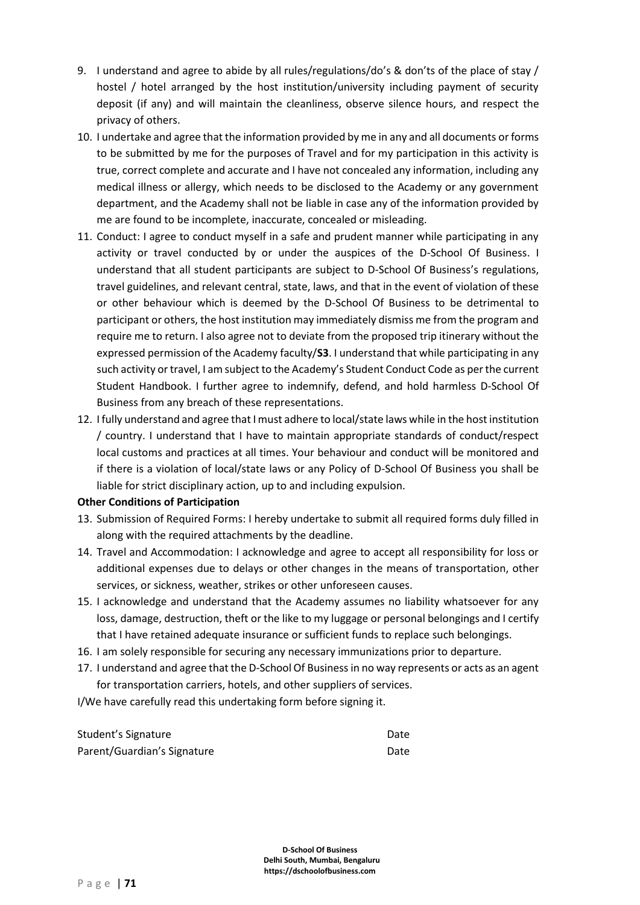9. I understand and agree to abide by all rules/regulations/do's & don'ts of the place of stay / hostel / hotel arranged by the host institution/university including payment of security deposit (if any) and will maintain the cleanliness, observe silence hours, and respect the privacy of others.
10. I undertake and agree that the information provided by me in any and all documents or forms to be submitted by me for the purposes of Travel and for my participation in this activity is true, correct complete and accurate and I have not concealed any information, including any medical illness or allergy, which needs to be disclosed to the Academy or any government department, and the Academy shall not be liable in case any of the information provided by me are found to be incomplete, inaccurate, concealed or misleading.
11. Conduct: I agree to conduct myself in a safe and prudent manner while participating in any activity or travel conducted by or under the auspices of the D-School Of Business. I understand that all student participants are subject to D-School Of Business's regulations, travel guidelines, and relevant central, state, laws, and that in the event of violation of these or other behaviour which is deemed by the D-School Of Business to be detrimental to participant or others, the host institution may immediately dismiss me from the program and require me to return. I also agree not to deviate from the proposed trip itinerary without the expressed permission of the Academy faculty/**S3**. I understand that while participating in any such activity or travel, I am subject to the Academy's Student Conduct Code as per the current Student Handbook. I further agree to indemnify, defend, and hold harmless D-School Of Business from any breach of these representations.
12. I fully understand and agree that I must adhere to local/state laws while in the host institution / country. I understand that I have to maintain appropriate standards of conduct/respect local customs and practices at all times. Your behaviour and conduct will be monitored and if there is a violation of local/state laws or any Policy of D-School Of Business you shall be liable for strict disciplinary action, up to and including expulsion.

**Other Conditions of Participation**

13. Submission of Required Forms: I hereby undertake to submit all required forms duly filled in along with the required attachments by the deadline.
14. Travel and Accommodation: I acknowledge and agree to accept all responsibility for loss or additional expenses due to delays or other changes in the means of transportation, other services, or sickness, weather, strikes or other unforeseen causes.
15. I acknowledge and understand that the Academy assumes no liability whatsoever for any loss, damage, destruction, theft or the like to my luggage or personal belongings and I certify that I have retained adequate insurance or sufficient funds to replace such belongings.
16. I am solely responsible for securing any necessary immunizations prior to departure.
17. I understand and agree that the D-School Of Business in no way represents or acts as an agent for transportation carriers, hotels, and other suppliers of services.

I/We have carefully read this undertaking form before signing it.

Student's Signature Date

Parent/Guardian's Signature Date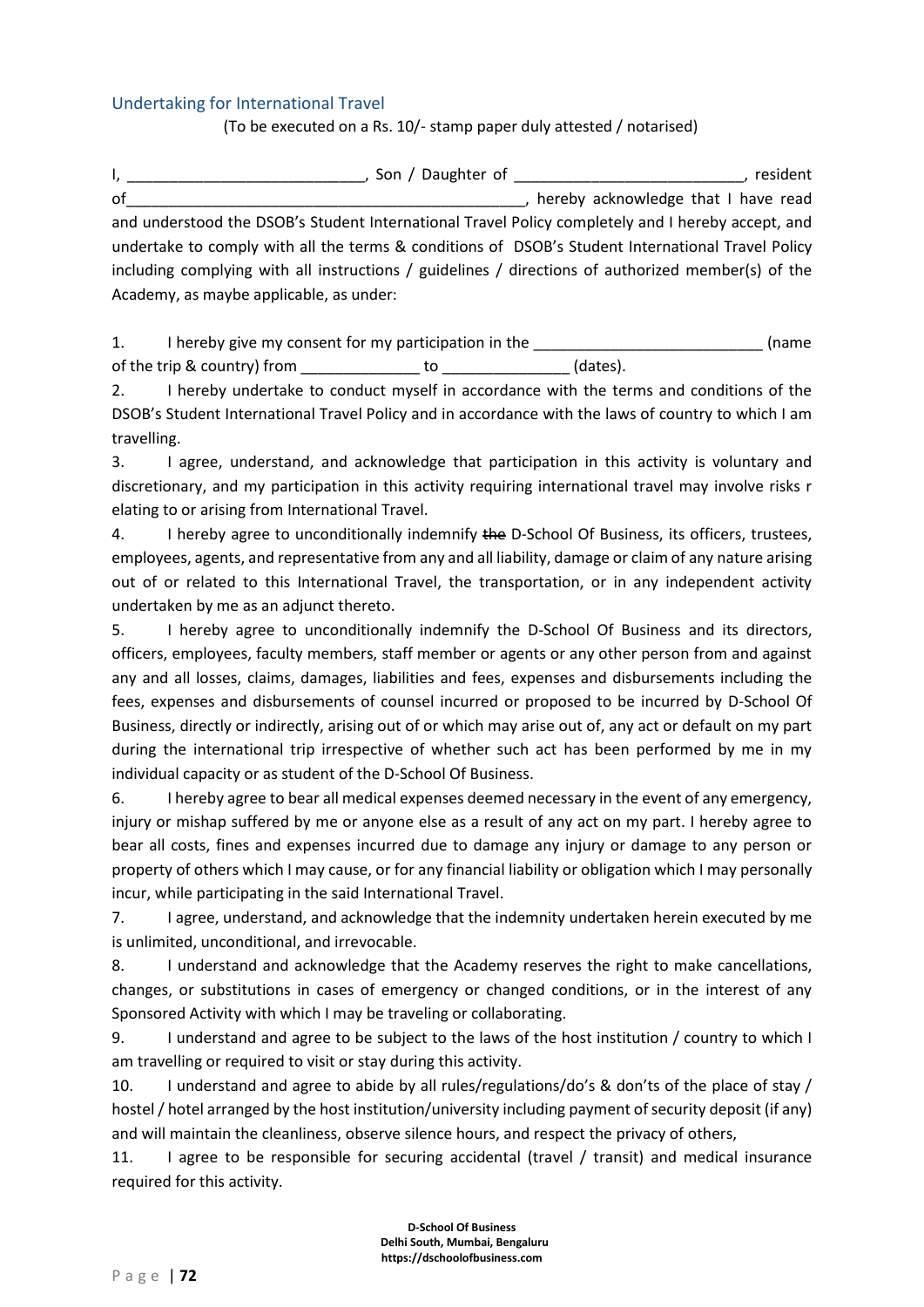## Undertaking for International Travel

(To be executed on a Rs. 10/- stamp paper duly attested / notarised)

I, ____________________________, Son / Daughter of ___________________________, resident of_______________________________________________, hereby acknowledge that I have read and understood the DSOB's Student International Travel Policy completely and I hereby accept, and undertake to comply with all the terms & conditions of DSOB's Student International Travel Policy including complying with all instructions / guidelines / directions of authorized member(s) of the Academy, as maybe applicable, as under:

1. I hereby give my consent for my participation in the ___________________________ (name of the trip & country) from ______________ to _______________ (dates).
2. I hereby undertake to conduct myself in accordance with the terms and conditions of the DSOB's Student International Travel Policy and in accordance with the laws of country to which I am travelling.
3. I agree, understand, and acknowledge that participation in this activity is voluntary and discretionary, and my participation in this activity requiring international travel may involve risks r elating to or arising from International Travel.
4. I hereby agree to unconditionally indemnify ~~the~~ D-School Of Business, its officers, trustees, employees, agents, and representative from any and all liability, damage or claim of any nature arising out of or related to this International Travel, the transportation, or in any independent activity undertaken by me as an adjunct thereto.
5. I hereby agree to unconditionally indemnify the D-School Of Business and its directors, officers, employees, faculty members, staff member or agents or any other person from and against any and all losses, claims, damages, liabilities and fees, expenses and disbursements including the fees, expenses and disbursements of counsel incurred or proposed to be incurred by D-School Of Business, directly or indirectly, arising out of or which may arise out of, any act or default on my part during the international trip irrespective of whether such act has been performed by me in my individual capacity or as student of the D-School Of Business.
6. I hereby agree to bear all medical expenses deemed necessary in the event of any emergency, injury or mishap suffered by me or anyone else as a result of any act on my part. I hereby agree to bear all costs, fines and expenses incurred due to damage any injury or damage to any person or property of others which I may cause, or for any financial liability or obligation which I may personally incur, while participating in the said International Travel.
7. I agree, understand, and acknowledge that the indemnity undertaken herein executed by me is unlimited, unconditional, and irrevocable.
8. I understand and acknowledge that the Academy reserves the right to make cancellations, changes, or substitutions in cases of emergency or changed conditions, or in the interest of any Sponsored Activity with which I may be traveling or collaborating.
9. I understand and agree to be subject to the laws of the host institution / country to which I am travelling or required to visit or stay during this activity.
10. I understand and agree to abide by all rules/regulations/do's & don'ts of the place of stay / hostel / hotel arranged by the host institution/university including payment of security deposit (if any) and will maintain the cleanliness, observe silence hours, and respect the privacy of others,
11. I agree to be responsible for securing accidental (travel / transit) and medical insurance required for this activity.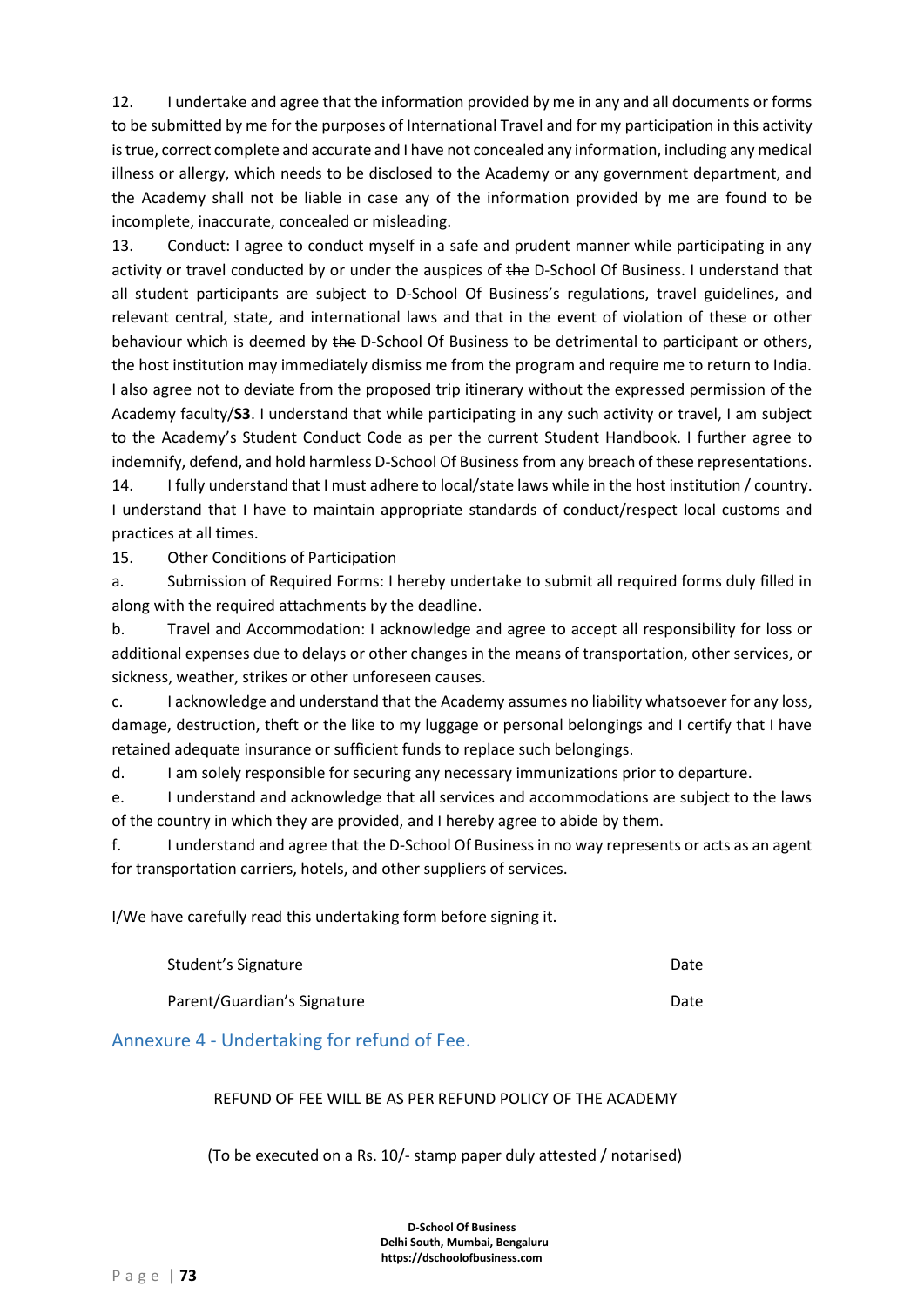12. I undertake and agree that the information provided by me in any and all documents or forms to be submitted by me for the purposes of International Travel and for my participation in this activity is true, correct complete and accurate and I have not concealed any information, including any medical illness or allergy, which needs to be disclosed to the Academy or any government department, and the Academy shall not be liable in case any of the information provided by me are found to be incomplete, inaccurate, concealed or misleading.

13. Conduct: I agree to conduct myself in a safe and prudent manner while participating in any activity or travel conducted by or under the auspices of ~~the~~ D-School Of Business. I understand that all student participants are subject to D-School Of Business's regulations, travel guidelines, and relevant central, state, and international laws and that in the event of violation of these or other behaviour which is deemed by ~~the~~ D-School Of Business to be detrimental to participant or others, the host institution may immediately dismiss me from the program and require me to return to India. I also agree not to deviate from the proposed trip itinerary without the expressed permission of the Academy faculty/**S3**. I understand that while participating in any such activity or travel, I am subject to the Academy's Student Conduct Code as per the current Student Handbook. I further agree to indemnify, defend, and hold harmless D-School Of Business from any breach of these representations.

14. I fully understand that I must adhere to local/state laws while in the host institution / country. I understand that I have to maintain appropriate standards of conduct/respect local customs and practices at all times.

15. Other Conditions of Participation

a. Submission of Required Forms: I hereby undertake to submit all required forms duly filled in along with the required attachments by the deadline.

b. Travel and Accommodation: I acknowledge and agree to accept all responsibility for loss or additional expenses due to delays or other changes in the means of transportation, other services, or sickness, weather, strikes or other unforeseen causes.

c. I acknowledge and understand that the Academy assumes no liability whatsoever for any loss, damage, destruction, theft or the like to my luggage or personal belongings and I certify that I have retained adequate insurance or sufficient funds to replace such belongings.

d. I am solely responsible for securing any necessary immunizations prior to departure.

e. I understand and acknowledge that all services and accommodations are subject to the laws of the country in which they are provided, and I hereby agree to abide by them.

f. I understand and agree that the D-School Of Business in no way represents or acts as an agent for transportation carriers, hotels, and other suppliers of services.

I/We have carefully read this undertaking form before signing it.

Student's Signature Date

Parent/Guardian's Signature Date

## Annexure 4 - Undertaking for refund of Fee.

REFUND OF FEE WILL BE AS PER REFUND POLICY OF THE ACADEMY

(To be executed on a Rs. 10/- stamp paper duly attested / notarised)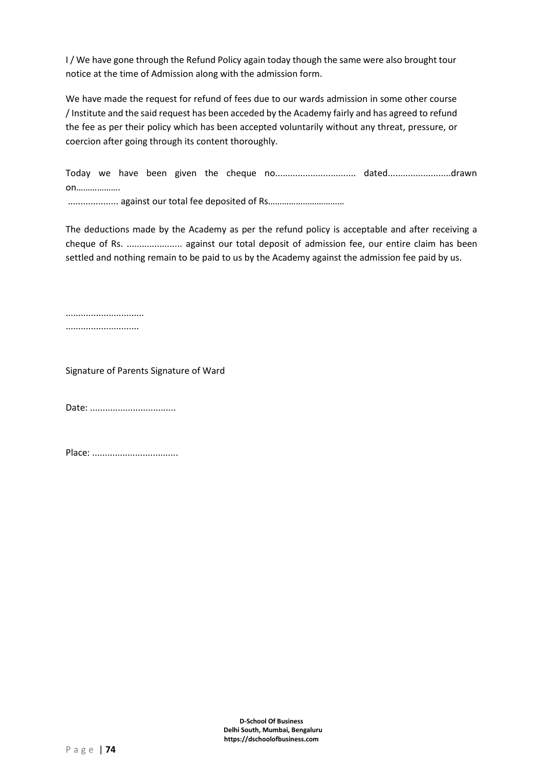I / We have gone through the Refund Policy again today though the same were also brought tour notice at the time of Admission along with the admission form.

We have made the request for refund of fees due to our wards admission in some other course / Institute and the said request has been acceded by the Academy fairly and has agreed to refund the fee as per their policy which has been accepted voluntarily without any threat, pressure, or coercion after going through its content thoroughly.

Today we have been given the cheque no................................ dated.........................drawn on………………. .................... against our total fee deposited of Rs……………………………

The deductions made by the Academy as per the refund policy is acceptable and after receiving a cheque of Rs. ...................... against our total deposit of admission fee, our entire claim has been settled and nothing remain to be paid to us by the Academy against the admission fee paid by us.

..............................
............................

Signature of Parents Signature of Ward

Date: .................................

Place: .................................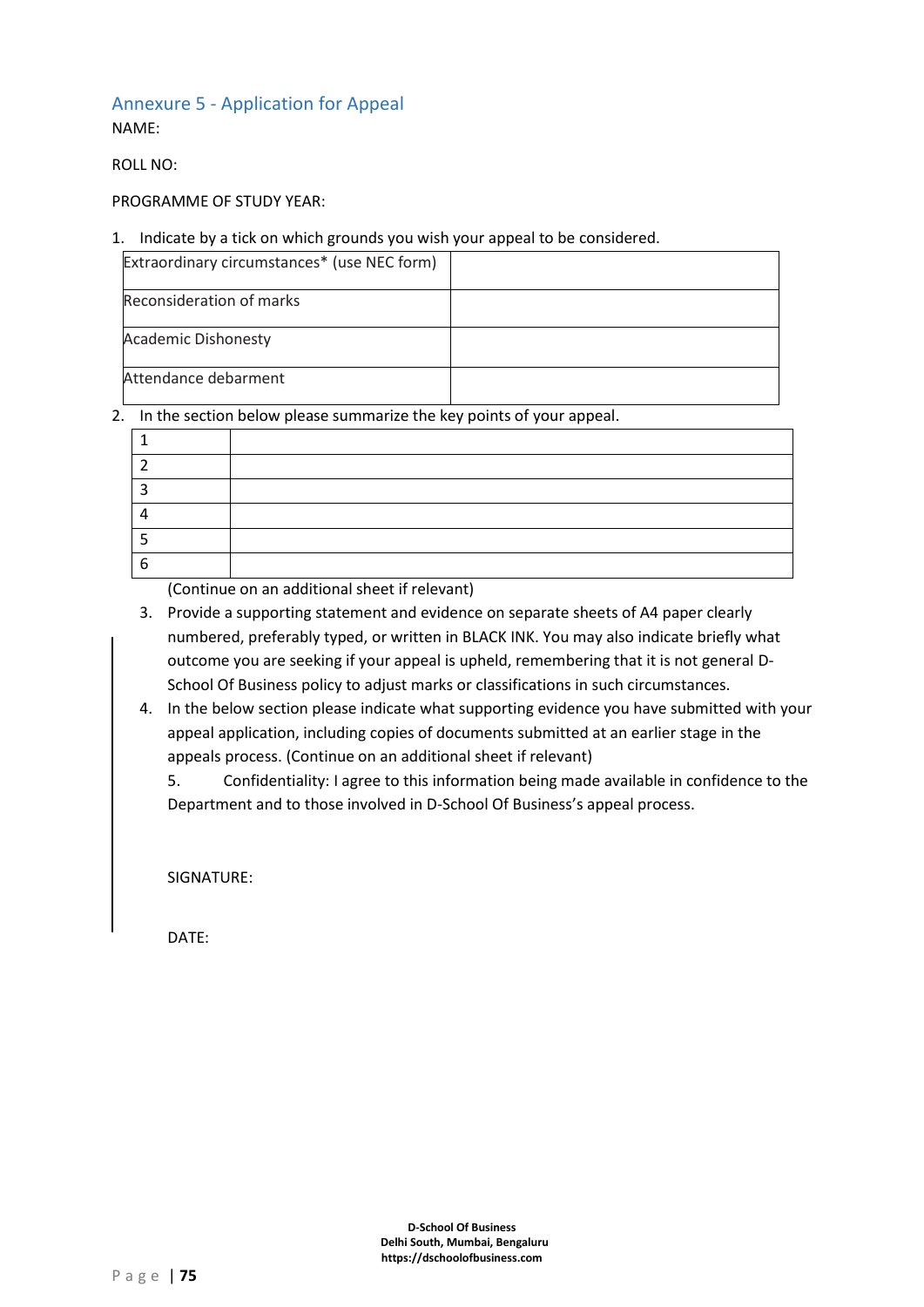## Annexure 5 - Application for Appeal

NAME:

ROLL NO:

PROGRAMME OF STUDY YEAR:

1. Indicate by a tick on which grounds you wish your appeal to be considered.

| | |
|---|---|
| Extraordinary circumstances* (use NEC form) | |
| Reconsideration of marks | |
| Academic Dishonesty | |
| Attendance debarment | |

2. In the section below please summarize the key points of your appeal.

| | |
|---|---|
| 1 | |
| 2 | |
| 3 | |
| 4 | |
| 5 | |
| 6 | |

(Continue on an additional sheet if relevant)

3. Provide a supporting statement and evidence on separate sheets of A4 paper clearly numbered, preferably typed, or written in BLACK INK. You may also indicate briefly what outcome you are seeking if your appeal is upheld, remembering that it is not general D-School Of Business policy to adjust marks or classifications in such circumstances.
4. In the below section please indicate what supporting evidence you have submitted with your appeal application, including copies of documents submitted at an earlier stage in the appeals process. (Continue on an additional sheet if relevant)

5. Confidentiality: I agree to this information being made available in confidence to the Department and to those involved in D-School Of Business's appeal process.

SIGNATURE:

DATE: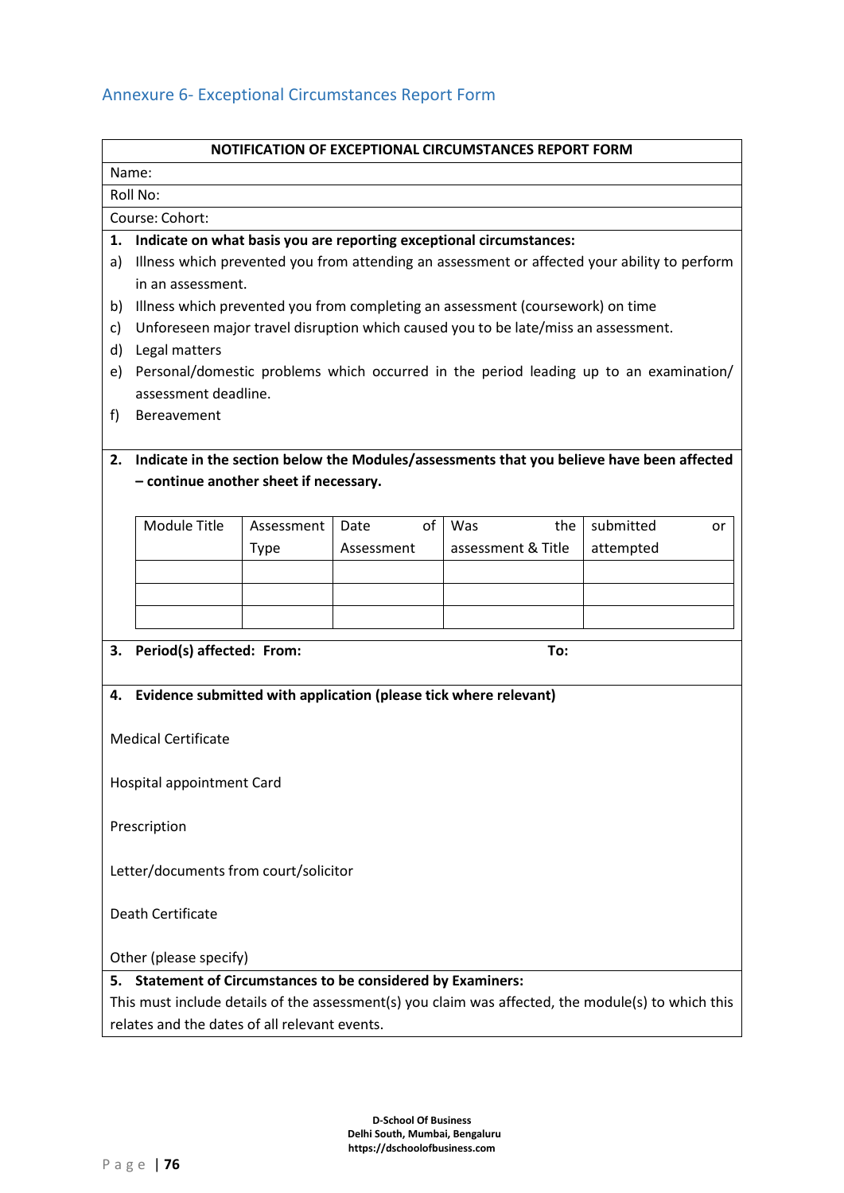## Annexure 6- Exceptional Circumstances Report Form

**NOTIFICATION OF EXCEPTIONAL CIRCUMSTANCES REPORT FORM**

Name:

Roll No:

Course: Cohort:

**1. Indicate on what basis you are reporting exceptional circumstances:**

a) Illness which prevented you from attending an assessment or affected your ability to perform in an assessment.

b) Illness which prevented you from completing an assessment (coursework) on time

c) Unforeseen major travel disruption which caused you to be late/miss an assessment.

d) Legal matters

e) Personal/domestic problems which occurred in the period leading up to an examination/ assessment deadline.

f) Bereavement

**2. Indicate in the section below the Modules/assessments that you believe have been affected – continue another sheet if necessary.**

| Module Title | Assessment Type | Date of Assessment | Was the assessment & Title | submitted or attempted |
|---|---|---|---|---|
| | | | | |
| | | | | |
| | | | | |

**3. Period(s) affected: From: To:**

**4. Evidence submitted with application (please tick where relevant)**

Medical Certificate

Hospital appointment Card

Prescription

Letter/documents from court/solicitor

Death Certificate

Other (please specify)

**5. Statement of Circumstances to be considered by Examiners:**

This must include details of the assessment(s) you claim was affected, the module(s) to which this relates and the dates of all relevant events.

D-School Of Business
Delhi South, Mumbai, Bengaluru
https://dschoolofbusiness.com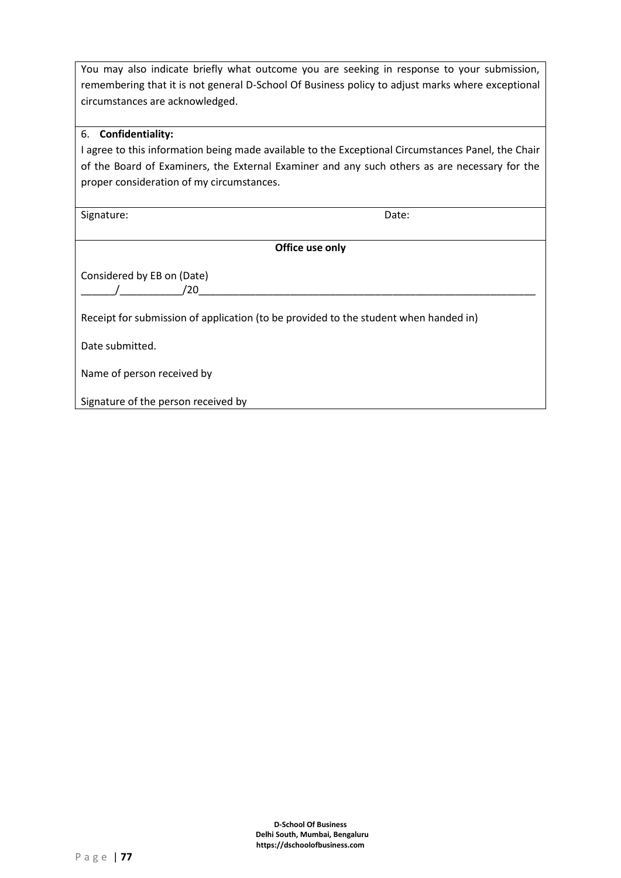You may also indicate briefly what outcome you are seeking in response to your submission, remembering that it is not general D-School Of Business policy to adjust marks where exceptional circumstances are acknowledged.

6. **Confidentiality:**

I agree to this information being made available to the Exceptional Circumstances Panel, the Chair of the Board of Examiners, the External Examiner and any such others as are necessary for the proper consideration of my circumstances.

Signature: Date:

**Office use only**

Considered by EB on (Date)

______/___________/20_______________________________________________________________

Receipt for submission of application (to be provided to the student when handed in)

Date submitted.

Name of person received by

Signature of the person received by